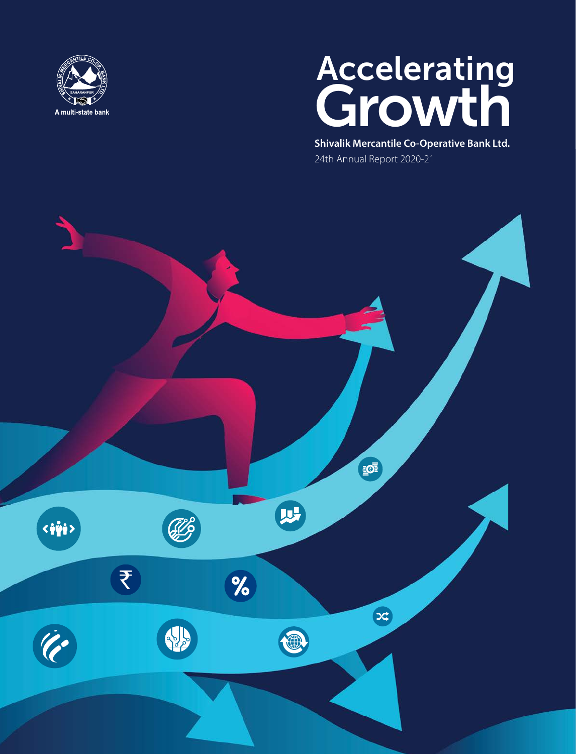A multi-state bank

# Accelerating Growth

**Shivalik Mercantile Co-Operative Bank Ltd.**

24th Annual Report 2020-21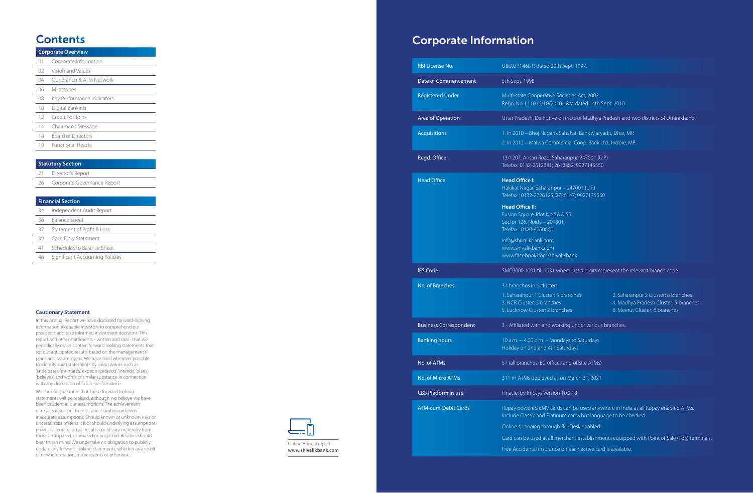# Contents

## Corporate Overview

| | |
|---|---|
| 01 | Corporate Information |
| 02 | Vision and Values |
| 04 | Our Branch & ATM Network |
| 06 | Milestones |
| 08 | Key Performance Indicators |
| 10 | Digital Banking |
| 12 | Credit Portfolio |
| 14 | Chairman's Message |
| 18 | Board of Directors |
| 19 | Functional Heads |

## Statutory Section

| | |
|---|---|
| 21 | Director's Report |
| 26 | Corporate Governance Report |

## Financial Section

| | |
|---|---|
| 34 | Independent Audit Report |
| 36 | Balance Sheet |
| 37 | Statement of Profit & Loss |
| 39 | Cash Flow Statement |
| 41 | Schedules to Balance Sheet |
| 46 | Significant Accounting Policies |

### Cautionary Statement

In this Annual Report we have disclosed forward-looking information to enable investors to comprehend our prospects and take informed investment decisions. This report and other statements - written and oral - that we periodically make contain forward looking statements that set out anticipated results based on the management's plans and assumptions. We have tried wherever possible to identify such statements by using words such as 'anticipates', 'estimates', 'expects', 'projects', 'intends', 'plans', 'believes', and words of similar substance in connection with any discussion of future performance.

We cannot guarantee that these forward looking statements will be realised, although we believe we have been prudent in our assumptions. The achievement of results is subject to risks, uncertainties and even inaccurate assumptions. Should known or unknown risks or uncertainties materialise, or should underlying assumptions prove inaccurate, actual results could vary materially from those anticipated, estimated or projected. Readers should bear this in mind. We undertake no obligation to publicly update any forward looking statements, whether as a result of new information, future events or otherwise.

Online Annual report
**www.shivalikbank.com**

# Corporate Information

| | |
|---|---|
| RBI License No. | UBD.UP.1468 P, dated 20th Sept. 1997. |
| Date of Commencement | 5th Sept. 1998 |
| Registered Under | Multi-state Cooperative Societies Act, 2002, Regn. No. L11016/10/2010-L&M dated 14th Sept. 2010 |
| Area of Operation | Uttar Pradesh, Delhi, five districts of Madhya Pradesh and two districts of Uttarakhand. |
| Acquisitions | 1. In 2010 – Bhoj Nagarik Sahakari Bank Maryadit, Dhar, MP.<br>2. In 2012 – Malwa Commercial Coop. Bank Ltd., Indore, MP. |
| Regd. Office | 13/1207, Ansari Road, Saharanpur-247001 (U.P.)<br>Telefax: 0132-2612381; 2612382; 9927145550 |
| Head Office | **Head Office I:**<br>Hakikat Nagar, Saharanpur – 247001 (U.P.)<br>Telefax : 0132-2726125; 2726147; 9927135550<br>**Head Office II:**<br>Fusion Square, Plot No 5A & 5B<br>Sector 126, Noida – 201301<br>Telefax : 0120-4060000<br>info@shivalikbank.com<br>www.shivalikbank.com<br>www.facebook.com/shivalikbank |
| IFS Code | SMCB000 1001 till 1031 where last 4 digits represent the relevant branch code |
| No. of Branches | 31 branches in 6 clusters<br>1. Saharanpur 1 Cluster: 5 branches<br>2. Saharanpur 2 Cluster: 8 branches<br>3. NCR Cluster: 5 branches<br>4. Madhya Pradesh Cluster: 5 branches<br>5. Lucknow Cluster: 2 branches<br>6. Meerut Cluster: 6 branches |
| Business Correspondent | 3 - Affiliated with and working under various branches. |
| Banking hours | 10 a.m. ~ 4.00 p.m. – Mondays to Saturdays<br>Holiday on 2nd and 4th Saturdays |
| No. of ATMs | 57 (all branches, BC offices and offsite ATMs) |
| No. of Micro ATMs | 311 m-ATMs deployed as on March 31, 2021 |
| CBS Platform in use | Finacle, by Infosys Version 10.2.18 |
| ATM-cum-Debit Cards | Rupay powered EMV cards can be used anywhere in India at all Rupay enabled ATMs. Include Classic and Platinum cards but language to be checked.<br>Online shopping through Bill-Desk enabled.<br>Card can be used at all merchant establishments equipped with Point of Sale (PoS) terminals.<br>Free Accidental insurance on each active card is available. |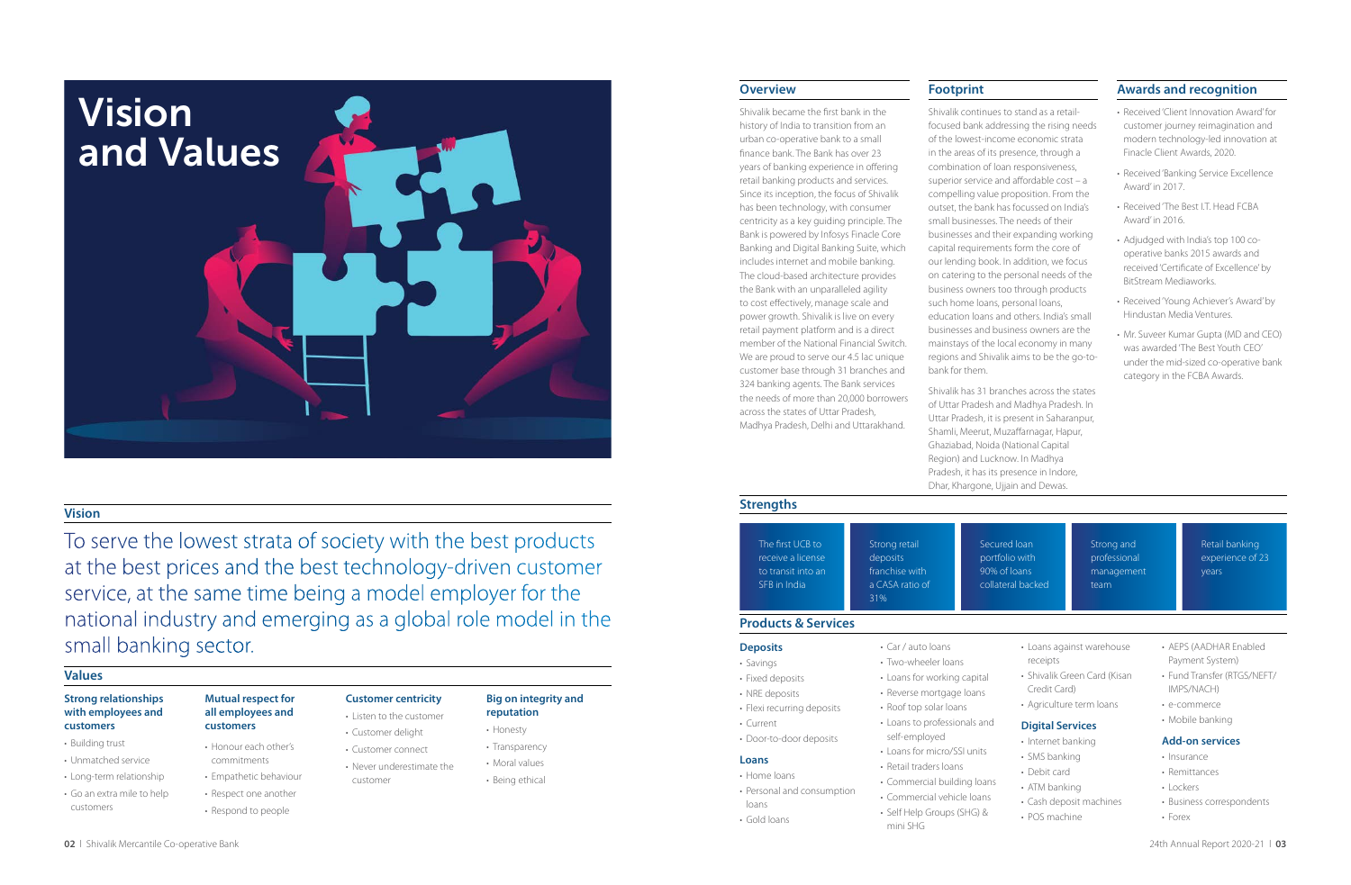# Vision and Values

## Vision

To serve the lowest strata of society with the best products at the best prices and the best technology-driven customer service, at the same time being a model employer for the national industry and emerging as a global role model in the small banking sector.

## Values

**Strong relationships with employees and customers**

- Building trust
- Unmatched service
- Long-term relationship
- Go an extra mile to help customers

**Mutual respect for all employees and customers**

- Honour each other's commitments
- Empathetic behaviour
- Respect one another
- Respond to people

**Customer centricity**

- Listen to the customer
- Customer delight
- Customer connect
- Never underestimate the customer

**Big on integrity and reputation**

- Honesty
- Transparency
- Moral values
- Being ethical

## Overview

Shivalik became the first bank in the history of India to transition from an urban co-operative bank to a small finance bank. The Bank has over 23 years of banking experience in offering retail banking products and services. Since its inception, the focus of Shivalik has been technology, with consumer centricity as a key guiding principle. The Bank is powered by Infosys Finacle Core Banking and Digital Banking Suite, which includes internet and mobile banking. The cloud-based architecture provides the Bank with an unparalleled agility to cost effectively, manage scale and power growth. Shivalik is live on every retail payment platform and is a direct member of the National Financial Switch. We are proud to serve our 4.5 lac unique customer base through 31 branches and 324 banking agents. The Bank services the needs of more than 20,000 borrowers across the states of Uttar Pradesh, Madhya Pradesh, Delhi and Uttarakhand.

## Footprint

Shivalik continues to stand as a retail-focused bank addressing the rising needs of the lowest-income economic strata in the areas of its presence, through a combination of loan responsiveness, superior service and affordable cost – a compelling value proposition. From the outset, the bank has focussed on India's small businesses. The needs of their businesses and their expanding working capital requirements form the core of our lending book. In addition, we focus on catering to the personal needs of the business owners too through products such home loans, personal loans, education loans and others. India's small businesses and business owners are the mainstays of the local economy in many regions and Shivalik aims to be the go-to-bank for them.

Shivalik has 31 branches across the states of Uttar Pradesh and Madhya Pradesh. In Uttar Pradesh, it is present in Saharanpur, Shamli, Meerut, Muzaffarnagar, Hapur, Ghaziabad, Noida (National Capital Region) and Lucknow. In Madhya Pradesh, it has its presence in Indore, Dhar, Khargone, Ujjain and Dewas.

## Awards and recognition

- Received 'Client Innovation Award' for customer journey reimagination and modern technology-led innovation at Finacle Client Awards, 2020.
- Received 'Banking Service Excellence Award' in 2017.
- Received 'The Best I.T. Head FCBA Award' in 2016.
- Adjudged with India's top 100 co-operative banks 2015 awards and received 'Certificate of Excellence' by BitStream Mediaworks.
- Received 'Young Achiever's Award' by Hindustan Media Ventures.
- Mr. Suveer Kumar Gupta (MD and CEO) was awarded 'The Best Youth CEO' under the mid-sized co-operative bank category in the FCBA Awards.

## Strengths

- The first UCB to receive a license to transit into an SFB in India
- Strong retail deposits franchise with a CASA ratio of 31%
- Secured loan portfolio with 90% of loans collateral backed
- Strong and professional management team
- Retail banking experience of 23 years

## Products & Services

### Deposits

- Savings
- Fixed deposits
- NRE deposits
- Flexi recurring deposits
- Current
- Door-to-door deposits

### Loans

- Home loans
- Personal and consumption loans
- Gold loans
- Car / auto loans
- Two-wheeler loans
- Loans for working capital
- Reverse mortgage loans
- Roof top solar loans
- Loans to professionals and self-employed
- Loans for micro/SSI units
- Retail traders loans
- Commercial building loans
- Commercial vehicle loans
- Self Help Groups (SHG) & mini SHG
- Loans against warehouse receipts
- Shivalik Green Card (Kisan Credit Card)
- Agriculture term loans

### Digital Services

- Internet banking
- SMS banking
- Debit card
- ATM banking
- Cash deposit machines
- POS machine
- AEPS (AADHAR Enabled Payment System)
- Fund Transfer (RTGS/NEFT/IMPS/NACH)
- e-commerce
- Mobile banking

### Add-on services

- Insurance
- Remittances
- Lockers
- Business correspondents
- Forex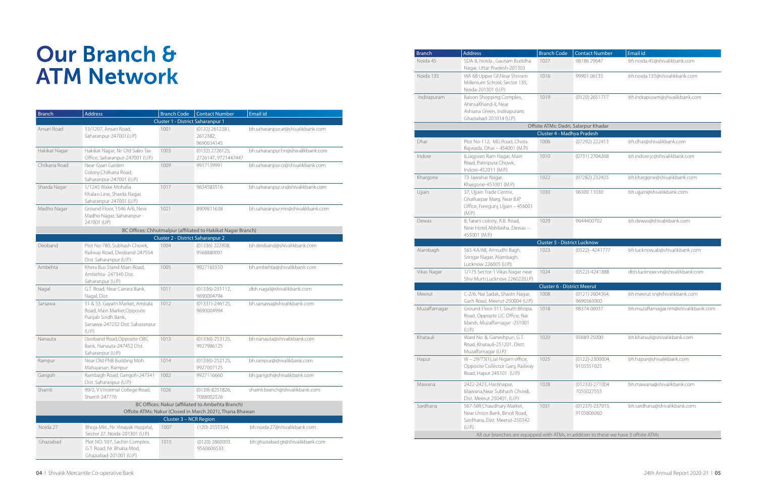# Our Branch & ATM Network

| Branch | Address | Branch Code | Contact Number | Email id |
|---|---|---|---|---|
| **Cluster 1 - District Saharanpur 1** | | | | |
| Ansari Road | 13/1207, Ansari Road, Saharanpur-247001(U.P) | 1001 | (0132) 2612381, 2612382, 9690014145 | bh.saharanpur.ar@shivalikbank.com |
| Hakikat Nagar | Hakikat Nagar, Nr. Old Sales Tax Office, Saharanpur-247001 (U.P.) | 1003 | (0132) 2726125, 2726147, 9721447447 | bh.saharanpur.hn@shivalikbank.com |
| Chilkana Road | Near Gyan Garden Colony,Chilkana Road, Saharanpur-247001 (U.P.) | 1009 | 9917139991 | bh.saharanpur.cr@shivalikbank.com |
| Sharda Nagar | 1/1245 Wake Mohalla Khalasi Line, Sharda Nagar, Saharanpur-247001 (U.P.) | 1017 | 9634583516 | bh.saharanpur.sn@shivalikbank.com |
| Madho Nagar | Ground Floor, 1546 A/6, New Madho Nagar, Saharanpur - 247001 (UP) | 1021 | 8909811638 | bh.saharanpur.mn@shivalikbank.com |
| BC Offices: Chhutmalpur (affiliated to Hakikat Nagar Branch) | | | | |
| **Cluster 2 - District Saharanpur 2** | | | | |
| Deoband | Plot No-780, Subhash Chowk, Railway Road, Deoband-247554 Dist. Saharanpur (U.P.) | 1004 | (01336) 222808, 9568880001 | bh.deoband@shivalikbank.com |
| Ambehta | Khera Bus Stand Main Road, Ambehta- 247340 Dist. Saharanpur (U.P.) | 1005 | 9927165550 | bh.ambehta@shivalikbank.com |
| Nagal | G.T. Road, Near Canara Bank, Nagal, Dist. | 1011 | (01336)-231112, 9690004794 | dbh.nagal@shivalikbank.com |
| Sarsawa | 51 & 53, Gayatri Market, Ambala Road, Main Market,Opposite Punjab Sindh Bank, Sarsawa-247232 Dist. Saharanpur (U.P.) | 1012 | (01331)-246125, 9690004994 | bh.sarsawa@shivalikbank.com |
| Nanauta | Deoband Road,Opposite OBC Bank, Nanauta-247452 Dist. Saharanpur (U.P.) | 1013 | (01336)-253125, 9927986125 | bh.nanauta@shivalikbank.com |
| Rampur | Near Old PNB Building Moh. Mahajanan, Rampur | 1014 | (01336)-252125, 9927007125 | bh.rampur@shivalikbank.com |
| Gangoh | Rambagh Road, Gangoh-247341 Dist. Saharanpur (U.P.) | 1002 | 9927116660 | bh.gangoh@shivalikbank.com |
| Shamli | 99/2, V.V.Internal College Road, Shamli-247776 | 1026 | (0139)-8251826, 7088002526 | shamli.branch@shivalikbank.com |
| BC Offices: Nakur (affiliated to Ambehta Branch) Offsite ATMs: Nakur (Closed in March 2021), Thana Bhawan | | | | |
| **Cluster 3 – NCR Region** | | | | |
| Noida 27 | Bhoja Mkt., Nr. Vinayak Hospital, Sector 27, Noida-201301 (U.P.) | 1007 | (120)-2555334, | bh.noida.27@shivalikbank.com |
| Ghaziabad | Plot NO. 507, Sachin Complex, G.T. Road, Nr. Bhatia Mod, Ghaziabad-201001 (U.P.) | 1015 | (0120) 2860003, 9560606533 | bh.ghaziabad.gt@shivalikbank.com |
| Noida 45 | SDA-8, Noida , Gautam Buddha Nagar, Uttar Pradesh-201303 | 1027 | 98186 29647 | bh.noida.45@shivalikbank.com |
| Noida 135 | WA 68 Upper GF,Near Shriram Millenium School, Sector 135, Noida-201301 (U.P.) | 1016 | 99901 06135 | bh.noida.135@shivalikbank.com |
| Indirapuram | Raison Shopping Complex, AhinsaKhand-II, Near Ashiana Green, Indirapuram, Ghaziabad-201014 (U.P.) | 1019 | (0120) 2651717 | bh.indirapuram@shivalikbank.com |
| Offsite ATMs: Dadri, Salarpur Khadar | | | | |
| **Cluster 4 - Madhya Pradesh** | | | | |
| Dhar | Plot No-112, MG Road, Chota Rajwada, Dhar – 454001 (M.P.) | 1006 | (07292) 222413 | bh.dhar@shivalikbank.com |
| Indore | 6,Jagjivan Ram Nagar, Main Road, Patnipura Chowk, Indore-452011 (M.P.) | 1010 | (0731) 2704268 | bh.indore.jc@shivalikbank.com |
| Khargone | 73 Jawahar Nagar, Khargone-451001 (M.P.) | 1022 | (07282) 232425 | bh.khargone@shivalikbank.com |
| Ujjain | 37, Ujjain Trade Centre, Ghatkarpar Marg, Near BJP Office, Freegunj, Ujjain – 456001 (M.P.) | 1030 | 96300 11030 | bh.ujjain@shivalikbank.com |
| Dewas | 8, Tarani colony, A.B. Road, Near Hotel Abhilasha, Dewas – 455001 (M.P.) | 1029 | 9644400702 | bh.dewas@shivalikbank.com |
| **Cluster 5 - District Lucknow** | | | | |
| Alambagh | 565-KA/68, Amrudhi Bagh, Sringar Nagar, Alambagh, Lucknow 226005 (U.P.) | 1023 | (0522)- 4241777 | bh.lucknow.ab@shivalikbank.com |
| Vikas Nagar | 1/175 Sector-1 Vikas Nagar near Shiv Murti Lucknow 226022(U.P.) | 1024 | (0522)-4241888 | dbh.lucknow.vn@shivalikbank.com |
| **Cluster 6 - District Meerut** | | | | |
| Meerut | C-2/6, Nai Sadak, Shastri Nagar, Garh Road, Meerut-250004 (U.P.) | 1008 | (0121) 2604364, 9690563000 | bh.meerut.sn@shivalikbank.com |
| Muzaffarnagar | Ground Floor 311, South Bhopa Road, Opposite LIC Office, Nai Mandi, Muzaffarnagar -251001 (U.P.) | 1018 | 98374 00037 | bh.muzaffarnagar.nm@shivalikbank.com |
| Khatauli | Ward No. 8, Ganeshpuri, G.T. Road, Khatauli-251201, Distt. Muzaffarnagar (U.P.) | 1020 | 95689 25000 | bh.khatauli@shivalikbank.com |
| Hapur | W – 29/73(1),Jal Nigam office, Opposite Collector Ganj, Railway Road, Hapur 245101 (U.P.) | 1025 | (0122)-2300004, 9105551025 | bh.hapur@shivalikbank.com |
| Mawana | 2422-2423, Hastinapur, Mawana,Near Subhash Chowk, Dist. Meerut 250401, (U.P.) | 1028 | (01233)-271004 7055027555 | bh.mawana@shivalikbank.com |
| Sardhana | 567-569,Chaudhary Market, Near Union Bank, Binoli Road, Sardhana, Dist. Meerut-250342 (U.P.) | 1031 | (01237)-237015, 9105806060 | bh.sardhana@shivalikbank.com |
| All our branches are equipped with ATMs, in addition to these we have 3 offsite ATMs | | | | |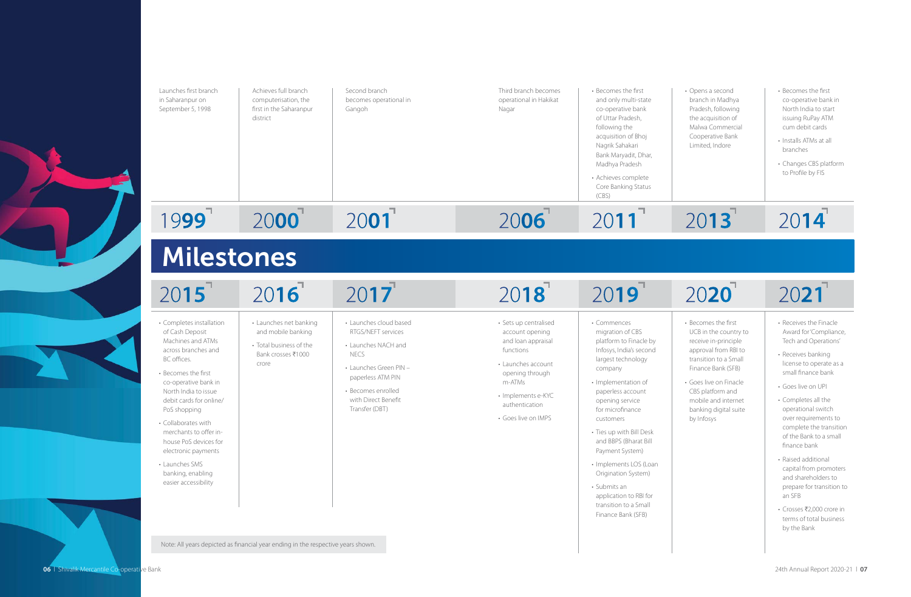# Milestones

## 1999

Launches first branch in Saharanpur on September 5, 1998

## 2000

Achieves full branch computerisation, the first in the Saharanpur district

## 2001

Second branch becomes operational in Gangoh

## 2006

Third branch becomes operational in Hakikat Nagar

## 2011

- Becomes the first and only multi-state co-operative bank of Uttar Pradesh, following the acquisition of Bhoj Nagrik Sahakari Bank Maryadit, Dhar, Madhya Pradesh
- Achieves complete Core Banking Status (CBS)

## 2013

- Opens a second branch in Madhya Pradesh, following the acquisition of Malwa Commercial Cooperative Bank Limited, Indore

## 2014

- Becomes the first co-operative bank in North India to start issuing RuPay ATM cum debit cards
- Installs ATMs at all branches
- Changes CBS platform to Profile by FIS

## 2015

- Completes installation of Cash Deposit Machines and ATMs across branches and BC offices.
- Becomes the first co-operative bank in North India to issue debit cards for online/ PoS shopping
- Collaborates with merchants to offer in-house PoS devices for electronic payments
- Launches SMS banking, enabling easier accessibility

## 2016

- Launches net banking and mobile banking
- Total business of the Bank crosses ₹1000 crore

## 2017

- Launches cloud based RTGS/NEFT services
- Launches NACH and NECS
- Launches Green PIN – paperless ATM PIN
- Becomes enrolled with Direct Benefit Transfer (DBT)

## 2018

- Sets up centralised account opening and loan appraisal functions
- Launches account opening through m-ATMs
- Implements e-KYC authentication
- Goes live on IMPS

## 2019

- Commences migration of CBS platform to Finacle by Infosys, India's second largest technology company
- Implementation of paperless account opening service for microfinance customers
- Ties up with Bill Desk and BBPS (Bharat Bill Payment System)
- Implements LOS (Loan Origination System)
- Submits an application to RBI for transition to a Small Finance Bank (SFB)

## 2020

- Becomes the first UCB in the country to receive in-principle approval from RBI to transition to a Small Finance Bank (SFB)
- Goes live on Finacle CBS platform and mobile and internet banking digital suite by Infosys

## 2021

- Receives the Finacle Award for 'Compliance, Tech and Operations'
- Receives banking license to operate as a small finance bank
- Goes live on UPI
- Completes all the operational switch over requirements to complete the transition of the Bank to a small finance bank
- Raised additional capital from promoters and shareholders to prepare for transition to an SFB
- Crosses ₹2,000 crore in terms of total business by the Bank

Note: All years depicted as financial year ending in the respective years shown.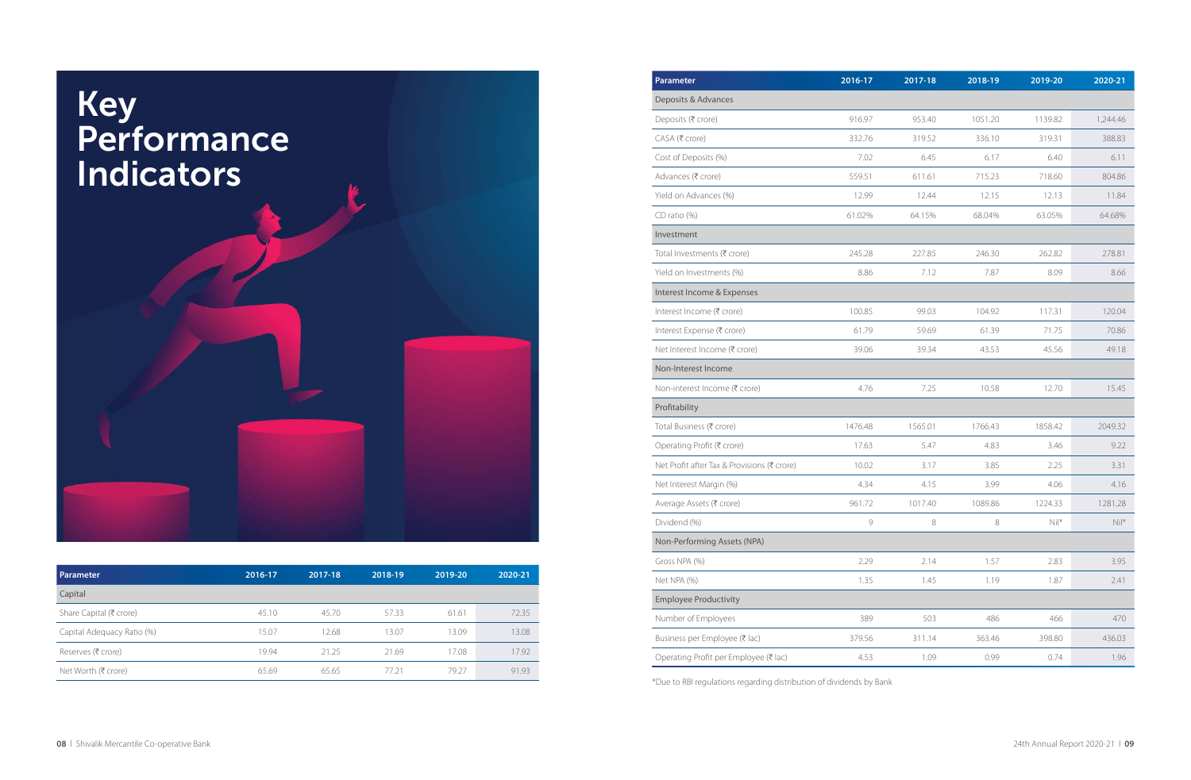# Key Performance Indicators

| Parameter | 2016-17 | 2017-18 | 2018-19 | 2019-20 | 2020-21 |
|---|---|---|---|---|---|
| Capital | | | | | |
| Share Capital (₹ crore) | 45.10 | 45.70 | 57.33 | 61.61 | 72.35 |
| Capital Adequacy Ratio (%) | 15.07 | 12.68 | 13.07 | 13.09 | 13.08 |
| Reserves (₹ crore) | 19.94 | 21.25 | 21.69 | 17.08 | 17.92 |
| Net Worth (₹ crore) | 65.69 | 65.65 | 77.21 | 79.27 | 91.93 |

| Parameter | 2016-17 | 2017-18 | 2018-19 | 2019-20 | 2020-21 |
|---|---|---|---|---|---|
| Deposits & Advances | | | | | |
| Deposits (₹ crore) | 916.97 | 953.40 | 1051.20 | 1139.82 | 1,244.46 |
| CASA (₹ crore) | 332.76 | 319.52 | 336.10 | 319.31 | 388.83 |
| Cost of Deposits (%) | 7.02 | 6.45 | 6.17 | 6.40 | 6.11 |
| Advances (₹ crore) | 559.51 | 611.61 | 715.23 | 718.60 | 804.86 |
| Yield on Advances (%) | 12.99 | 12.44 | 12.15 | 12.13 | 11.84 |
| CD ratio (%) | 61.02% | 64.15% | 68.04% | 63.05% | 64.68% |
| Investment | | | | | |
| Total Investments (₹ crore) | 245.28 | 227.85 | 246.30 | 262.82 | 278.81 |
| Yield on Investments (%) | 8.86 | 7.12 | 7.87 | 8.09 | 8.66 |
| Interest Income & Expenses | | | | | |
| Interest Income (₹ crore) | 100.85 | 99.03 | 104.92 | 117.31 | 120.04 |
| Interest Expense (₹ crore) | 61.79 | 59.69 | 61.39 | 71.75 | 70.86 |
| Net Interest Income (₹ crore) | 39.06 | 39.34 | 43.53 | 45.56 | 49.18 |
| Non-Interest Income | | | | | |
| Non-interest Income (₹ crore) | 4.76 | 7.25 | 10.58 | 12.70 | 15.45 |
| Profitability | | | | | |
| Total Business (₹ crore) | 1476.48 | 1565.01 | 1766.43 | 1858.42 | 2049.32 |
| Operating Profit (₹ crore) | 17.63 | 5.47 | 4.83 | 3.46 | 9.22 |
| Net Profit after Tax & Provisions (₹ crore) | 10.02 | 3.17 | 3.85 | 2.25 | 3.31 |
| Net Interest Margin (%) | 4.34 | 4.15 | 3.99 | 4.06 | 4.16 |
| Average Assets (₹ crore) | 961.72 | 1017.40 | 1089.86 | 1224.33 | 1281.28 |
| Dividend (%) | 9 | 8 | 8 | Nil* | Nil* |
| Non-Performing Assets (NPA) | | | | | |
| Gross NPA (%) | 2.29 | 2.14 | 1.57 | 2.83 | 3.95 |
| Net NPA (%) | 1.35 | 1.45 | 1.19 | 1.87 | 2.41 |
| Employee Productivity | | | | | |
| Number of Employees | 389 | 503 | 486 | 466 | 470 |
| Business per Employee (₹ lac) | 379.56 | 311.14 | 363.46 | 398.80 | 436.03 |
| Operating Profit per Employee (₹ lac) | 4.53 | 1.09 | 0.99 | 0.74 | 1.96 |

*Due to RBI regulations regarding distribution of dividends by Bank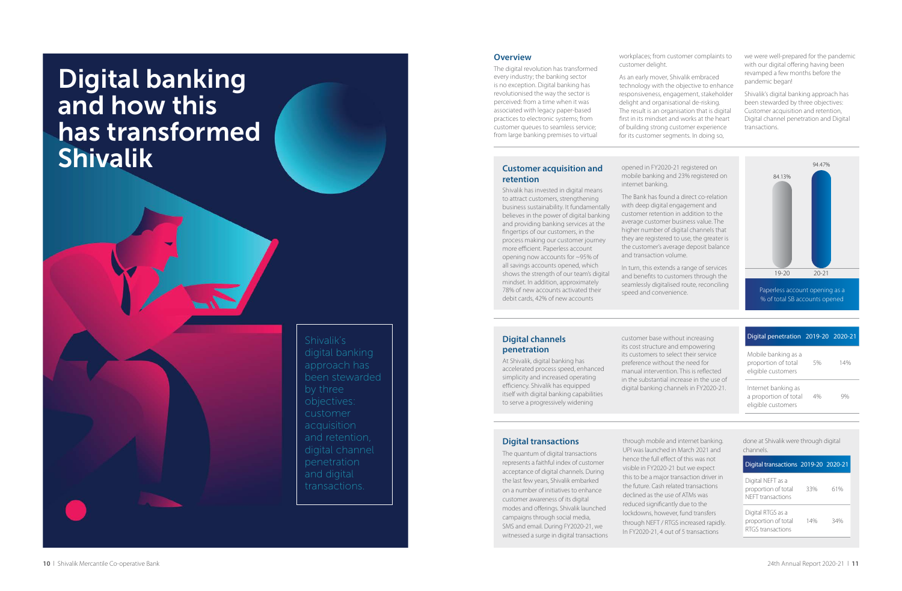# Digital banking and how this has transformed Shivalik

Shivalik's digital banking approach has been stewarded by three objectives: customer acquisition and retention, digital channel penetration and digital transactions.

## Overview

The digital revolution has transformed every industry; the banking sector is no exception. Digital banking has revolutionised the way the sector is perceived: from a time when it was associated with legacy paper-based practices to electronic systems; from customer queues to seamless service; from large banking premises to virtual workplaces; from customer complaints to customer delight.

As an early mover, Shivalik embraced technology with the objective to enhance responsiveness, engagement, stakeholder delight and organisational de-risking. The result is an organisation that is digital first in its mindset and works at the heart of building strong customer experience for its customer segments. In doing so, we were well-prepared for the pandemic with our digital offering having been revamped a few months before the pandemic began!

Shivalik's digital banking approach has been stewarded by three objectives: Customer acquisition and retention, Digital channel penetration and Digital transactions.

## Customer acquisition and retention

Shivalik has invested in digital means to attract customers, strengthening business sustainability. It fundamentally believes in the power of digital banking and providing banking services at the fingertips of our customers, in the process making our customer journey more efficient. Paperless account opening now accounts for ~95% of all savings accounts opened, which shows the strength of our team's digital mindset. In addition, approximately 78% of new accounts activated their debit cards, 42% of new accounts opened in FY2020-21 registered on mobile banking and 23% registered on internet banking.

The Bank has found a direct co-relation with deep digital engagement and customer retention in addition to the average customer business value. The higher number of digital channels that they are registered to use, the greater is the customer's average deposit balance and transaction volume.

In turn, this extends a range of services and benefits to customers through the seamlessly digitalised route, reconciling speed and convenience.

| Year | Paperless account opening as a % of total SB accounts opened |
|---|---|
| 19-20 | 84.13% |
| 20-21 | 94.47% |

Paperless account opening as a % of total SB accounts opened

## Digital channels penetration

At Shivalik, digital banking has accelerated process speed, enhanced simplicity and increased operating efficiency. Shivalik has equipped itself with digital banking capabilities to serve a progressively widening customer base without increasing its cost structure and empowering its customers to select their service preference without the need for manual intervention. This is reflected in the substantial increase in the use of digital banking channels in FY2020-21.

| Digital penetration | 2019-20 | 2020-21 |
|---|---|---|
| Mobile banking as a proportion of total eligible customers | 5% | 14% |
| Internet banking as a proportion of total eligible customers | 4% | 9% |

## Digital transactions

The quantum of digital transactions represents a faithful index of customer acceptance of digital channels. During the last few years, Shivalik embarked on a number of initiatives to enhance customer awareness of its digital modes and offerings. Shivalik launched campaigns through social media, SMS and email. During FY2020-21, we witnessed a surge in digital transactions through mobile and internet banking. UPI was launched in March 2021 and hence the full effect of this was not visible in FY2020-21 but we expect this to be a major transaction driver in the future. Cash related transactions declined as the use of ATMs was reduced significantly due to the lockdowns, however, fund transfers through NEFT / RTGS increased rapidly. In FY2020-21, 4 out of 5 transactions done at Shivalik were through digital channels.

| Digital transactions | 2019-20 | 2020-21 |
|---|---|---|
| Digital NEFT as a proportion of total NEFT transactions | 33% | 61% |
| Digital RTGS as a proportion of total RTGS transactions | 14% | 34% |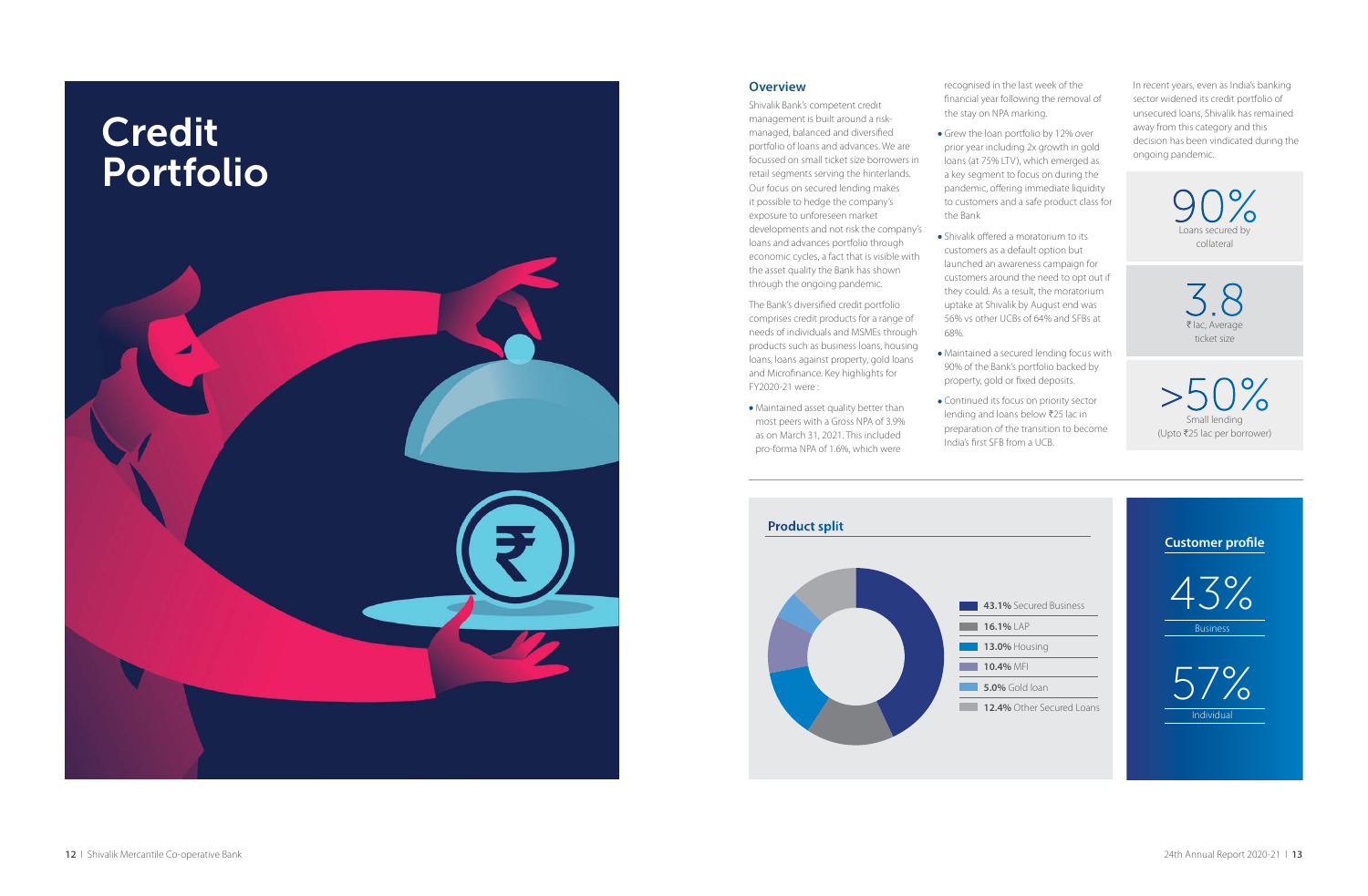# Credit Portfolio

## Overview

Shivalik Bank's competent credit management is built around a risk-managed, balanced and diversified portfolio of loans and advances. We are focussed on small ticket size borrowers in retail segments serving the hinterlands. Our focus on secured lending makes it possible to hedge the company's exposure to unforeseen market developments and not risk the company's loans and advances portfolio through economic cycles, a fact that is visible with the asset quality the Bank has shown through the ongoing pandemic.

The Bank's diversified credit portfolio comprises credit products for a range of needs of individuals and MSMEs through products such as business loans, housing loans, loans against property, gold loans and Microfinance. Key highlights for FY2020-21 were :

- Maintained asset quality better than most peers with a Gross NPA of 3.9% as on March 31, 2021. This included pro-forma NPA of 1.6%, which were recognised in the last week of the financial year following the removal of the stay on NPA marking.
- Grew the loan portfolio by 12% over prior year including 2x growth in gold loans (at 75% LTV), which emerged as a key segment to focus on during the pandemic, offering immediate liquidity to customers and a safe product class for the Bank
- Shivalik offered a moratorium to its customers as a default option but launched an awareness campaign for customers around the need to opt out if they could. As a result, the moratorium uptake at Shivalik by August end was 56% vs other UCBs of 64% and SFBs at 68%.
- Maintained a secured lending focus with 90% of the Bank's portfolio backed by property, gold or fixed deposits.
- Continued its focus on priority sector lending and loans below ₹25 lac in preparation of the transition to become India's first SFB from a UCB.

In recent years, even as India's banking sector widened its credit portfolio of unsecured loans, Shivalik has remained away from this category and this decision has been vindicated during the ongoing pandemic.

**90%**
Loans secured by collateral

**3.8**
₹ lac, Average ticket size

**>50%**
Small lending
(Upto ₹25 lac per borrower)

### Product split

| Share | Product |
|---|---|
| 43.1% | Secured Business |
| 16.1% | LAP |
| 13.0% | Housing |
| 10.4% | MFI |
| 5.0% | Gold loan |
| 12.4% | Other Secured Loans |

### Customer profile

**43%**
Business

**57%**
Individual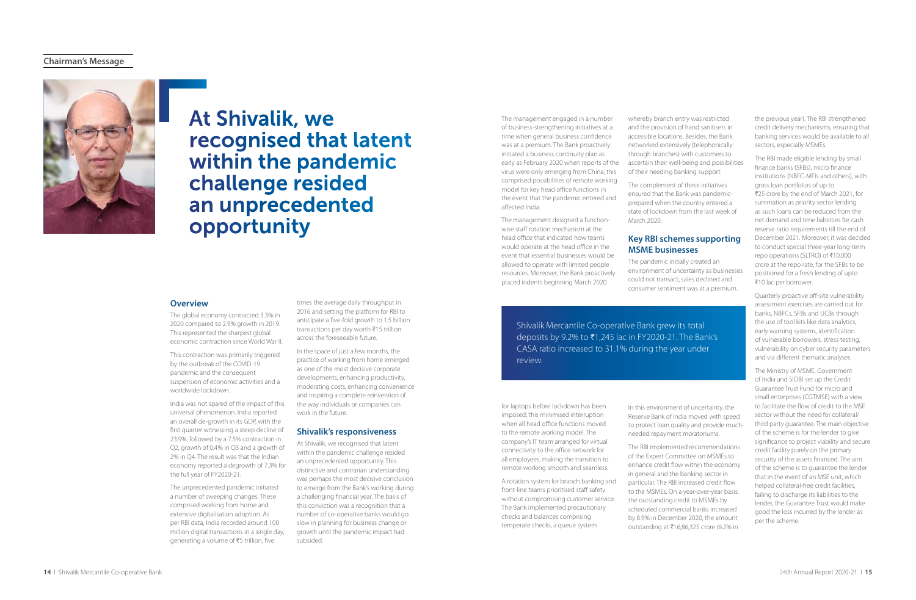Chairman's Message

# At Shivalik, we recognised that latent within the pandemic challenge resided an unprecedented opportunity

## Overview

The global economy contracted 3.3% in 2020 compared to 2.9% growth in 2019. This represented the sharpest global economic contraction since World War II.

This contraction was primarily triggered by the outbreak of the COVID-19 pandemic and the consequent suspension of economic activities and a worldwide lockdown.

India was not spared of the impact of this universal phenomenon. India reported an overall de-growth in its GDP, with the first quarter witnessing a steep decline of 23.9%, followed by a 7.5% contraction in Q2, growth of 0.4% in Q3 and a growth of 2% in Q4. The result was that the Indian economy reported a degrowth of 7.3% for the full year of FY2020-21.

The unprecedented pandemic initiated a number of sweeping changes. These comprised working from home and extensive digitalisation adoption. As per RBI data, India recorded around 100 million digital transactions in a single day, generating a volume of ₹5 trillion, five times the average daily throughput in 2016 and setting the platform for RBI to anticipate a five-fold growth to 1.5 billion transactions per day worth ₹15 trillion across the foreseeable future.

In the space of just a few months, the practice of working from home emerged as one of the most decisive corporate developments, enhancing productivity, moderating costs, enhancing convenience and inspiring a complete reinvention of the way individuals or companies can work in the future.

## Shivalik's responsiveness

At Shivalik, we recognised that latent within the pandemic challenge resided an unprecedented opportunity. This distinctive and contrarian understanding was perhaps the most decisive conclusion to emerge from the Bank's working during a challenging financial year. The basis of this conviction was a recognition that a number of co-operative banks would go slow in planning for business change or growth until the pandemic impact had subsided.

The management engaged in a number of business-strengthening initiatives at a time when general business confidence was at a premium. The Bank proactively initiated a business continuity plan as early as February 2020 when reports of the virus were only emerging from China; this comprised possibilities of remote working model for key head office functions in the event that the pandemic entered and affected India.

The management designed a function-wise staff rotation mechanism at the head office that indicated how teams would operate at the head office in the event that essential businesses would be allowed to operate with limited people resources. Moreover, the Bank proactively placed indents beginning March 2020 for laptops before lockdown has been imposed; this minimised interruption when all head office functions moved to the remote working model. The company's IT team arranged for virtual connectivity to the office network for all employees, making the transition to remote working smooth and seamless.

A rotation system for branch banking and front-line teams prioritised staff safety without compromising customer service. The Bank implemented precautionary checks and balances comprising temperate checks, a queue system whereby branch entry was restricted and the provision of hand sanitisers in accessible locations. Besides, the Bank networked extensively (telephonically through branches) with customers to ascertain their well-being and possibilities of their needing banking support.

The complement of these initiatives ensured that the Bank was pandemic-prepared when the country entered a state of lockdown from the last week of March 2020.

> Shivalik Mercantile Co-operative Bank grew its total deposits by 9.2% to ₹1,245 lac in FY2020-21. The Bank's CASA ratio increased to 31.1% during the year under review.

## Key RBI schemes supporting MSME businesses

The pandemic initially created an environment of uncertainty as businesses could not transact, sales declined and consumer sentiment was at a premium.

In this environment of uncertainty, the Reserve Bank of India moved with speed to protect loan quality and provide much-needed repayment moratoriums.

The RBI implemented recommendations of the Expert Committee on MSMEs to enhance credit flow within the economy in general and the banking sector in particular. The RBI increased credit flow to the MSMEs. On a year-over-year basis, the outstanding credit to MSMEs by scheduled commercial banks increased by 8.9% in December 2020, the amount outstanding at ₹16,86,325 crore (6.2% in the previous year). The RBI strengthened credit delivery mechanisms, ensuring that banking services would be available to all sectors, especially MSMEs.

The RBI made eligible lending by small finance banks (SFBs), micro finance institutions (NBFC-MFIs and others), with gross loan portfolios of up to ₹25 crore by the end of March 2021, for summation as priority sector lending as such loans can be reduced from the net demand and time liabilities for cash reserve ratio requirements till the end of December 2021. Moreover, it was decided to conduct special three-year long-term repo operations (SLTRO) of ₹10,000 crore at the repo rate, for the SFBs to be positioned for a fresh lending of upto ₹10 lac per borrower.

Quarterly proactive off-site vulnerability assessment exercises are carried out for banks, NBFCs, SFBs and UCBs through the use of tool kits like data analytics, early warning systems, identification of vulnerable borrowers, stress testing, vulnerability on cyber security parameters and via different thematic analyses.

The Ministry of MSME, Government of India and SIDBI set up the Credit Guarantee Trust Fund for micro and small enterprises (CGTMSE) with a view to facilitate the flow of credit to the MSE sector without the need for collateral/third party guarantee. The main objective of the scheme is for the lender to give significance to project viability and secure credit facility purely on the primary security of the assets financed. The aim of the scheme is to guarantee the lender that in the event of an MSE unit, which helped collateral-free credit facilities, failing to discharge its liabilities to the lender, the Guarantee Trust would make good the loss incurred by the lender as per the scheme.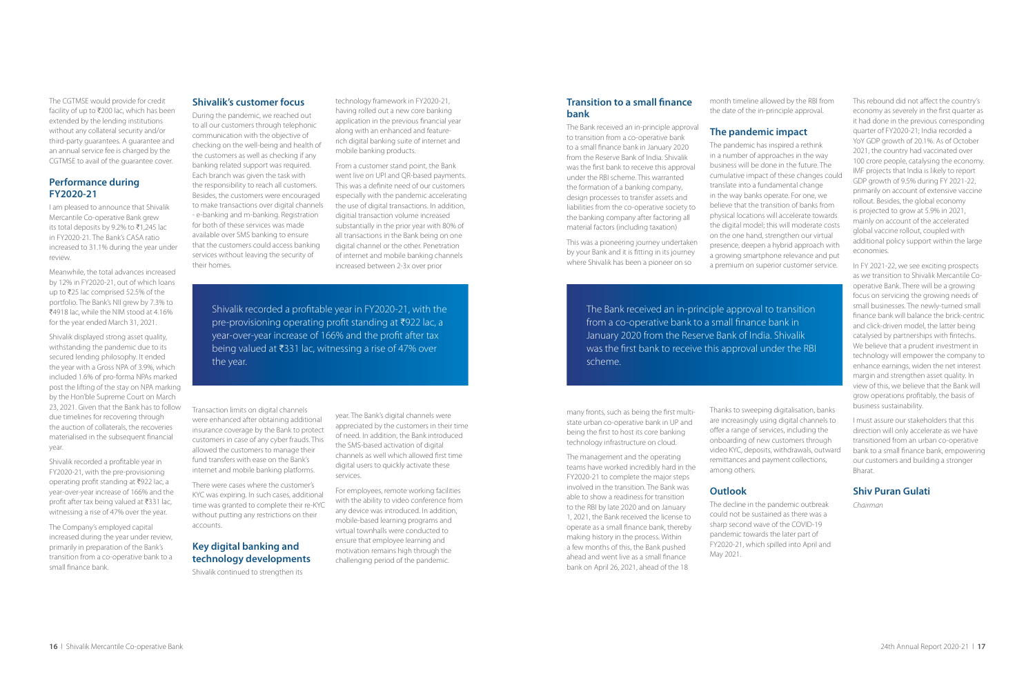The CGTMSE would provide for credit facility of up to ₹200 lac, which has been extended by the lending institutions without any collateral security and/or third-party guarantees. A guarantee and an annual service fee is charged by the CGTMSE to avail of the guarantee cover.

## Performance during FY2020-21

I am pleased to announce that Shivalik Mercantile Co-operative Bank grew its total deposits by 9.2% to ₹1,245 lac in FY2020-21. The Bank's CASA ratio increased to 31.1% during the year under review.

Meanwhile, the total advances increased by 12% in FY2020-21, out of which loans up to ₹25 lac comprised 52.5% of the portfolio. The Bank's NII grew by 7.3% to ₹4918 lac, while the NIM stood at 4.16% for the year ended March 31, 2021.

Shivalik displayed strong asset quality, withstanding the pandemic due to its secured lending philosophy. It ended the year with a Gross NPA of 3.9%, which included 1.6% of pro-forma NPAs marked post the lifting of the stay on NPA marking by the Hon'ble Supreme Court on March 23, 2021. Given that the Bank has to follow due timelines for recovering through the auction of collaterals, the recoveries materialised in the subsequent financial year.

Shivalik recorded a profitable year in FY2020-21, with the pre-provisioning operating profit standing at ₹922 lac, a year-over-year increase of 166% and the profit after tax being valued at ₹331 lac, witnessing a rise of 47% over the year.

The Company's employed capital increased during the year under review, primarily in preparation of the Bank's transition from a co-operative bank to a small finance bank.

## Shivalik's customer focus

During the pandemic, we reached out to all our customers through telephonic communication with the objective of checking on the well-being and health of the customers as well as checking if any banking related support was required. Each branch was given the task with the responsibility to reach all customers. Besides, the customers were encouraged to make transactions over digital channels - e-banking and m-banking. Registration for both of these services was made available over SMS banking to ensure that the customers could access banking services without leaving the security of their homes.

> Shivalik recorded a profitable year in FY2020-21, with the pre-provisioning operating profit standing at ₹922 lac, a year-over-year increase of 166% and the profit after tax being valued at ₹331 lac, witnessing a rise of 47% over the year.

Transaction limits on digital channels were enhanced after obtaining additional insurance coverage by the Bank to protect customers in case of any cyber frauds. This allowed the customers to manage their fund transfers with ease on the Bank's internet and mobile banking platforms.

There were cases where the customer's KYC was expiring. In such cases, additional time was granted to complete their re-KYC without putting any restrictions on their accounts.

## Key digital banking and technology developments

Shivalik continued to strengthen its technology framework in FY2020-21, having rolled out a new core banking application in the previous financial year along with an enhanced and feature-rich digital banking suite of internet and mobile banking products.

From a customer stand point, the Bank went live on UPI and QR-based payments. This was a definite need of our customers especially with the pandemic accelerating the use of digital transactions. In addition, digitial transaction volume increased substantially in the prior year with 80% of all transactions in the Bank being on one digital channel or the other. Penetration of internet and mobile banking channels increased between 2-3x over prior year. The Bank's digital channels were appreciated by the customers in their time of need. In addition, the Bank introduced the SMS-based activation of digital channels as well which allowed first time digital users to quickly activate these services.

For employees, remote working facilities with the ability to video conference from any device was introduced. In addition, mobile-based learning programs and virtual townhalls were conducted to ensure that employee learning and motivation remains high through the challenging period of the pandemic.

## Transition to a small finance bank

The Bank received an in-principle approval to transition from a co-operative bank to a small finance bank in January 2020 from the Reserve Bank of India. Shivalik was the first bank to receive this approval under the RBI scheme. This warranted the formation of a banking company, design processes to transfer assets and liabilities from the co-operative society to the banking company after factoring all material factors (including taxation)

This was a pioneering journey undertaken by your Bank and it is fitting in its journey where Shivalik has been a pioneer on so many fronts, such as being the first multi-state urban co-operative bank in UP and being the first to host its core banking technology infrastructure on cloud.

> The Bank received an in-principle approval to transition from a co-operative bank to a small finance bank in January 2020 from the Reserve Bank of India. Shivalik was the first bank to receive this approval under the RBI scheme.

The management and the operating teams have worked incredibly hard in the FY2020-21 to complete the major steps involved in the transition. The Bank was able to show a readiness for transition to the RBI by late 2020 and on January 1, 2021, the Bank received the license to operate as a small finance bank, thereby making history in the process. Within a few months of this, the Bank pushed ahead and went live as a small finance bank on April 26, 2021, ahead of the 18 month timeline allowed by the RBI from the date of the in-principle approval.

## The pandemic impact

The pandemic has inspired a rethink in a number of approaches in the way business will be done in the future. The cumulative impact of these changes could translate into a fundamental change in the way banks operate. For one, we believe that the transition of banks from physical locations will accelerate towards the digital model; this will moderate costs on the one hand, strengthen our virtual presence, deepen a hybrid approach with a growing smartphone relevance and put a premium on superior customer service.

Thanks to sweeping digitalisation, banks are increasingly using digital channels to offer a range of services, including the onboarding of new customers through video KYC, deposits, withdrawals, outward remittances and payment collections, among others.

## Outlook

The decline in the pandemic outbreak could not be sustained as there was a sharp second wave of the COVID-19 pandemic towards the later part of FY2020-21, which spilled into April and May 2021.

This rebound did not affect the country's economy as severely in the first quarter as it had done in the previous corresponding quarter of FY2020-21; India recorded a YoY GDP growth of 20.1%. As of October 2021, the country had vaccinated over 100 crore people, catalysing the economy. IMF projects that India is likely to report GDP growth of 9.5% during FY 2021-22, primarily on account of extensive vaccine rollout. Besides, the global economy is projected to grow at 5.9% in 2021, mainly on account of the accelerated global vaccine rollout, coupled with additional policy support within the large economies.

In FY 2021-22, we see exciting prospects as we transition to Shivalik Mercantile Co-operative Bank. There will be a growing focus on servicing the growing needs of small businesses. The newly-turned small finance bank will balance the brick-centric and click-driven model, the latter being catalysed by partnerships with fintechs. We believe that a prudent investment in technology will empower the company to enhance earnings, widen the net interest margin and strengthen asset quality. In view of this, we believe that the Bank will grow operations profitably, the basis of business sustainability.

I must assure our stakeholders that this direction will only accelerate as we have transitioned from an urban co-operative bank to a small finance bank, empowering our customers and building a stronger Bharat.

**Shiv Puran Gulati**

*Chairman*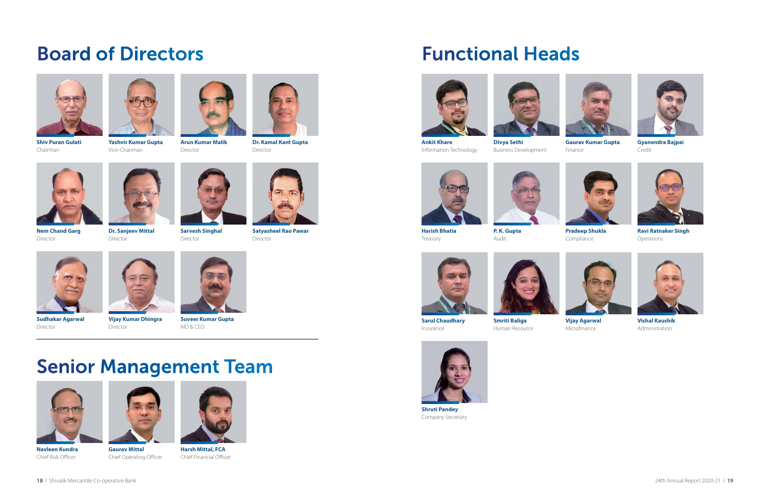# Board of Directors

**Shiv Puran Gulati**
Chairman

**Yashvir Kumar Gupta**
Vice-Chairman

**Arun Kumar Malik**
Director

**Dr. Kamal Kant Gupta**
Director

**Nem Chand Garg**
Director

**Dr. Sanjeev Mittal**
Director

**Sarvesh Singhal**
Director

**Satyasheel Rao Pawar**
Director

**Sudhakar Agarwal**
Director

**Vijay Kumar Dhingra**
Director

**Suveer Kumar Gupta**
MD & CEO

# Senior Management Team

**Navleen Kundra**
Chief Risk Officer

**Gaurav Mittal**
Chief Operating Officer

**Harsh Mittal, FCA**
Chief Financial Officer

# Functional Heads

**Ankit Khare**
Information Technology

**Divya Sethi**
Business Development

**Gaurav Kumar Gupta**
Finance

**Gyanendra Bajpai**
Credit

**Harish Bhatia**
Treasury

**P. K. Gupta**
Audit

**Pradeep Shukla**
Compliance

**Ravi Ratnaker Singh**
Operations

**Sarul Chaudhary**
Insurance

**Smriti Baliga**
Human Resource

**Vijay Agarwal**
Microfinance

**Vishal Kaushik**
Administration

**Shruti Pandey**
Company Secretary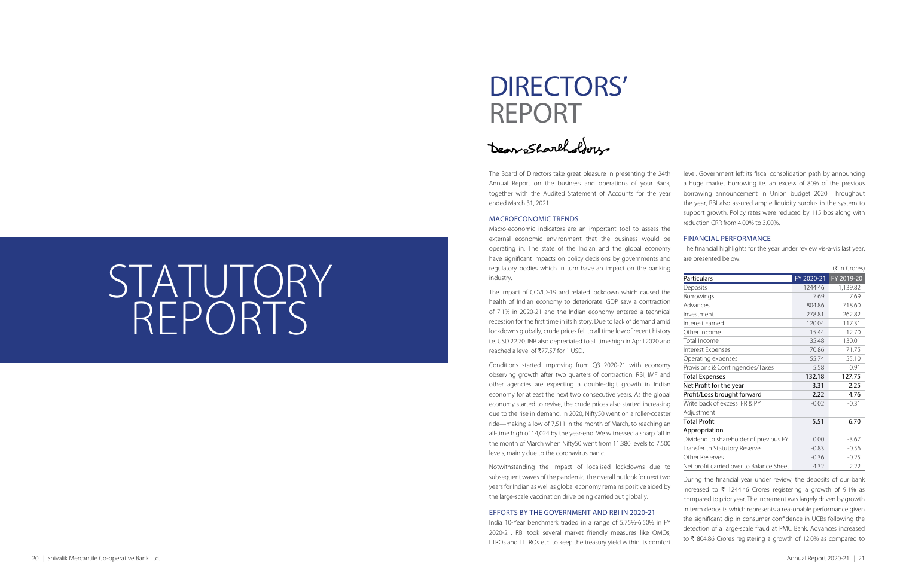# STATUTORY REPORTS

# DIRECTORS' REPORT

Dear Shareholders,

The Board of Directors take great pleasure in presenting the 24th Annual Report on the business and operations of your Bank, together with the Audited Statement of Accounts for the year ended March 31, 2021.

## MACROECONOMIC TRENDS

Macro-economic indicators are an important tool to assess the external economic environment that the business would be operating in. The state of the Indian and the global economy have significant impacts on policy decisions by governments and regulatory bodies which in turn have an impact on the banking industry.

The impact of COVID-19 and related lockdown which caused the health of Indian economy to deteriorate. GDP saw a contraction of 7.1% in 2020-21 and the Indian economy entered a technical recession for the first time in its history. Due to lack of demand amid lockdowns globally, crude prices fell to all time low of recent history i.e. USD 22.70. INR also depreciated to all time high in April 2020 and reached a level of ₹77.57 for 1 USD.

Conditions started improving from Q3 2020-21 with economy observing growth after two quarters of contraction. RBI, IMF and other agencies are expecting a double-digit growth in Indian economy for atleast the next two consecutive years. As the global economy started to revive, the crude prices also started increasing due to the rise in demand. In 2020, Nifty50 went on a roller-coaster ride—making a low of 7,511 in the month of March, to reaching an all-time high of 14,024 by the year-end. We witnessed a sharp fall in the month of March when Nifty50 went from 11,380 levels to 7,500 levels, mainly due to the coronavirus panic.

Notwithstanding the impact of localised lockdowns due to subsequent waves of the pandemic, the overall outlook for next two years for Indian as well as global economy remains positive aided by the large-scale vaccination drive being carried out globally.

## EFFORTS BY THE GOVERNMENT AND RBI IN 2020-21

India 10-Year benchmark traded in a range of 5.75%-6.50% in FY 2020-21. RBI took several market friendly measures like OMOs, LTROs and TLTROs etc. to keep the treasury yield within its comfort level. Government left its fiscal consolidation path by announcing a huge market borrowing i.e. an excess of 80% of the previous borrowing announcement in Union budget 2020. Throughout the year, RBI also assured ample liquidity surplus in the system to support growth. Policy rates were reduced by 115 bps along with reduction CRR from 4.00% to 3.00%.

## FINANCIAL PERFORMANCE

The financial highlights for the year under review vis-à-vis last year, are presented below:

(₹ in Crores)

| Particulars | FY 2020-21 | FY 2019-20 |
|---|---|---|
| Deposits | 1244.46 | 1,139.82 |
| Borrowings | 7.69 | 7.69 |
| Advances | 804.86 | 718.60 |
| Investment | 278.81 | 262.82 |
| Interest Earned | 120.04 | 117.31 |
| Other Income | 15.44 | 12.70 |
| Total Income | 135.48 | 130.01 |
| Interest Expenses | 70.86 | 71.75 |
| Operating expenses | 55.74 | 55.10 |
| Provisions & Contingencies/Taxes | 5.58 | 0.91 |
| **Total Expenses** | **132.18** | **127.75** |
| **Net Profit for the year** | **3.31** | **2.25** |
| **Profit/Loss brought forward** | **2.22** | **4.76** |
| Write back of excess IFR & PY Adjustment | -0.02 | -0.31 |
| **Total Profit** | **5.51** | **6.70** |
| **Appropriation** | | |
| Dividend to shareholder of previous FY | 0.00 | -3.67 |
| Transfer to Statutory Reserve | -0.83 | -0.56 |
| Other Reserves | -0.36 | -0.25 |
| Net profit carried over to Balance Sheet | 4.32 | 2.22 |

During the financial year under review, the deposits of our bank increased to ₹ 1244.46 Crores registering a growth of 9.1% as compared to prior year. The increment was largely driven by growth in term deposits which represents a reasonable performance given the significant dip in consumer confidence in UCBs following the detection of a large-scale fraud at PMC Bank. Advances increased to ₹ 804.86 Crores registering a growth of 12.0% as compared to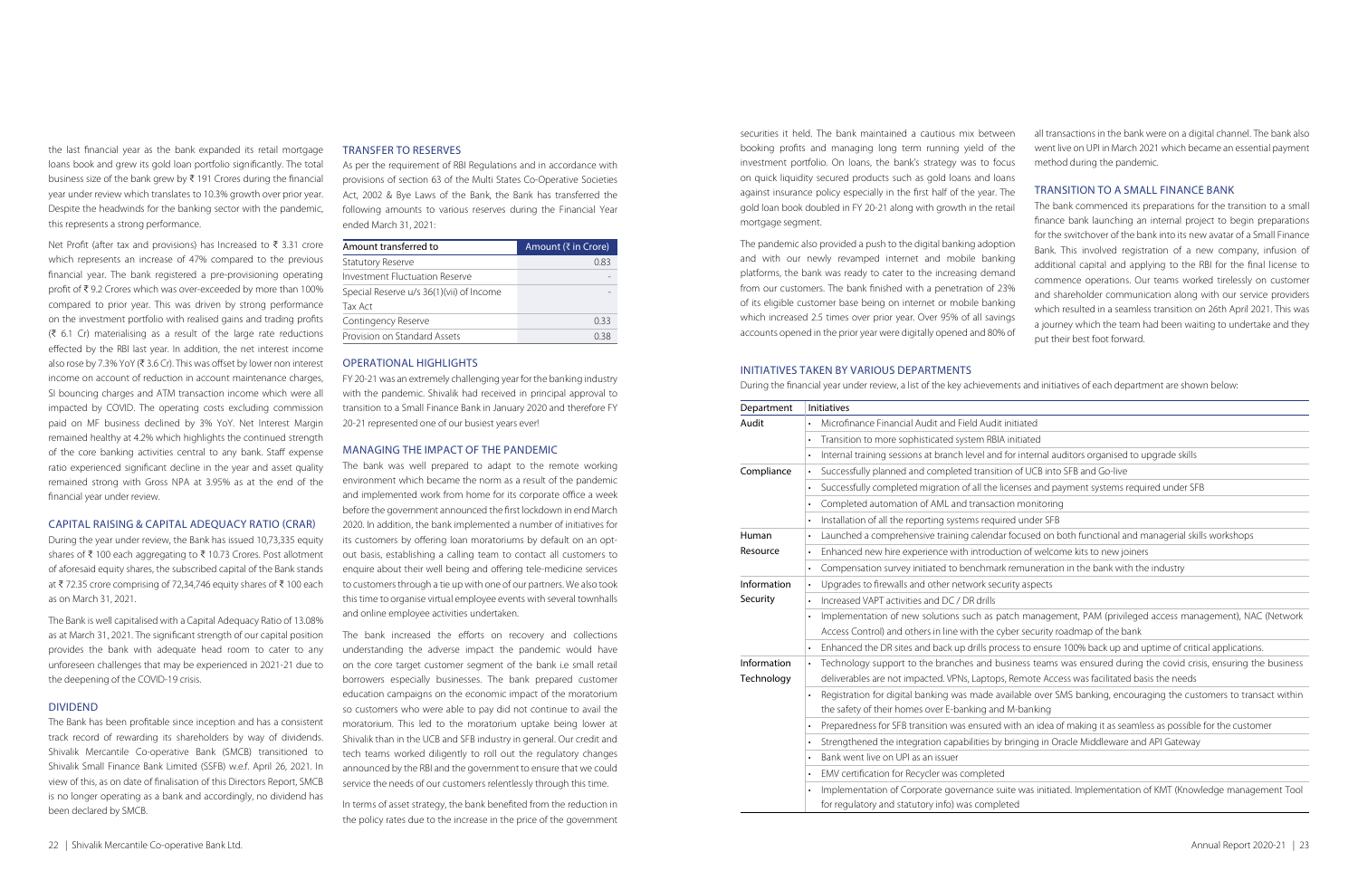the last financial year as the bank expanded its retail mortgage loans book and grew its gold loan portfolio significantly. The total business size of the bank grew by ₹ 191 Crores during the financial year under review which translates to 10.3% growth over prior year. Despite the headwinds for the banking sector with the pandemic, this represents a strong performance.

Net Profit (after tax and provisions) has Increased to ₹ 3.31 crore which represents an increase of 47% compared to the previous financial year. The bank registered a pre-provisioning operating profit of ₹ 9.2 Crores which was over-exceeded by more than 100% compared to prior year. This was driven by strong performance on the investment portfolio with realised gains and trading profits (₹ 6.1 Cr) materialising as a result of the large rate reductions effected by the RBI last year. In addition, the net interest income also rose by 7.3% YoY (₹ 3.6 Cr). This was offset by lower non interest income on account of reduction in account maintenance charges, SI bouncing charges and ATM transaction income which were all impacted by COVID. The operating costs excluding commission paid on MF business declined by 3% YoY. Net Interest Margin remained healthy at 4.2% which highlights the continued strength of the core banking activities central to any bank. Staff expense ratio experienced significant decline in the year and asset quality remained strong with Gross NPA at 3.95% as at the end of the financial year under review.

## CAPITAL RAISING & CAPITAL ADEQUACY RATIO (CRAR)

During the year under review, the Bank has issued 10,73,335 equity shares of ₹ 100 each aggregating to ₹ 10.73 Crores. Post allotment of aforesaid equity shares, the subscribed capital of the Bank stands at ₹ 72.35 crore comprising of 72,34,746 equity shares of ₹ 100 each as on March 31, 2021.

The Bank is well capitalised with a Capital Adequacy Ratio of 13.08% as at March 31, 2021. The significant strength of our capital position provides the bank with adequate head room to cater to any unforeseen challenges that may be experienced in 2021-21 due to the deepening of the COVID-19 crisis.

## DIVIDEND

The Bank has been profitable since inception and has a consistent track record of rewarding its shareholders by way of dividends. Shivalik Mercantile Co-operative Bank (SMCB) transitioned to Shivalik Small Finance Bank Limited (SSFB) w.e.f. April 26, 2021. In view of this, as on date of finalisation of this Directors Report, SMCB is no longer operating as a bank and accordingly, no dividend has been declared by SMCB.

## TRANSFER TO RESERVES

As per the requirement of RBI Regulations and in accordance with provisions of section 63 of the Multi States Co-Operative Societies Act, 2002 & Bye Laws of the Bank, the Bank has transferred the following amounts to various reserves during the Financial Year ended March 31, 2021:

| Amount transferred to | Amount (₹ in Crore) |
|---|---|
| Statutory Reserve | 0.83 |
| Investment Fluctuation Reserve | - |
| Special Reserve u/s 36(1)(vii) of Income Tax Act | - |
| Contingency Reserve | 0.33 |
| Provision on Standard Assets | 0.38 |

## OPERATIONAL HIGHLIGHTS

FY 20-21 was an extremely challenging year for the banking industry with the pandemic. Shivalik had received in principal approval to transition to a Small Finance Bank in January 2020 and therefore FY 20-21 represented one of our busiest years ever!

## MANAGING THE IMPACT OF THE PANDEMIC

The bank was well prepared to adapt to the remote working environment which became the norm as a result of the pandemic and implemented work from home for its corporate office a week before the government announced the first lockdown in end March 2020. In addition, the bank implemented a number of initiatives for its customers by offering loan moratoriums by default on an opt-out basis, establishing a calling team to contact all customers to enquire about their well being and offering tele-medicine services to customers through a tie up with one of our partners. We also took this time to organise virtual employee events with several townhalls and online employee activities undertaken.

The bank increased the efforts on recovery and collections understanding the adverse impact the pandemic would have on the core target customer segment of the bank i.e small retail borrowers especially businesses. The bank prepared customer education campaigns on the economic impact of the moratorium so customers who were able to pay did not continue to avail the moratorium. This led to the moratorium uptake being lower at Shivalik than in the UCB and SFB industry in general. Our credit and tech teams worked diligently to roll out the regulatory changes announced by the RBI and the government to ensure that we could service the needs of our customers relentlessly through this time.

In terms of asset strategy, the bank benefited from the reduction in the policy rates due to the increase in the price of the government securities it held. The bank maintained a cautious mix between booking profits and managing long term running yield of the investment portfolio. On loans, the bank's strategy was to focus on quick liquidity secured products such as gold loans and loans against insurance policy especially in the first half of the year. The gold loan book doubled in FY 20-21 along with growth in the retail mortgage segment.

The pandemic also provided a push to the digital banking adoption and with our newly revamped internet and mobile banking platforms, the bank was ready to cater to the increasing demand from our customers. The bank finished with a penetration of 23% of its eligible customer base being on internet or mobile banking which increased 2.5 times over prior year. Over 95% of all savings accounts opened in the prior year were digitally opened and 80% of all transactions in the bank were on a digital channel. The bank also went live on UPI in March 2021 which became an essential payment method during the pandemic.

## TRANSITION TO A SMALL FINANCE BANK

The bank commenced its preparations for the transition to a small finance bank launching an internal project to begin preparations for the switchover of the bank into its new avatar of a Small Finance Bank. This involved registration of a new company, infusion of additional capital and applying to the RBI for the final license to commence operations. Our teams worked tirelessly on customer and shareholder communication along with our service providers which resulted in a seamless transition on 26th April 2021. This was a journey which the team had been waiting to undertake and they put their best foot forward.

## INITIATIVES TAKEN BY VARIOUS DEPARTMENTS

During the financial year under review, a list of the key achievements and initiatives of each department are shown below:

| Department | Initiatives |
|---|---|
| Audit | • Microfinance Financial Audit and Field Audit initiated |
| | • Transition to more sophisticated system RBIA initiated |
| | • Internal training sessions at branch level and for internal auditors organised to upgrade skills |
| Compliance | • Successfully planned and completed transition of UCB into SFB and Go-live |
| | • Successfully completed migration of all the licenses and payment systems required under SFB |
| | • Completed automation of AML and transaction monitoring |
| | • Installation of all the reporting systems required under SFB |
| Human Resource | • Launched a comprehensive training calendar focused on both functional and managerial skills workshops |
| | • Enhanced new hire experience with introduction of welcome kits to new joiners |
| | • Compensation survey initiated to benchmark remuneration in the bank with the industry |
| Information Security | • Upgrades to firewalls and other network security aspects |
| | • Increased VAPT activities and DC / DR drills |
| | • Implementation of new solutions such as patch management, PAM (privileged access management), NAC (Network Access Control) and others in line with the cyber security roadmap of the bank |
| | • Enhanced the DR sites and back up drills process to ensure 100% back up and uptime of critical applications. |
| Information Technology | • Technology support to the branches and business teams was ensured during the covid crisis, ensuring the business deliverables are not impacted. VPNs, Laptops, Remote Access was facilitated basis the needs |
| | • Registration for digital banking was made available over SMS banking, encouraging the customers to transact within the safety of their homes over E-banking and M-banking |
| | • Preparedness for SFB transition was ensured with an idea of making it as seamless as possible for the customer |
| | • Strengthened the integration capabilities by bringing in Oracle Middleware and API Gateway |
| | • Bank went live on UPI as an issuer |
| | • EMV certification for Recycler was completed |
| | • Implementation of Corporate governance suite was initiated. Implementation of KMT (Knowledge management Tool for regulatory and statutory info) was completed |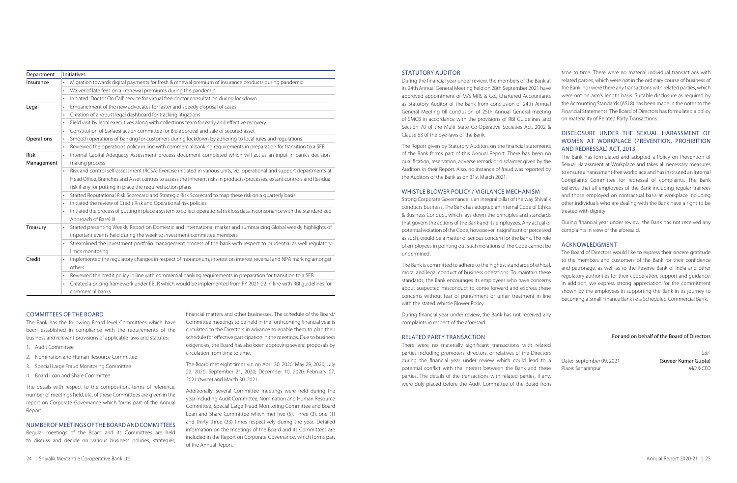| Department | Initiatives |
|---|---|
| Insurance | • Migration towards digital payments for fresh & renewal premium of insurance products during pandemic |
| | • Waiver of late fees on all renewal premiums during the pandemic |
| | • Initiated 'Doctor On Call' service for virtual free doctor consultation during lockdown |
| Legal | • Empanelment of the new advocates for faster and speedy disposal of cases |
| | • Creation of a robust legal dashboard for tracking litigations |
| | • Field visit by legal executives along with collections team for early and effective recovery |
| | • Constitution of Sarfaesi action committee for Bid approval and sale of secured asset |
| Operations | • Smooth operations of banking for customers during lockdown by adhering to local rules and regulations |
| | • Reviewed the operations policy in line with commercial banking requirements in preparation for transition to a SFB |
| Risk Management | • Internal Capital Adequacy Assessment process document completed which will act as an input in bank's decision-making process |
| | • Risk and control self-assessment (RCSA) Exercise initiated in various units, viz. operational and support departments at Head Office, Branches and Asset centres to assess the inherent risks in products/processes, extant controls and Residual risk if any for putting in place the required action plans |
| | • Started Reputational Risk Scorecard and Strategic Risk Scorecard to map these risk on a quarterly basis |
| | • Initiated the review of Credit Risk and Operational risk policies |
| | • Initiated the process of putting in place a system to collect operational risk loss data in consonance with the Standardized Approach of Basel III |
| Treasury | • Started presenting Weekly Report on Domestic and International market and summarizing Global weekly highlights of important events held during the week to investment committee members |
| | • Streamlined the investment portfolio management process of the bank with respect to prudential as well regulatory limits monitoring |
| Credit | • Implemented the regulatory changes in respect of moratorium, interest on interest reversal and NPA marking amongst others |
| | • Reviewed the credit policy in line with commercial banking requirements in preparation for transition to a SFB |
| | • Created a pricing framework under EBLR which would be implemented from FY 2021-22 in line with RBI guidelines for commercial banks |

## COMMITTEES OF THE BOARD

The Bank has the following Board level Committees which have been established in compliance with the requirements of the business and relevant provisions of applicable laws and statutes:

1. Audit Committee
2. Nomination and Human Resource Committee
3. Special Large Fraud Monitoring Committee
4. Board Loan and Share Committee

The details with respect to the composition, terms of reference, number of meetings held, etc. of these Committees are given in the report on Corporate Governance which forms part of the Annual Report.

## NUMBER OF MEETINGS OF THE BOARD AND COMMITTEES

Regular meetings of the Board and its Committees are held to discuss and decide on various business policies, strategies, financial matters and other businesses. The schedule of the Board/ Committee meetings to be held in the forthcoming financial year is circulated to the Directors in advance to enable them to plan their schedule for effective participation in the meetings. Due to business exigencies, the Board has also been approving several proposals by circulation from time to time.

The Board met eight times viz. on April 30, 2020; May 29, 2020; July 22, 2020; September 21, 2020; December 10, 2020; February 07, 2021 (twice) and March 30, 2021.

Additionally, several Committee meetings were held during the year including Audit Committee, Nomination and Human Resource Committee, Special Large Fraud Monitoring Committee and Board Loan and Share Committee which met five (5), Three (3), one (1) and thirty three (33) times respectively during the year. Detailed information on the meetings of the Board and its Committees are included in the Report on Corporate Governance, which forms part of the Annual Report.

## STATUTORY AUDITOR

During the financial year under review, the members of the Bank at its 24th Annual General Meeting held on 28th September 2021 have approved appointment of M/s MRS & Co., Chartered Accountants as Statutory Auditor of the Bank from conclusion of 24th Annual General Meeting till conclusion of 25th Annual General meeting of SMCB in accordance with the provisions of RBI Guidelines and Section 70 of the Multi State Co-Operative Societies Act, 2002 & Clause 63 of the bye-laws of the Bank.

The Report given by Statutory Auditors on the financial statements of the Bank forms part of this Annual Report. There has been no qualification, reservation, adverse remark or disclaimer given by the Auditors in their Report. Also, no instance of fraud was reported by the Auditors of the Bank as on 31st March 2021.

## WHISTLE BLOWER POLICY / VIGILANCE MECHANISM

Strong Corporate Governance is an integral pillar of the way Shivalik conducts business. The Bank has adopted an internal Code of Ethics & Business Conduct, which lays down the principles and standards that govern the actions of the Bank and its employees. Any actual or potential violation of the Code, howsoever insignificant or perceived as such, would be a matter of serious concern for the Bank. The role of employees in pointing out such violations of the Code cannot be undermined.

The Bank is committed to adhere to the highest standards of ethical, moral and legal conduct of business operations. To maintain these standards, the Bank encourages its employees who have concerns about suspected misconduct to come forward and express these concerns without fear of punishment or unfair treatment in line with the stated Whistle Blower Policy.

During financial year under review, the Bank has not received any complaints in respect of the aforesaid.

## RELATED PARTY TRANSACTION

There were no materially significant transactions with related parties including promoters, directors, or relatives of the Directors during the financial year under review which could lead to a potential conflict with the interest between the Bank and these parties. The details of the transactions with related parties, if any, were duly placed before the Audit Committee of the Board from time to time. There were no material individual transactions with related parties, which were not in the ordinary course of business of the Bank, nor were there any transactions with related parties, which were not on arm's length basis. Suitable disclosure as required by the Accounting Standards (AS18) has been made in the notes to the Financial Statements. The Board of Directors has formulated a policy on materiality of Related Party Transactions.

## DISCLOSURE UNDER THE SEXUAL HARASSMENT OF WOMEN AT WORKPLACE (PREVENTION, PROHIBITION AND REDRESSAL) ACT, 2013

The Bank has formulated and adopted a Policy on Prevention of Sexual Harassment at Workplace and takes all necessary measures to ensure a harassment-free workplace and has instituted an Internal Complaints Committee for redressal of complaints. The Bank believes that all employees of the Bank including regular trainees and those employed on contractual basis at workplace including other individuals who are dealing with the Bank have a right to be treated with dignity.

During financial year under review, the Bank has not received any complaints in view of the aforesaid.

## ACKNOWLEDGMENT

The Board of Directors would like to express their sincere gratitude to the members and customers of the Bank for their confidence and patronage, as well as to the Reserve Bank of India and other regulatory authorities for their cooperation, support and guidance. In addition, we express strong appreciation for the commitment shown by the employees in supporting the Bank in its journey to becoming a Small Finance Bank i.e a Scheduled Commercial Bank.

**For and on behalf of the Board of Directors**

*Sd/-*

Date: September 09, 2021 — **(Suveer Kumar Gupta)**

Place: Saharanpur — *MD & CEO*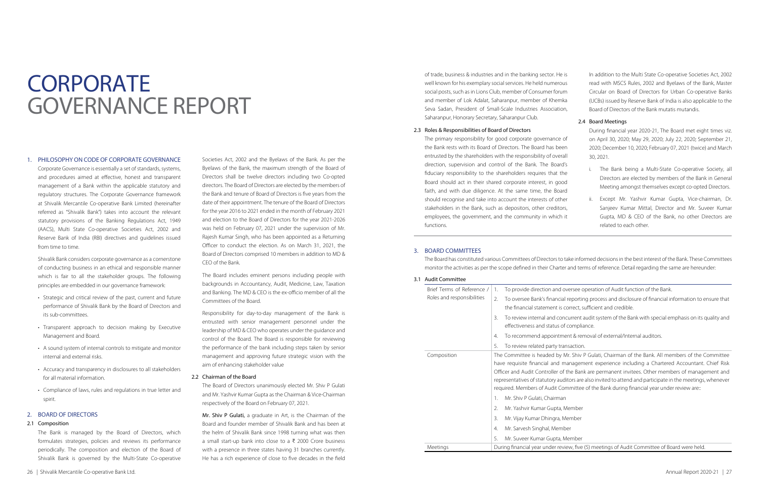# CORPORATE GOVERNANCE REPORT

## 1. PHILOSOPHY ON CODE OF CORPORATE GOVERNANCE

Corporate Governance is essentially a set of standards, systems, and procedures aimed at effective, honest and transparent management of a Bank within the applicable statutory and regulatory structures. The Corporate Governance framework at Shivalik Mercantile Co-operative Bank Limited (hereinafter referred as "Shivalik Bank") takes into account the relevant statutory provisions of the Banking Regulations Act, 1949 (AACS), Multi State Co-operative Societies Act, 2002 and Reserve Bank of India (RBI) directives and guidelines issued from time to time.

Shivalik Bank considers corporate governance as a cornerstone of conducting business in an ethical and responsible manner which is fair to all the stakeholder groups. The following principles are embedded in our governance framework:

- Strategic and critical review of the past, current and future performance of Shivalik Bank by the Board of Directors and its sub-committees.
- Transparent approach to decision making by Executive Management and Board.
- A sound system of internal controls to mitigate and monitor internal and external risks.
- Accuracy and transparency in disclosures to all stakeholders for all material information.
- Compliance of laws, rules and regulations in true letter and spirit.

## 2. BOARD OF DIRECTORS

### 2.1 Composition

The Bank is managed by the Board of Directors, which formulates strategies, policies and reviews its performance periodically. The composition and election of the Board of Shivalik Bank is governed by the Multi-State Co-operative Societies Act, 2002 and the Byelaws of the Bank. As per the Byelaws of the Bank, the maximum strength of the Board of Directors shall be twelve directors including two Co-opted directors. The Board of Directors are elected by the members of the Bank and tenure of Board of Directors is five years from the date of their appointment. The tenure of the Board of Directors for the year 2016 to 2021 ended in the month of February 2021 and election to the Board of Directors for the year 2021-2026 was held on February 07, 2021 under the supervision of Mr. Rajesh Kumar Singh, who has been appointed as a Returning Officer to conduct the election. As on March 31, 2021, the Board of Directors comprised 10 members in addition to MD & CEO of the Bank.

The Board includes eminent persons including people with backgrounds in Accountancy, Audit, Medicine, Law, Taxation and Banking. The MD & CEO is the ex-officio member of all the Committees of the Board.

Responsibility for day-to-day management of the Bank is entrusted with senior management personnel under the leadership of MD & CEO who operates under the guidance and control of the Board. The Board is responsible for reviewing the performance of the bank including steps taken by senior management and approving future strategic vision with the aim of enhancing stakeholder value

### 2.2 Chairman of the Board

The Board of Directors unanimously elected Mr. Shiv P Gulati and Mr. Yashvir Kumar Gupta as the Chairman & Vice-Chairman respectively of the Board on February 07, 2021.

**Mr. Shiv P Gulati,** a graduate in Art, is the Chairman of the Board and founder member of Shivalik Bank and has been at the helm of Shivalik Bank since 1998 turning what was then a small start-up bank into close to a ₹ 2000 Crore business with a presence in three states having 31 branches currently. He has a rich experience of close to five decades in the field of trade, business & industries and in the banking sector. He is well known for his exemplary social services. He held numerous social posts, such as in Lions Club, member of Consumer forum and member of Lok Adalat, Saharanpur, member of Khemka Seva Sadan, President of Small-Scale Industries Association, Saharanpur, Honorary Secretary, Saharanpur Club.

### 2.3 Roles & Responsibilities of Board of Directors

The primary responsibility for good corporate governance of the Bank rests with its Board of Directors. The Board has been entrusted by the shareholders with the responsibility of overall direction, supervision and control of the Bank. The Board's fiduciary responsibility to the shareholders requires that the Board should act in their shared corporate interest, in good faith, and with due diligence. At the same time, the Board should recognise and take into account the interests of other stakeholders in the Bank, such as depositors, other creditors, employees, the government, and the community in which it functions.

In addition to the Multi State Co-operative Societies Act, 2002 read with MSCS Rules, 2002 and Byelaws of the Bank, Master Circular on Board of Directors for Urban Co-operative Banks (UCBs) issued by Reserve Bank of India is also applicable to the Board of Directors of the Bank mutatis mutandis.

### 2.4 Board Meetings

During financial year 2020-21, The Board met eight times viz. on April 30, 2020; May 29, 2020; July 22, 2020; September 21, 2020; December 10, 2020; February 07, 2021 (twice) and March 30, 2021.

i. The Bank being a Multi-State Co-operative Society, all Directors are elected by members of the Bank in General Meeting amongst themselves except co-opted Directors.

ii. Except Mr. Yashvir Kumar Gupta, Vice-chairman, Dr. Sanjeev Kumar Mittal, Director and Mr. Suveer Kumar Gupta, MD & CEO of the Bank, no other Directors are related to each other.

## 3. BOARD COMMITTEES

The Board has constituted various Committees of Directors to take informed decisions in the best interest of the Bank. These Committees monitor the activities as per the scope defined in their Charter and terms of reference. Detail regarding the same are hereunder:

### 3.1 Audit Committee

| | |
|---|---|
| Brief Terms of Reference / Roles and responsibilities | 1. To provide direction and oversee operation of Audit function of the Bank.<br>2. To oversee Bank's financial reporting process and disclosure of financial information to ensure that the financial statement is correct, sufficient and credible.<br>3. To review internal and concurrent audit system of the Bank with special emphasis on its quality and effectiveness and status of compliance.<br>4. To recommend appointment & removal of external/Internal auditors.<br>5. To review related party transaction. |
| Composition | The Committee is headed by Mr. Shiv P Gulati, Chairman of the Bank. All members of the Committee have requisite financial and management experience including a Chartered Accountant. Chief Risk Officer and Audit Controller of the Bank are permanent invitees. Other members of management and representatives of statutory auditors are also invited to attend and participate in the meetings, whenever required. Members of Audit Committee of the Bank during financial year under review are::<br>1. Mr. Shiv P Gulati, Chairman<br>2. Mr. Yashvir Kumar Gupta, Member<br>3. Mr. Vijay Kumar Dhingra, Member<br>4. Mr. Sarvesh Singhal, Member<br>5. Mr. Suveer Kumar Gupta, Member |
| Meetings | During financial year under review, five (5) meetings of Audit Committee of Board were held. |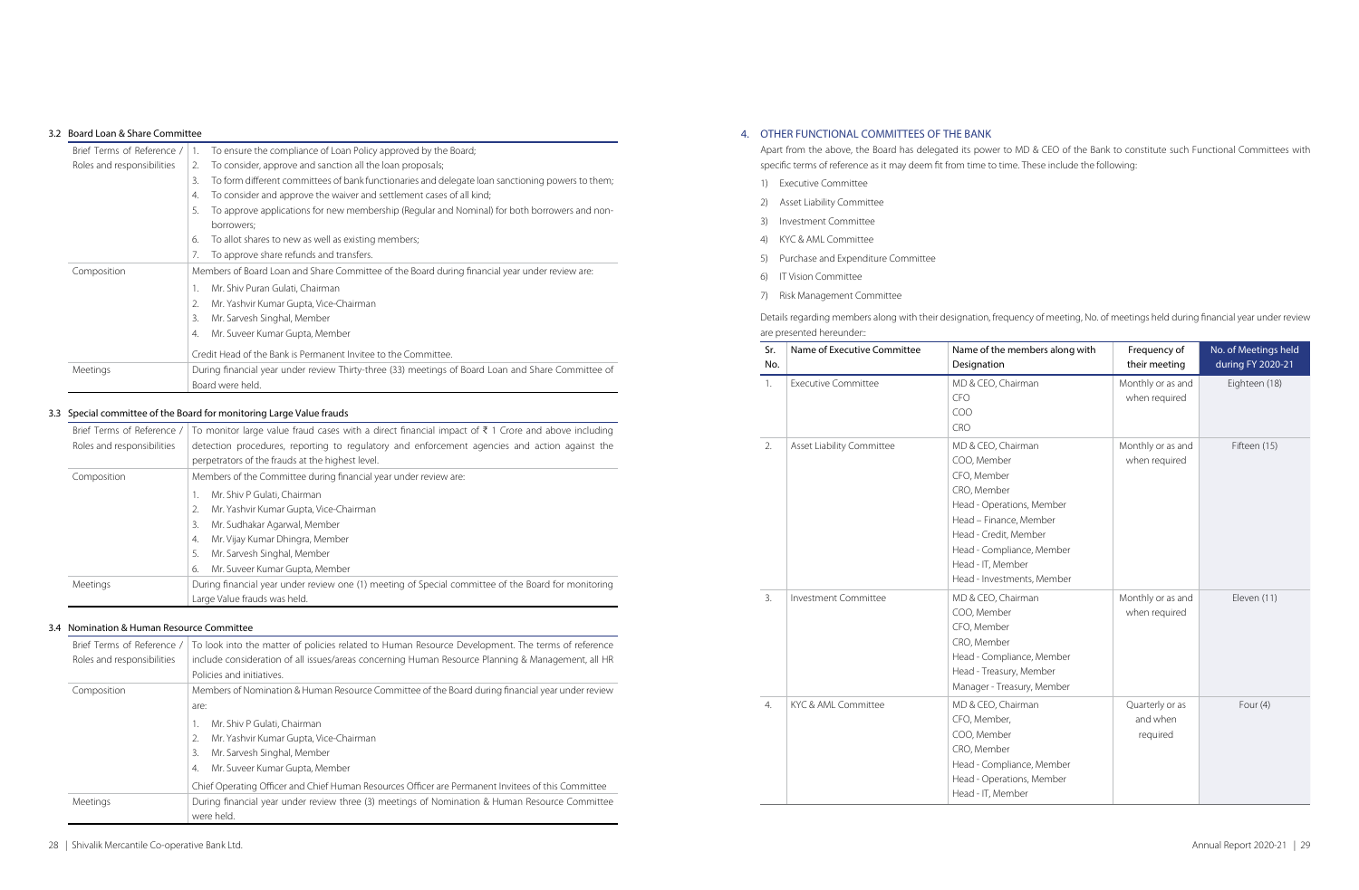### 3.2 Board Loan & Share Committee

| | |
|---|---|
| Brief Terms of Reference / Roles and responsibilities | 1. To ensure the compliance of Loan Policy approved by the Board;<br>2. To consider, approve and sanction all the loan proposals;<br>3. To form different committees of bank functionaries and delegate loan sanctioning powers to them;<br>4. To consider and approve the waiver and settlement cases of all kind;<br>5. To approve applications for new membership (Regular and Nominal) for both borrowers and non-borrowers;<br>6. To allot shares to new as well as existing members;<br>7. To approve share refunds and transfers. |
| Composition | Members of Board Loan and Share Committee of the Board during financial year under review are:<br>1. Mr. Shiv Puran Gulati, Chairman<br>2. Mr. Yashvir Kumar Gupta, Vice-Chairman<br>3. Mr. Sarvesh Singhal, Member<br>4. Mr. Suveer Kumar Gupta, Member<br><br>Credit Head of the Bank is Permanent Invitee to the Committee. |
| Meetings | During financial year under review Thirty-three (33) meetings of Board Loan and Share Committee of Board were held. |

### 3.3 Special committee of the Board for monitoring Large Value frauds

| | |
|---|---|
| Brief Terms of Reference / Roles and responsibilities | To monitor large value fraud cases with a direct financial impact of ₹ 1 Crore and above including detection procedures, reporting to regulatory and enforcement agencies and action against the perpetrators of the frauds at the highest level. |
| Composition | Members of the Committee during financial year under review are:<br>1. Mr. Shiv P Gulati, Chairman<br>2. Mr. Yashvir Kumar Gupta, Vice-Chairman<br>3. Mr. Sudhakar Agarwal, Member<br>4. Mr. Vijay Kumar Dhingra, Member<br>5. Mr. Sarvesh Singhal, Member<br>6. Mr. Suveer Kumar Gupta, Member |
| Meetings | During financial year under review one (1) meeting of Special committee of the Board for monitoring Large Value frauds was held. |

### 3.4 Nomination & Human Resource Committee

| | |
|---|---|
| Brief Terms of Reference / Roles and responsibilities | To look into the matter of policies related to Human Resource Development. The terms of reference include consideration of all issues/areas concerning Human Resource Planning & Management, all HR Policies and initiatives. |
| Composition | Members of Nomination & Human Resource Committee of the Board during financial year under review are:<br>1. Mr. Shiv P Gulati, Chairman<br>2. Mr. Yashvir Kumar Gupta, Vice-Chairman<br>3. Mr. Sarvesh Singhal, Member<br>4. Mr. Suveer Kumar Gupta, Member<br><br>Chief Operating Officer and Chief Human Resources Officer are Permanent Invitees of this Committee |
| Meetings | During financial year under review three (3) meetings of Nomination & Human Resource Committee were held. |

## 4. OTHER FUNCTIONAL COMMITTEES OF THE BANK

Apart from the above, the Board has delegated its power to MD & CEO of the Bank to constitute such Functional Committees with specific terms of reference as it may deem fit from time to time. These include the following:

1) Executive Committee
2) Asset Liability Committee
3) Investment Committee
4) KYC & AML Committee
5) Purchase and Expenditure Committee
6) IT Vision Committee
7) Risk Management Committee

Details regarding members along with their designation, frequency of meeting, No. of meetings held during financial year under review are presented hereunder::

| Sr. No. | Name of Executive Committee | Name of the members along with Designation | Frequency of their meeting | No. of Meetings held during FY 2020-21 |
|---|---|---|---|---|
| 1. | Executive Committee | MD & CEO, Chairman<br>CFO<br>COO<br>CRO | Monthly or as and when required | Eighteen (18) |
| 2. | Asset Liability Committee | MD & CEO, Chairman<br>COO, Member<br>CFO, Member<br>CRO, Member<br>Head - Operations, Member<br>Head – Finance, Member<br>Head - Credit, Member<br>Head - Compliance, Member<br>Head - IT, Member<br>Head - Investments, Member | Monthly or as and when required | Fifteen (15) |
| 3. | Investment Committee | MD & CEO, Chairman<br>COO, Member<br>CFO, Member<br>CRO, Member<br>Head - Compliance, Member<br>Head - Treasury, Member<br>Manager - Treasury, Member | Monthly or as and when required | Eleven (11) |
| 4. | KYC & AML Committee | MD & CEO, Chairman<br>CFO, Member,<br>COO, Member<br>CRO, Member<br>Head - Compliance, Member<br>Head - Operations, Member<br>Head - IT, Member | Quarterly or as and when required | Four (4) |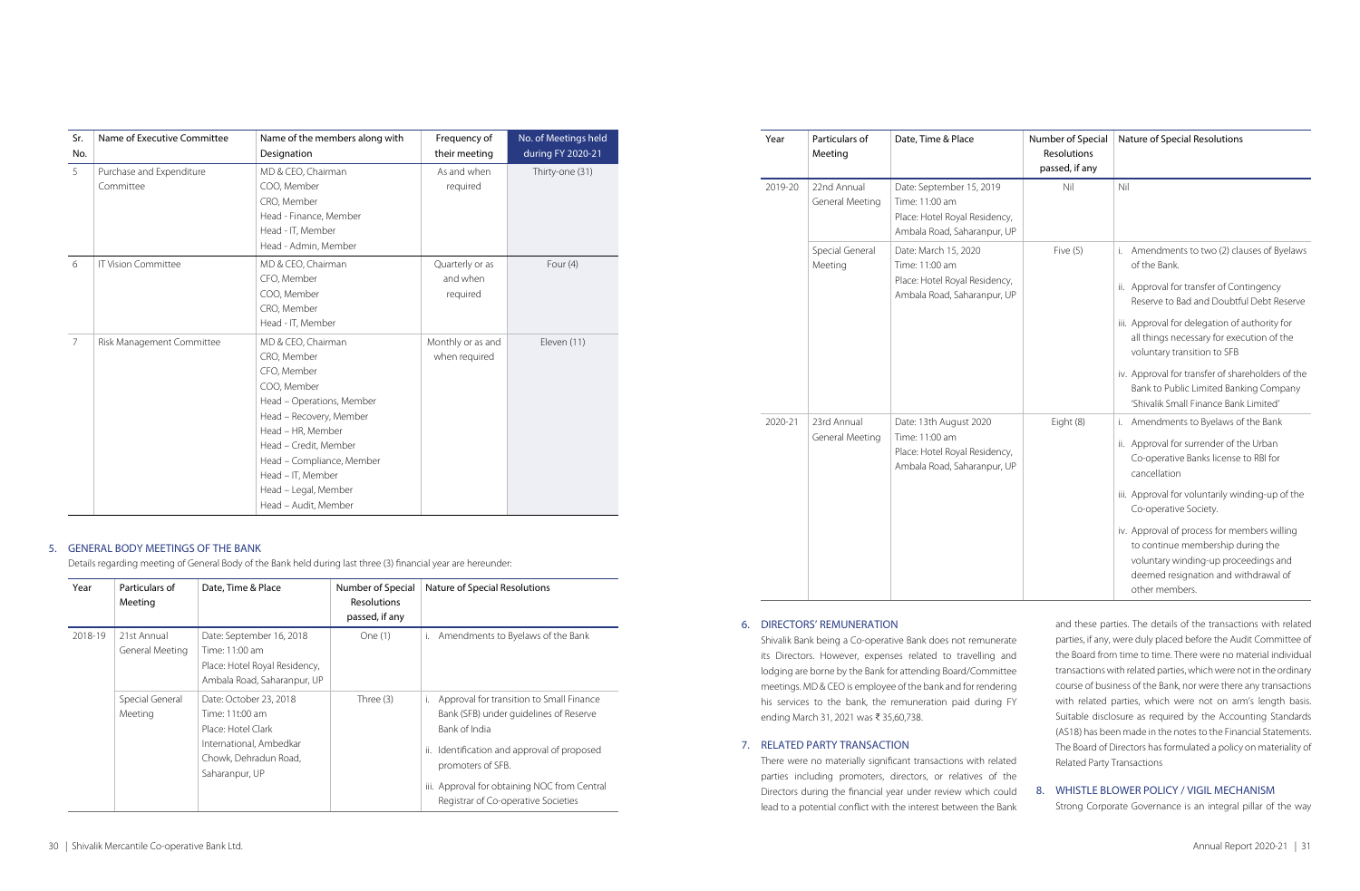| Sr. No. | Name of Executive Committee | Name of the members along with Designation | Frequency of their meeting | No. of Meetings held during FY 2020-21 |
|---|---|---|---|---|
| 5 | Purchase and Expenditure Committee | MD & CEO, Chairman<br>COO, Member<br>CRO, Member<br>Head - Finance, Member<br>Head - IT, Member<br>Head - Admin, Member | As and when required | Thirty-one (31) |
| 6 | IT Vision Committee | MD & CEO, Chairman<br>CFO, Member<br>COO, Member<br>CRO, Member<br>Head - IT, Member | Quarterly or as and when required | Four (4) |
| 7 | Risk Management Committee | MD & CEO, Chairman<br>CRO, Member<br>CFO, Member<br>COO, Member<br>Head – Operations, Member<br>Head – Recovery, Member<br>Head – HR, Member<br>Head – Credit, Member<br>Head – Compliance, Member<br>Head – IT, Member<br>Head – Legal, Member<br>Head – Audit, Member | Monthly or as and when required | Eleven (11) |

## 5. GENERAL BODY MEETINGS OF THE BANK

Details regarding meeting of General Body of the Bank held during last three (3) financial year are hereunder:

| Year | Particulars of Meeting | Date, Time & Place | Number of Special Resolutions passed, if any | Nature of Special Resolutions |
|---|---|---|---|---|
| 2018-19 | 21st Annual General Meeting | Date: September 16, 2018<br>Time: 11:00 am<br>Place: Hotel Royal Residency, Ambala Road, Saharanpur, UP | One (1) | i. Amendments to Byelaws of the Bank |
| | Special General Meeting | Date: October 23, 2018<br>Time: 11t:00 am<br>Place: Hotel Clark International, Ambedkar Chowk, Dehradun Road, Saharanpur, UP | Three (3) | i. Approval for transition to Small Finance Bank (SFB) under guidelines of Reserve Bank of India<br>ii. Identification and approval of proposed promoters of SFB.<br>iii. Approval for obtaining NOC from Central Registrar of Co-operative Societies |
| 2019-20 | 22nd Annual General Meeting | Date: September 15, 2019<br>Time: 11:00 am<br>Place: Hotel Royal Residency, Ambala Road, Saharanpur, UP | Nil | Nil |
| | Special General Meeting | Date: March 15, 2020<br>Time: 11:00 am<br>Place: Hotel Royal Residency, Ambala Road, Saharanpur, UP | Five (5) | i. Amendments to two (2) clauses of Byelaws of the Bank.<br>ii. Approval for transfer of Contingency Reserve to Bad and Doubtful Debt Reserve<br>iii. Approval for delegation of authority for all things necessary for execution of the voluntary transition to SFB<br>iv. Approval for transfer of shareholders of the Bank to Public Limited Banking Company 'Shivalik Small Finance Bank Limited' |
| 2020-21 | 23rd Annual General Meeting | Date: 13th August 2020<br>Time: 11:00 am<br>Place: Hotel Royal Residency, Ambala Road, Saharanpur, UP | Eight (8) | i. Amendments to Byelaws of the Bank<br>ii. Approval for surrender of the Urban Co-operative Banks license to RBI for cancellation<br>iii. Approval for voluntarily winding-up of the Co-operative Society.<br>iv. Approval of process for members willing to continue membership during the voluntary winding-up proceedings and deemed resignation and withdrawal of other members. |

## 6. DIRECTORS' REMUNERATION

Shivalik Bank being a Co-operative Bank does not remunerate its Directors. However, expenses related to travelling and lodging are borne by the Bank for attending Board/Committee meetings. MD & CEO is employee of the bank and for rendering his services to the bank, the remuneration paid during FY ending March 31, 2021 was ₹ 35,60,738.

## 7. RELATED PARTY TRANSACTION

There were no materially significant transactions with related parties including promoters, directors, or relatives of the Directors during the financial year under review which could lead to a potential conflict with the interest between the Bank and these parties. The details of the transactions with related parties, if any, were duly placed before the Audit Committee of the Board from time to time. There were no material individual transactions with related parties, which were not in the ordinary course of business of the Bank, nor were there any transactions with related parties, which were not on arm's length basis. Suitable disclosure as required by the Accounting Standards (AS18) has been made in the notes to the Financial Statements. The Board of Directors has formulated a policy on materiality of Related Party Transactions

## 8. WHISTLE BLOWER POLICY / VIGIL MECHANISM

Strong Corporate Governance is an integral pillar of the way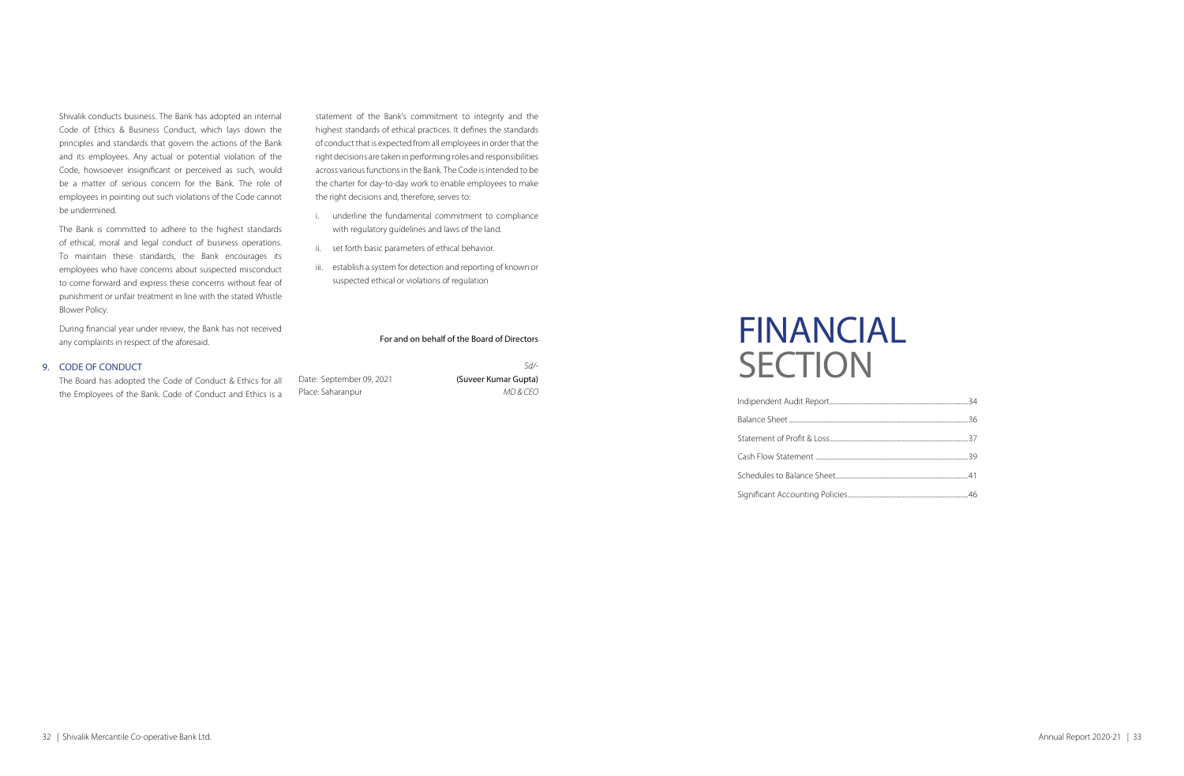Shivalik conducts business. The Bank has adopted an internal Code of Ethics & Business Conduct, which lays down the principles and standards that govern the actions of the Bank and its employees. Any actual or potential violation of the Code, howsoever insignificant or perceived as such, would be a matter of serious concern for the Bank. The role of employees in pointing out such violations of the Code cannot be undermined.

The Bank is committed to adhere to the highest standards of ethical, moral and legal conduct of business operations. To maintain these standards, the Bank encourages its employees who have concerns about suspected misconduct to come forward and express these concerns without fear of punishment or unfair treatment in line with the stated Whistle Blower Policy.

During financial year under review, the Bank has not received any complaints in respect of the aforesaid.

## 9. CODE OF CONDUCT

The Board has adopted the Code of Conduct & Ethics for all the Employees of the Bank. Code of Conduct and Ethics is a statement of the Bank's commitment to integrity and the highest standards of ethical practices. It defines the standards of conduct that is expected from all employees in order that the right decisions are taken in performing roles and responsibilities across various functions in the Bank. The Code is intended to be the charter for day-to-day work to enable employees to make the right decisions and, therefore, serves to:

i. underline the fundamental commitment to compliance with regulatory guidelines and laws of the land.

ii. set forth basic parameters of ethical behavior.

iii. establish a system for detection and reporting of known or suspected ethical or violations of regulation

For and on behalf of the Board of Directors

*Sd/-*

**(Suveer Kumar Gupta)**
*MD & CEO*

Date: September 09, 2021
Place: Saharanpur

# FINANCIAL SECTION

| | |
|---|---|
| Indipendent Audit Report | 34 |
| Balance Sheet | 36 |
| Statement of Profit & Loss | 37 |
| Cash Flow Statement | 39 |
| Schedules to Balance Sheet | 41 |
| Significant Accounting Policies | 46 |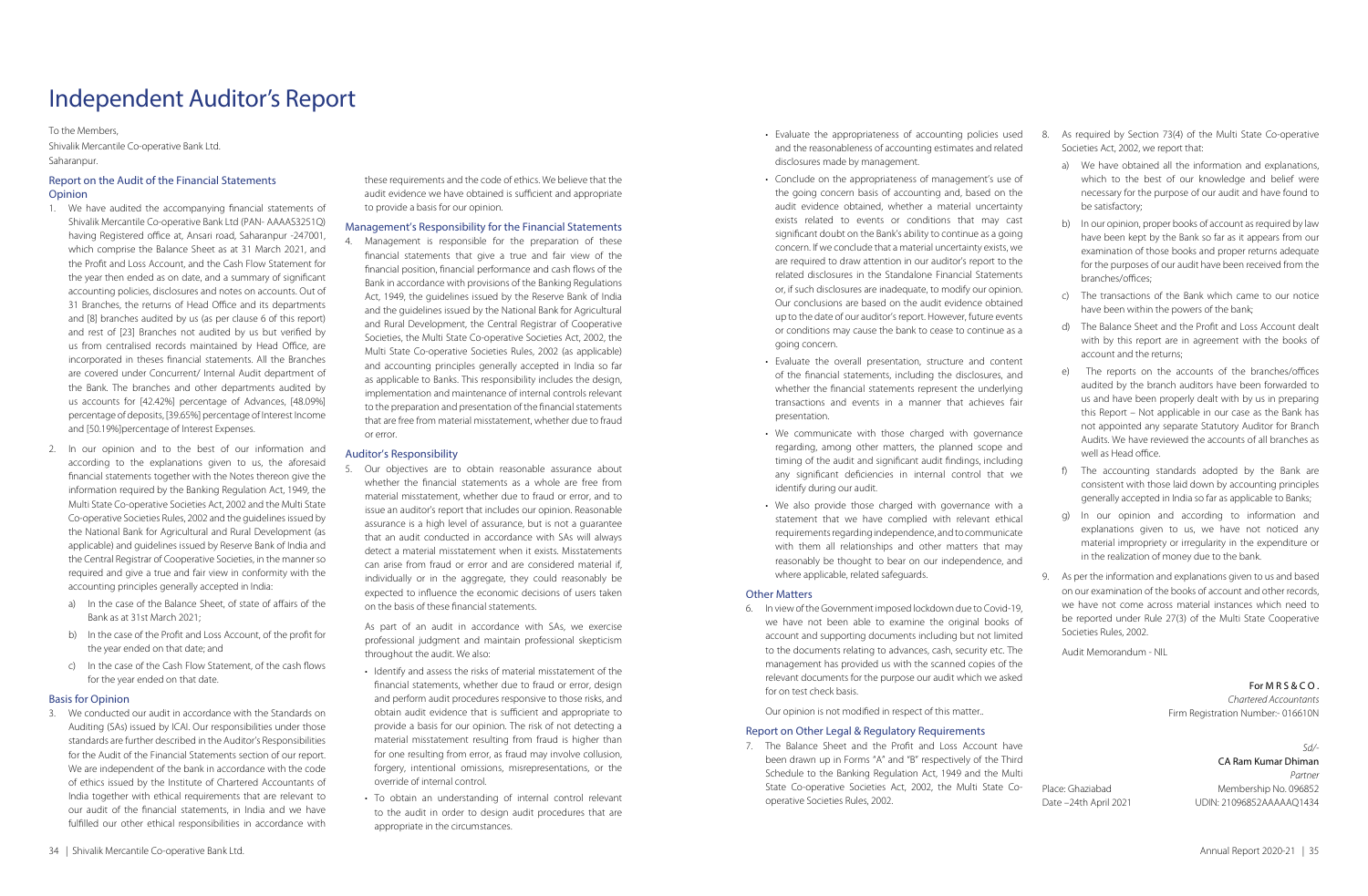# Independent Auditor's Report

To the Members,
Shivalik Mercantile Co-operative Bank Ltd.
Saharanpur.

## Report on the Audit of the Financial Statements

### Opinion

1. We have audited the accompanying financial statements of Shivalik Mercantile Co-operative Bank Ltd (PAN- AAAAS3251Q) having Registered office at, Ansari road, Saharanpur -247001, which comprise the Balance Sheet as at 31 March 2021, and the Profit and Loss Account, and the Cash Flow Statement for the year then ended as on date, and a summary of significant accounting policies, disclosures and notes on accounts. Out of 31 Branches, the returns of Head Office and its departments and [8] branches audited by us (as per clause 6 of this report) and rest of [23] Branches not audited by us but verified by us from centralised records maintained by Head Office, are incorporated in these financial statements. All the Branches are covered under Concurrent/ Internal Audit department of the Bank. The branches and other departments audited by us accounts for [42.42%] percentage of Advances, [48.09%] percentage of deposits, [39.65%] percentage of Interest Income and [50.19%]percentage of Interest Expenses.

2. In our opinion and to the best of our information and according to the explanations given to us, the aforesaid financial statements together with the Notes thereon give the information required by the Banking Regulation Act, 1949, the Multi State Co-operative Societies Act, 2002 and the Multi State Co-operative Societies Rules, 2002 and the guidelines issued by the National Bank for Agricultural and Rural Development (as applicable) and guidelines issued by Reserve Bank of India and the Central Registrar of Cooperative Societies, in the manner so required and give a true and fair view in conformity with the accounting principles generally accepted in India:
   a) In the case of the Balance Sheet, of state of affairs of the Bank as at 31st March 2021;
   b) In the case of the Profit and Loss Account, of the profit for the year ended on that date; and
   c) In the case of the Cash Flow Statement, of the cash flows for the year ended on that date.

### Basis for Opinion

3. We conducted our audit in accordance with the Standards on Auditing (SAs) issued by ICAI. Our responsibilities under those standards are further described in the Auditor's Responsibilities for the Audit of the Financial Statements section of our report. We are independent of the bank in accordance with the code of ethics issued by the Institute of Chartered Accountants of India together with ethical requirements that are relevant to our audit of the financial statements, in India and we have fulfilled our other ethical responsibilities in accordance with these requirements and the code of ethics. We believe that the audit evidence we have obtained is sufficient and appropriate to provide a basis for our opinion.

### Management's Responsibility for the Financial Statements

4. Management is responsible for the preparation of these financial statements that give a true and fair view of the financial position, financial performance and cash flows of the Bank in accordance with provisions of the Banking Regulations Act, 1949, the guidelines issued by the Reserve Bank of India and the guidelines issued by the National Bank for Agricultural and Rural Development, the Central Registrar of Cooperative Societies, the Multi State Co-operative Societies Act, 2002, the Multi State Co-operative Societies Rules, 2002 (as applicable) and accounting principles generally accepted in India so far as applicable to Banks. This responsibility includes the design, implementation and maintenance of internal controls relevant to the preparation and presentation of the financial statements that are free from material misstatement, whether due to fraud or error.

### Auditor's Responsibility

5. Our objectives are to obtain reasonable assurance about whether the financial statements as a whole are free from material misstatement, whether due to fraud or error, and to issue an auditor's report that includes our opinion. Reasonable assurance is a high level of assurance, but is not a guarantee that an audit conducted in accordance with SAs will always detect a material misstatement when it exists. Misstatements can arise from fraud or error and are considered material if, individually or in the aggregate, they could reasonably be expected to influence the economic decisions of users taken on the basis of these financial statements.

   As part of an audit in accordance with SAs, we exercise professional judgment and maintain professional skepticism throughout the audit. We also:

   - Identify and assess the risks of material misstatement of the financial statements, whether due to fraud or error, design and perform audit procedures responsive to those risks, and obtain audit evidence that is sufficient and appropriate to provide a basis for our opinion. The risk of not detecting a material misstatement resulting from fraud is higher than for one resulting from error, as fraud may involve collusion, forgery, intentional omissions, misrepresentations, or the override of internal control.
   - To obtain an understanding of internal control relevant to the audit in order to design audit procedures that are appropriate in the circumstances.
   - Evaluate the appropriateness of accounting policies used and the reasonableness of accounting estimates and related disclosures made by management.
   - Conclude on the appropriateness of management's use of the going concern basis of accounting and, based on the audit evidence obtained, whether a material uncertainty exists related to events or conditions that may cast significant doubt on the Bank's ability to continue as a going concern. If we conclude that a material uncertainty exists, we are required to draw attention in our auditor's report to the related disclosures in the Standalone Financial Statements or, if such disclosures are inadequate, to modify our opinion. Our conclusions are based on the audit evidence obtained up to the date of our auditor's report. However, future events or conditions may cause the bank to cease to continue as a going concern.
   - Evaluate the overall presentation, structure and content of the financial statements, including the disclosures, and whether the financial statements represent the underlying transactions and events in a manner that achieves fair presentation.
   - We communicate with those charged with governance regarding, among other matters, the planned scope and timing of the audit and significant audit findings, including any significant deficiencies in internal control that we identify during our audit.
   - We also provide those charged with governance with a statement that we have complied with relevant ethical requirements regarding independence, and to communicate with them all relationships and other matters that may reasonably be thought to bear on our independence, and where applicable, related safeguards.

### Other Matters

6. In view of the Government imposed lockdown due to Covid-19, we have not been able to examine the original books of account and supporting documents including but not limited to the documents relating to advances, cash, security etc. The management has provided us with the scanned copies of the relevant documents for the purpose our audit which we asked for on test check basis.

   Our opinion is not modified in respect of this matter..

### Report on Other Legal & Regulatory Requirements

7. The Balance Sheet and the Profit and Loss Account have been drawn up in Forms "A" and "B" respectively of the Third Schedule to the Banking Regulation Act, 1949 and the Multi State Co-operative Societies Act, 2002, the Multi State Co-operative Societies Rules, 2002.

8. As required by Section 73(4) of the Multi State Co-operative Societies Act, 2002, we report that:
   a) We have obtained all the information and explanations, which to the best of our knowledge and belief were necessary for the purpose of our audit and have found to be satisfactory;
   b) In our opinion, proper books of account as required by law have been kept by the Bank so far as it appears from our examination of those books and proper returns adequate for the purposes of our audit have been received from the branches/offices;
   c) The transactions of the Bank which came to our notice have been within the powers of the bank;
   d) The Balance Sheet and the Profit and Loss Account dealt with by this report are in agreement with the books of account and the returns;
   e) The reports on the accounts of the branches/offices audited by the branch auditors have been forwarded to us and have been properly dealt with by us in preparing this Report – Not applicable in our case as the Bank has not appointed any separate Statutory Auditor for Branch Audits. We have reviewed the accounts of all branches as well as Head office.
   f) The accounting standards adopted by the Bank are consistent with those laid down by accounting principles generally accepted in India so far as applicable to Banks;
   g) In our opinion and according to information and explanations given to us, we have not noticed any material impropriety or irregularity in the expenditure or in the realization of money due to the bank.

9. As per the information and explanations given to us and based on our examination of the books of account and other records, we have not come across material instances which need to be reported under Rule 27(3) of the Multi State Cooperative Societies Rules, 2002.

Audit Memorandum - NIL

For M R S & C O .
*Chartered Accountants*
Firm Registration Number:- 016610N

*Sd/-*
CA Ram Kumar Dhiman
*Partner*
Membership No. 096852
UDIN: 21096852AAAAAQ1434

Place: Ghaziabad
Date –24th April 2021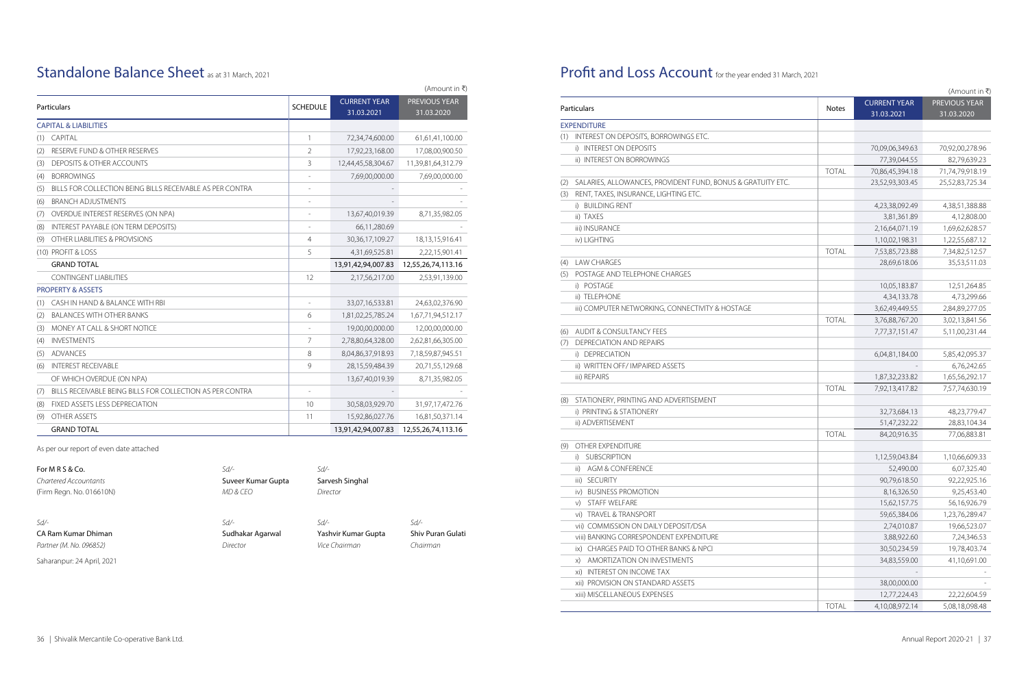## Standalone Balance Sheet as at 31 March, 2021

(Amount in ₹)

| Particulars | SCHEDULE | CURRENT YEAR 31.03.2021 | PREVIOUS YEAR 31.03.2020 |
|---|---|---|---|
| **CAPITAL & LIABILITIES** | | | |
| (1) CAPITAL | 1 | 72,34,74,600.00 | 61,61,41,100.00 |
| (2) RESERVE FUND & OTHER RESERVES | 2 | 17,92,23,168.00 | 17,08,00,900.50 |
| (3) DEPOSITS & OTHER ACCOUNTS | 3 | 12,44,45,58,304.67 | 11,39,81,64,312.79 |
| (4) BORROWINGS | - | 7,69,00,000.00 | 7,69,00,000.00 |
| (5) BILLS FOR COLLECTION BEING BILLS RECEIVABLE AS PER CONTRA | - | - | - |
| (6) BRANCH ADJUSTMENTS | - | - | - |
| (7) OVERDUE INTEREST RESERVES (ON NPA) | - | 13,67,40,019.39 | 8,71,35,982.05 |
| (8) INTEREST PAYABLE (ON TERM DEPOSITS) | - | 66,11,280.69 | - |
| (9) OTHER LIABILITIES & PROVISIONS | 4 | 30,36,17,109.27 | 18,13,15,916.41 |
| (10) PROFIT & LOSS | 5 | 4,31,69,525.81 | 2,22,15,901.41 |
| **GRAND TOTAL** | | 13,91,42,94,007.83 | 12,55,26,74,113.16 |
| CONTINGENT LIABILITIES | 12 | 2,17,56,217.00 | 2,53,91,139.00 |
| **PROPERTY & ASSETS** | | | |
| (1) CASH IN HAND & BALANCE WITH RBI | - | 33,07,16,533.81 | 24,63,02,376.90 |
| (2) BALANCES WITH OTHER BANKS | 6 | 1,81,02,25,785.24 | 1,67,71,94,512.17 |
| (3) MONEY AT CALL & SHORT NOTICE | - | 19,00,00,000.00 | 12,00,00,000.00 |
| (4) INVESTMENTS | 7 | 2,78,80,64,328.00 | 2,62,81,66,305.00 |
| (5) ADVANCES | 8 | 8,04,86,37,918.93 | 7,18,59,87,945.51 |
| (6) INTEREST RECEIVABLE | 9 | 28,15,59,484.39 | 20,71,55,129.68 |
| OF WHICH OVERDUE (ON NPA) | | 13,67,40,019.39 | 8,71,35,982.05 |
| (7) BILLS RECEIVABLE BEING BILLS FOR COLLECTION AS PER CONTRA | - | - | - |
| (8) FIXED ASSETS LESS DEPRECIATION | 10 | 30,58,03,929.70 | 31,97,17,472.76 |
| (9) OTHER ASSETS | 11 | 15,92,86,027.76 | 16,81,50,371.14 |
| **GRAND TOTAL** | | 13,91,42,94,007.83 | 12,55,26,74,113.16 |

As per our report of even date attached

| | | | |
|---|---|---|---|
| **For M R S & Co.** *Chartered Accountants* (Firm Regn. No. 016610N) | Sd/- **Suveer Kumar Gupta** *MD & CEO* | Sd/- **Sarvesh Singhal** *Director* | |
| Sd/- **CA Ram Kumar Dhiman** *Partner (M. No. 096852)* | Sd/- **Sudhakar Agarwal** *Director* | Sd/- **Yashvir Kumar Gupta** *Vice Chairman* | Sd/- **Shiv Puran Gulati** *Chairman* |

Saharanpur: 24 April, 2021

## Profit and Loss Account for the year ended 31 March, 2021

(Amount in ₹)

| Particulars | Notes | CURRENT YEAR 31.03.2021 | PREVIOUS YEAR 31.03.2020 |
|---|---|---|---|
| **EXPENDITURE** | | | |
| (1) INTEREST ON DEPOSITS, BORROWINGS ETC. | | | |
| i) INTEREST ON DEPOSITS | | 70,09,06,349.63 | 70,92,00,278.96 |
| ii) INTEREST ON BORROWINGS | | 77,39,044.55 | 82,79,639.23 |
| | TOTAL | 70,86,45,394.18 | 71,74,79,918.19 |
| (2) SALARIES, ALLOWANCES, PROVIDENT FUND, BONUS & GRATUITY ETC. | | 23,52,93,303.45 | 25,52,83,725.34 |
| (3) RENT, TAXES, INSURANCE, LIGHTING ETC. | | | |
| i) BUILDING RENT | | 4,23,38,092.49 | 4,38,51,388.88 |
| ii) TAXES | | 3,81,361.89 | 4,12,808.00 |
| iii) INSURANCE | | 2,16,64,071.19 | 1,69,62,628.57 |
| iv) LIGHTING | | 1,10,02,198.31 | 1,22,55,687.12 |
| | TOTAL | 7,53,85,723.88 | 7,34,82,512.57 |
| (4) LAW CHARGES | | 28,69,618.06 | 35,53,511.03 |
| (5) POSTAGE AND TELEPHONE CHARGES | | | |
| i) POSTAGE | | 10,05,183.87 | 12,51,264.85 |
| ii) TELEPHONE | | 4,34,133.78 | 4,73,299.66 |
| iii) COMPUTER NETWORKING, CONNECTIVITY & HOSTAGE | | 3,62,49,449.55 | 2,84,89,277.05 |
| | TOTAL | 3,76,88,767.20 | 3,02,13,841.56 |
| (6) AUDIT & CONSULTANCY FEES | | 7,77,37,151.47 | 5,11,00,231.44 |
| (7) DEPRECIATION AND REPAIRS | | | |
| i) DEPRECIATION | | 6,04,81,184.00 | 5,85,42,095.37 |
| ii) WRITTEN OFF/ IMPAIRED ASSETS | | - | 6,76,242.65 |
| iii) REPAIRS | | 1,87,32,233.82 | 1,65,56,292.17 |
| | TOTAL | 7,92,13,417.82 | 7,57,74,630.19 |
| (8) STATIONERY, PRINTING AND ADVERTISEMENT | | | |
| i) PRINTING & STATIONERY | | 32,73,684.13 | 48,23,779.47 |
| ii) ADVERTISEMENT | | 51,47,232.22 | 28,83,104.34 |
| | TOTAL | 84,20,916.35 | 77,06,883.81 |
| (9) OTHER EXPENDITURE | | | |
| i) SUBSCRIPTION | | 1,12,59,043.84 | 1,10,66,609.33 |
| ii) AGM & CONFERENCE | | 52,490.00 | 6,07,325.40 |
| iii) SECURITY | | 90,79,618.50 | 92,22,925.16 |
| iv) BUSINESS PROMOTION | | 8,16,326.50 | 9,25,453.40 |
| v) STAFF WELFARE | | 15,62,157.75 | 56,16,926.79 |
| vi) TRAVEL & TRANSPORT | | 59,65,384.06 | 1,23,76,289.47 |
| vii) COMMISSION ON DAILY DEPOSIT/DSA | | 2,74,010.87 | 19,66,523.07 |
| viii) BANKING CORRESPONDENT EXPENDITURE | | 3,88,922.60 | 7,24,346.53 |
| ix) CHARGES PAID TO OTHER BANKS & NPCI | | 30,50,234.59 | 19,78,403.74 |
| x) AMORTIZATION ON INVESTMENTS | | 34,83,559.00 | 41,10,691.00 |
| xi) INTEREST ON INCOME TAX | | - | - |
| xii) PROVISION ON STANDARD ASSETS | | 38,00,000.00 | - |
| xiii) MISCELLANEOUS EXPENSES | | 12,77,224.43 | 22,22,604.59 |
| | TOTAL | 4,10,08,972.14 | 5,08,18,098.48 |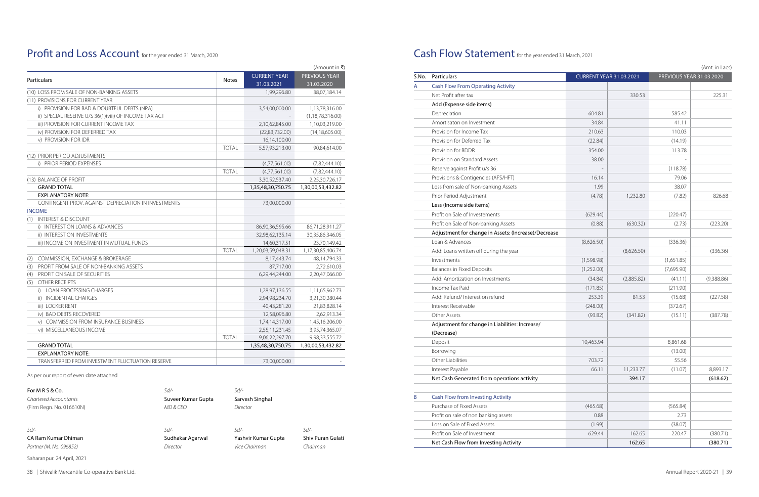# Profit and Loss Account for the year ended 31 March, 2020

(Amount in ₹)

| Particulars | Notes | CURRENT YEAR 31.03.2021 | PREVIOUS YEAR 31.03.2020 |
|---|---|---|---|
| (10) LOSS FROM SALE OF NON-BANKING ASSETS | | 1,99,296.80 | 38,07,184.14 |
| (11) PROVISIONS FOR CURRENT YEAR | | | |
| i) PROVISION FOR BAD & DOUBTFUL DEBTS (NPA) | | 3,54,00,000.00 | 1,13,78,316.00 |
| ii) SPECIAL RESERVE U/S 36(1)(viii) OF INCOME TAX ACT | | - | (1,18,78,316.00) |
| iii) PROVISION FOR CURRENT INCOME TAX | | 2,10,62,845.00 | 1,10,03,219.00 |
| iv) PROVISION FOR DEFERRED TAX | | (22,83,732.00) | (14,18,605.00) |
| v) PROVISION FOR IDR | | 16,14,100.00 | - |
| | TOTAL | 5,57,93,213.00 | 90,84,614.00 |
| (12) PRIOR PERIOD ADJUSTMENTS | | | |
| i) PRIOR PERIOD EXPENSES | | (4,77,561.00) | (7,82,444.10) |
| | TOTAL | (4,77,561.00) | (7,82,444.10) |
| (13) BALANCE OF PROFIT | | 3,30,52,537.40 | 2,25,30,726.17 |
| **GRAND TOTAL** | | **1,35,48,30,750.75** | **1,30,00,53,432.82** |
| **EXPLANATORY NOTE:** | | | |
| CONTINGENT PROV. AGAINST DEPRECIATION IN INVESTMENTS | | 73,00,000.00 | - |
| **INCOME** | | | |
| (1) INTEREST & DISCOUNT | | | |
| i) INTEREST ON LOANS & ADVANCES | | 86,90,36,595.66 | 86,71,28,911.27 |
| ii) INTEREST ON INVESTMENTS | | 32,98,62,135.14 | 30,35,86,346.05 |
| iii) INCOME ON INVESTMENT IN MUTUAL FUNDS | | 14,60,317.51 | 23,70,149.42 |
| | TOTAL | 1,20,03,59,048.31 | 1,17,30,85,406.74 |
| (2) COMMISSION, EXCHANGE & BROKERAGE | | 8,17,443.74 | 48,14,794.33 |
| (3) PROFIT FROM SALE OF NON-BANKING ASSETS | | 87,717.00 | 2,72,610.03 |
| (4) PROFIT ON SALE OF SECURITIES | | 6,29,44,244.00 | 2,20,47,066.00 |
| (5) OTHER RECEIPTS | | | |
| i) LOAN PROCESSING CHARGES | | 1,28,97,136.55 | 1,11,65,962.73 |
| ii) INCIDENTAL CHARGES | | 2,94,98,234.70 | 3,21,30,280.44 |
| iii) LOCKER RENT | | 40,43,281.20 | 21,83,828.14 |
| iv) BAD DEBTS RECOVERED | | 12,58,096.80 | 2,62,913.34 |
| v) COMMISSION FROM INSURANCE BUSINESS | | 1,74,14,317.00 | 1,45,16,206.00 |
| vi) MISCELLANEOUS INCOME | | 2,55,11,231.45 | 3,95,74,365.07 |
| | TOTAL | 9,06,22,297.70 | 9,98,33,555.72 |
| **GRAND TOTAL** | | **1,35,48,30,750.75** | **1,30,00,53,432.82** |
| **EXPLANATORY NOTE:** | | | |
| TRANSFERRED FROM INVESTMENT FLUCTUATION RESERVE | | 73,00,000.00 | - |

As per our report of even date attached

**For M R S & Co.**
*Chartered Accountants*
(Firm Regn. No. 016610N)

*Sd/-*
**Suveer Kumar Gupta**
*MD & CEO*

*Sd/-*
**Sarvesh Singhal**
*Director*

*Sd/-*
**CA Ram Kumar Dhiman**
*Partner (M. No. 096852)*

*Sd/-*
**Sudhakar Agarwal**
*Director*

*Sd/-*
**Yashvir Kumar Gupta**
*Vice Chairman*

*Sd/-*
**Shiv Puran Gulati**
*Chairman*

Saharanpur: 24 April, 2021

# Cash Flow Statement for the year ended 31 March, 2021

(Amt. in Lacs)

| S.No. | Particulars | CURRENT YEAR 31.03.2021 | | PREVIOUS YEAR 31.03.2020 | |
|---|---|---|---|---|---|
| A | Cash Flow From Operating Activity | | | | |
| | Net Profit after tax | | 330.53 | | 225.31 |
| | **Add (Expense side items)** | | | | |
| | Depreciation | 604.81 | | 585.42 | |
| | Amortisaton on Investment | 34.84 | | 41.11 | |
| | Provision for Income Tax | 210.63 | | 110.03 | |
| | Provision for Deferred Tax | (22.84) | | (14.19) | |
| | Provision for BDDR | 354.00 | | 113.78 | |
| | Provision on Standard Assets | 38.00 | | - | |
| | Reserve against Profit u/s 36 | - | | (118.78) | |
| | Provisions & Contigencies (AFS/HFT) | 16.14 | | 79.06 | |
| | Loss from sale of Non-banking Assets | 1.99 | | 38.07 | |
| | Prior Period Adjustment | (4.78) | 1,232.80 | (7.82) | 826.68 |
| | **Less (Income side items)** | | | | |
| | Profit on Sale of Investements | (629.44) | | (220.47) | |
| | Profit on Sale of Non-banking Assets | (0.88) | (630.32) | (2.73) | (223.20) |
| | **Adjustment for change in Assets: (Increase)/Decrease** | | | | |
| | Loan & Advances | (8,626.50) | | (336.36) | |
| | Add: Loans written off during the year | - | (8,626.50) | - | (336.36) |
| | Investments | (1,598.98) | | (1,651.85) | |
| | Balances in Fixed Deposits | (1,252.00) | | (7,695.90) | |
| | Add: Amortization on Investments | (34.84) | (2,885.82) | (41.11) | (9,388.86) |
| | Income Tax Paid | (171.85) | | (211.90) | |
| | Add: Refund/ Interest on refund | 253.39 | 81.53 | (15.68) | (227.58) |
| | Interest Receivable | (248.00) | | (372.67) | |
| | Other Assets | (93.82) | (341.82) | (15.11) | (387.78) |
| | **Adjustment for change in Liabilities: Increase/ (Decrease)** | | | | |
| | Deposit | 10,463.94 | | 8,861.68 | |
| | Borrowing | - | | (13.00) | |
| | Other Liabilities | 703.72 | | 55.56 | |
| | Interest Payable | 66.11 | 11,233.77 | (11.07) | 8,893.17 |
| | **Net Cash Generated from operations activity** | | **394.17** | | **(618.62)** |
| | | | | | |
| B | Cash Flow from Investing Activity | | | | |
| | Purchase of Fixed Assets | (465.68) | | (565.84) | |
| | Profit on sale of non banking assets | 0.88 | | 2.73 | |
| | Loss on Sale of Fixed Assets | (1.99) | | (38.07) | |
| | Profit on Sale of Investment | 629.44 | 162.65 | 220.47 | (380.71) |
| | **Net Cash Flow from Investing Activity** | | **162.65** | | **(380.71)** |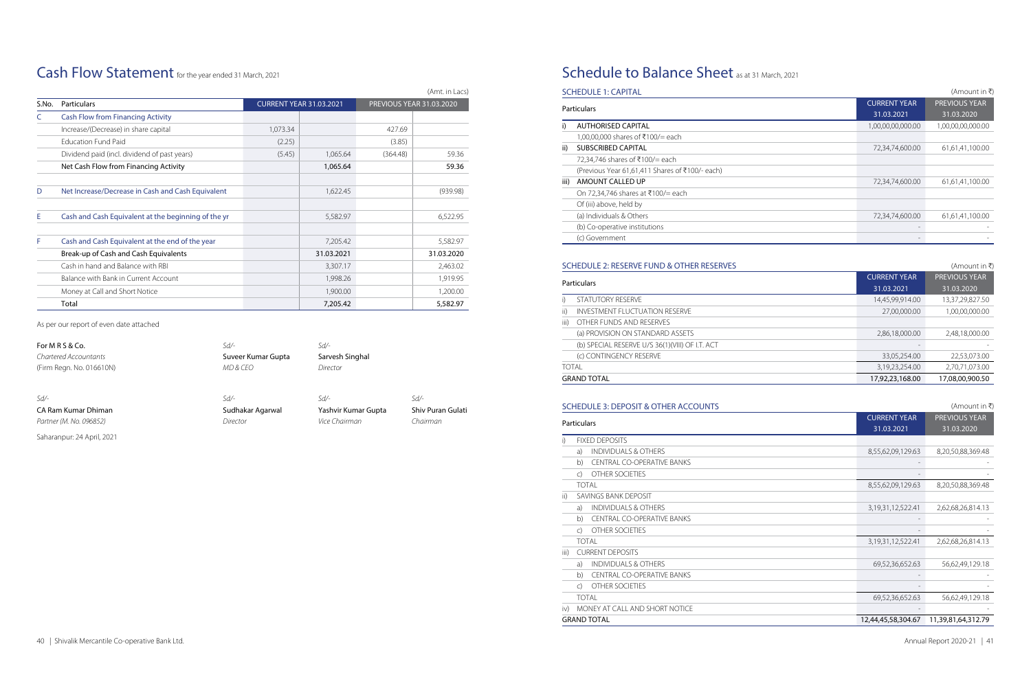# Cash Flow Statement for the year ended 31 March, 2021

(Amt. in Lacs)

| S.No. | Particulars | CURRENT YEAR 31.03.2021 | | PREVIOUS YEAR 31.03.2020 | |
|---|---|---|---|---|---|
| C | Cash Flow from Financing Activity | | | | |
| | Increase/(Decrease) in share capital | 1,073.34 | | 427.69 | |
| | Education Fund Paid | (2.25) | | (3.85) | |
| | Dividend paid (incl. dividend of past years) | (5.45) | 1,065.64 | (364.48) | 59.36 |
| | Net Cash Flow from Financing Activity | | 1,065.64 | | 59.36 |
| | | | | | |
| D | Net Increase/Decrease in Cash and Cash Equivalent | | 1,622.45 | | (939.98) |
| | | | | | |
| E | Cash and Cash Equivalent at the beginning of the yr | | 5,582.97 | | 6,522.95 |
| | | | | | |
| F | Cash and Cash Equivalent at the end of the year | | 7,205.42 | | 5,582.97 |
| | Break-up of Cash and Cash Equivalents | | 31.03.2021 | | 31.03.2020 |
| | Cash in hand and Balance with RBI | | 3,307.17 | | 2,463.02 |
| | Balance with Bank in Current Account | | 1,998.26 | | 1,919.95 |
| | Money at Call and Short Notice | | 1,900.00 | | 1,200.00 |
| | Total | | 7,205.42 | | 5,582.97 |

As per our report of even date attached

**For M R S & Co.**
*Chartered Accountants*
(Firm Regn. No. 016610N)

*Sd/-*
**Suveer Kumar Gupta**
*MD & CEO*

*Sd/-*
**Sarvesh Singhal**
*Director*

*Sd/-*
**CA Ram Kumar Dhiman**
*Partner (M. No. 096852)*

*Sd/-*
**Sudhakar Agarwal**
*Director*

*Sd/-*
**Yashvir Kumar Gupta**
*Vice Chairman*

*Sd/-*
**Shiv Puran Gulati**
*Chairman*

Saharanpur: 24 April, 2021

# Schedule to Balance Sheet as at 31 March, 2021

## SCHEDULE 1: CAPITAL

(Amount in ₹)

| | Particulars | CURRENT YEAR 31.03.2021 | PREVIOUS YEAR 31.03.2020 |
|---|---|---|---|
| i) | AUTHORISED CAPITAL | 1,00,00,00,000.00 | 1,00,00,00,000.00 |
| | 1,00,00,000 shares of ₹100/= each | | |
| ii) | SUBSCRIBED CAPITAL | 72,34,74,600.00 | 61,61,41,100.00 |
| | 72,34,746 shares of ₹100/= each | | |
| | (Previous Year 61,61,411 Shares of ₹100/- each) | | |
| iii) | AMOUNT CALLED UP | 72,34,74,600.00 | 61,61,41,100.00 |
| | On 72,34,746 shares at ₹100/= each | | |
| | Of (iii) above, held by | | |
| | (a) Individuals & Others | 72,34,74,600.00 | 61,61,41,100.00 |
| | (b) Co-operative institutions | - | - |
| | (c) Government | - | - |

## SCHEDULE 2: RESERVE FUND & OTHER RESERVES

(Amount in ₹)

| | Particulars | CURRENT YEAR 31.03.2021 | PREVIOUS YEAR 31.03.2020 |
|---|---|---|---|
| i) | STATUTORY RESERVE | 14,45,99,914.00 | 13,37,29,827.50 |
| ii) | INVESTMENT FLUCTUATION RESERVE | 27,00,000.00 | 1,00,00,000.00 |
| iii) | OTHER FUNDS AND RESERVES | | |
| | (a) PROVISION ON STANDARD ASSETS | 2,86,18,000.00 | 2,48,18,000.00 |
| | (b) SPECIAL RESERVE U/S 36(1)(VIII) OF I.T. ACT | - | - |
| | (c) CONTINGENCY RESERVE | 33,05,254.00 | 22,53,073.00 |
| | TOTAL | 3,19,23,254.00 | 2,70,71,073.00 |
| | GRAND TOTAL | 17,92,23,168.00 | 17,08,00,900.50 |

## SCHEDULE 3: DEPOSIT & OTHER ACCOUNTS

(Amount in ₹)

| | Particulars | CURRENT YEAR 31.03.2021 | PREVIOUS YEAR 31.03.2020 |
|---|---|---|---|
| i) | FIXED DEPOSITS | | |
| | a) INDIVIDUALS & OTHERS | 8,55,62,09,129.63 | 8,20,50,88,369.48 |
| | b) CENTRAL CO-OPERATIVE BANKS | - | - |
| | c) OTHER SOCIETIES | - | - |
| | TOTAL | 8,55,62,09,129.63 | 8,20,50,88,369.48 |
| ii) | SAVINGS BANK DEPOSIT | | |
| | a) INDIVIDUALS & OTHERS | 3,19,31,12,522.41 | 2,62,68,26,814.13 |
| | b) CENTRAL CO-OPERATIVE BANKS | - | - |
| | c) OTHER SOCIETIES | - | - |
| | TOTAL | 3,19,31,12,522.41 | 2,62,68,26,814.13 |
| iii) | CURRENT DEPOSITS | | |
| | a) INDIVIDUALS & OTHERS | 69,52,36,652.63 | 56,62,49,129.18 |
| | b) CENTRAL CO-OPERATIVE BANKS | - | - |
| | c) OTHER SOCIETIES | - | - |
| | TOTAL | 69,52,36,652.63 | 56,62,49,129.18 |
| iv) | MONEY AT CALL AND SHORT NOTICE | - | - |
| | GRAND TOTAL | 12,44,45,58,304.67 | 11,39,81,64,312.79 |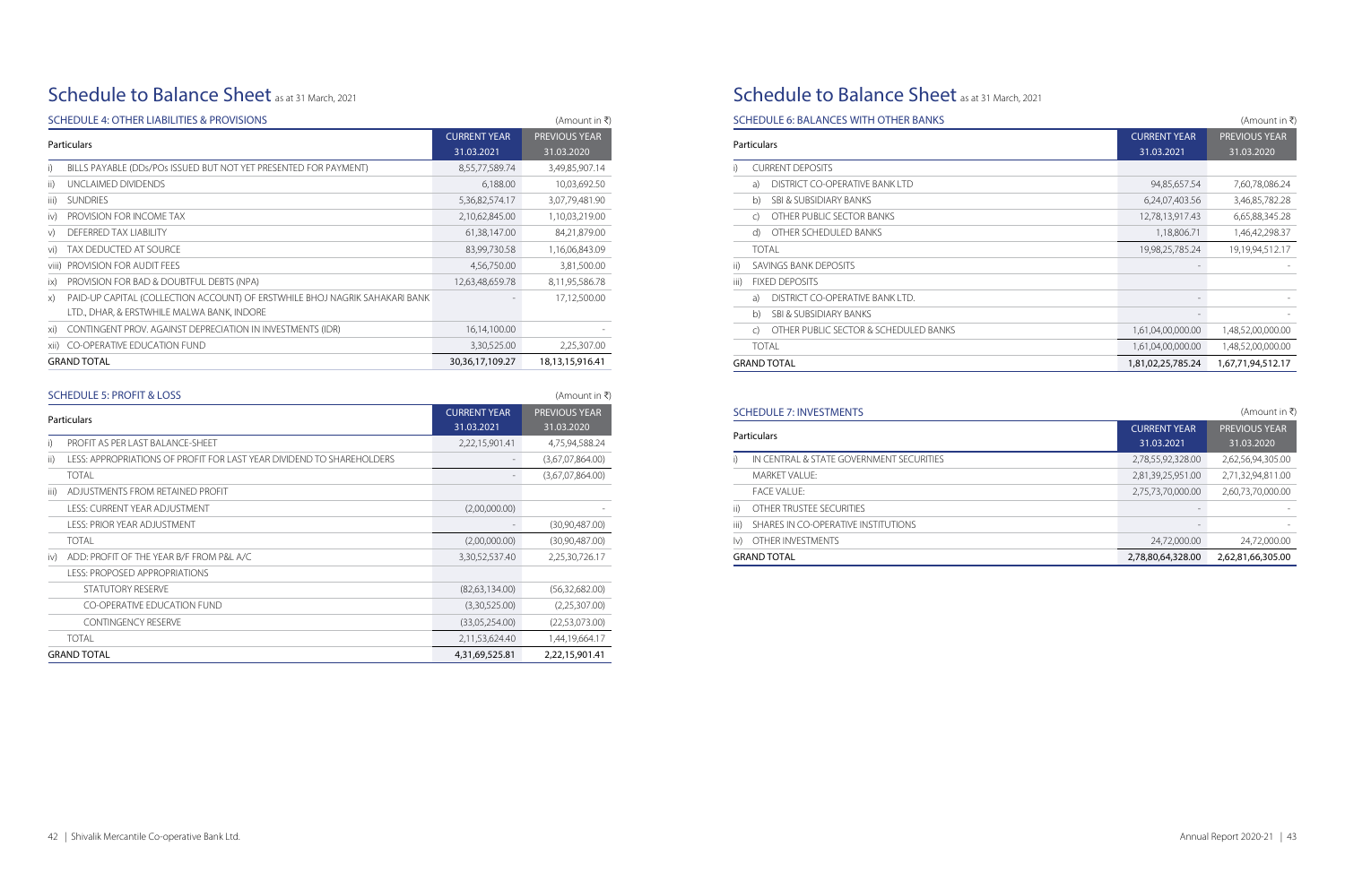# Schedule to Balance Sheet as at 31 March, 2021

## SCHEDULE 4: OTHER LIABILITIES & PROVISIONS

(Amount in ₹)

| | Particulars | CURRENT YEAR 31.03.2021 | PREVIOUS YEAR 31.03.2020 |
|---|---|---|---|
| i) | BILLS PAYABLE (DDs/POs ISSUED BUT NOT YET PRESENTED FOR PAYMENT) | 8,55,77,589.74 | 3,49,85,907.14 |
| ii) | UNCLAIMED DIVIDENDS | 6,188.00 | 10,03,692.50 |
| iii) | SUNDRIES | 5,36,82,574.17 | 3,07,79,481.90 |
| iv) | PROVISION FOR INCOME TAX | 2,10,62,845.00 | 1,10,03,219.00 |
| v) | DEFERRED TAX LIABILITY | 61,38,147.00 | 84,21,879.00 |
| vi) | TAX DEDUCTED AT SOURCE | 83,99,730.58 | 1,16,06,843.09 |
| viii) | PROVISION FOR AUDIT FEES | 4,56,750.00 | 3,81,500.00 |
| ix) | PROVISION FOR BAD & DOUBTFUL DEBTS (NPA) | 12,63,48,659.78 | 8,11,95,586.78 |
| x) | PAID-UP CAPITAL (COLLECTION ACCOUNT) OF ERSTWHILE BHOJ NAGRIK SAHAKARI BANK LTD., DHAR, & ERSTWHILE MALWA BANK, INDORE | - | 17,12,500.00 |
| xi) | CONTINGENT PROV. AGAINST DEPRECIATION IN INVESTMENTS (IDR) | 16,14,100.00 | - |
| xii) | CO-OPERATIVE EDUCATION FUND | 3,30,525.00 | 2,25,307.00 |
| | **GRAND TOTAL** | **30,36,17,109.27** | **18,13,15,916.41** |

## SCHEDULE 5: PROFIT & LOSS

(Amount in ₹)

| | Particulars | CURRENT YEAR 31.03.2021 | PREVIOUS YEAR 31.03.2020 |
|---|---|---|---|
| i) | PROFIT AS PER LAST BALANCE-SHEET | 2,22,15,901.41 | 4,75,94,588.24 |
| ii) | LESS: APPROPRIATIONS OF PROFIT FOR LAST YEAR DIVIDEND TO SHAREHOLDERS | - | (3,67,07,864.00) |
| | TOTAL | - | (3,67,07,864.00) |
| iii) | ADJUSTMENTS FROM RETAINED PROFIT | | |
| | LESS: CURRENT YEAR ADJUSTMENT | (2,00,000.00) | - |
| | LESS: PRIOR YEAR ADJUSTMENT | - | (30,90,487.00) |
| | TOTAL | (2,00,000.00) | (30,90,487.00) |
| iv) | ADD: PROFIT OF THE YEAR B/F FROM P&L A/C | 3,30,52,537.40 | 2,25,30,726.17 |
| | LESS: PROPOSED APPROPRIATIONS | | |
| | STATUTORY RESERVE | (82,63,134.00) | (56,32,682.00) |
| | CO-OPERATIVE EDUCATION FUND | (3,30,525.00) | (2,25,307.00) |
| | CONTINGENCY RESERVE | (33,05,254.00) | (22,53,073.00) |
| | TOTAL | 2,11,53,624.40 | 1,44,19,664.17 |
| | **GRAND TOTAL** | **4,31,69,525.81** | **2,22,15,901.41** |

# Schedule to Balance Sheet as at 31 March, 2021

## SCHEDULE 6: BALANCES WITH OTHER BANKS

(Amount in ₹)

| | Particulars | CURRENT YEAR 31.03.2021 | PREVIOUS YEAR 31.03.2020 |
|---|---|---|---|
| i) | CURRENT DEPOSITS | | |
| | a) DISTRICT CO-OPERATIVE BANK LTD | 94,85,657.54 | 7,60,78,086.24 |
| | b) SBI & SUBSIDIARY BANKS | 6,24,07,403.56 | 3,46,85,782.28 |
| | c) OTHER PUBLIC SECTOR BANKS | 12,78,13,917.43 | 6,65,88,345.28 |
| | d) OTHER SCHEDULED BANKS | 1,18,806.71 | 1,46,42,298.37 |
| | TOTAL | 19,98,25,785.24 | 19,19,94,512.17 |
| ii) | SAVINGS BANK DEPOSITS | - | - |
| iii) | FIXED DEPOSITS | | |
| | a) DISTRICT CO-OPERATIVE BANK LTD. | - | - |
| | b) SBI & SUBSIDIARY BANKS | - | - |
| | c) OTHER PUBLIC SECTOR & SCHEDULED BANKS | 1,61,04,00,000.00 | 1,48,52,00,000.00 |
| | TOTAL | 1,61,04,00,000.00 | 1,48,52,00,000.00 |
| | **GRAND TOTAL** | **1,81,02,25,785.24** | **1,67,71,94,512.17** |

## SCHEDULE 7: INVESTMENTS

(Amount in ₹)

| | Particulars | CURRENT YEAR 31.03.2021 | PREVIOUS YEAR 31.03.2020 |
|---|---|---|---|
| i) | IN CENTRAL & STATE GOVERNMENT SECURITIES | 2,78,55,92,328.00 | 2,62,56,94,305.00 |
| | MARKET VALUE: | 2,81,39,25,951.00 | 2,71,32,94,811.00 |
| | FACE VALUE: | 2,75,73,70,000.00 | 2,60,73,70,000.00 |
| ii) | OTHER TRUSTEE SECURITIES | - | - |
| iii) | SHARES IN CO-OPERATIVE INSTITUTIONS | - | - |
| iv) | OTHER INVESTMENTS | 24,72,000.00 | 24,72,000.00 |
| | **GRAND TOTAL** | **2,78,80,64,328.00** | **2,62,81,66,305.00** |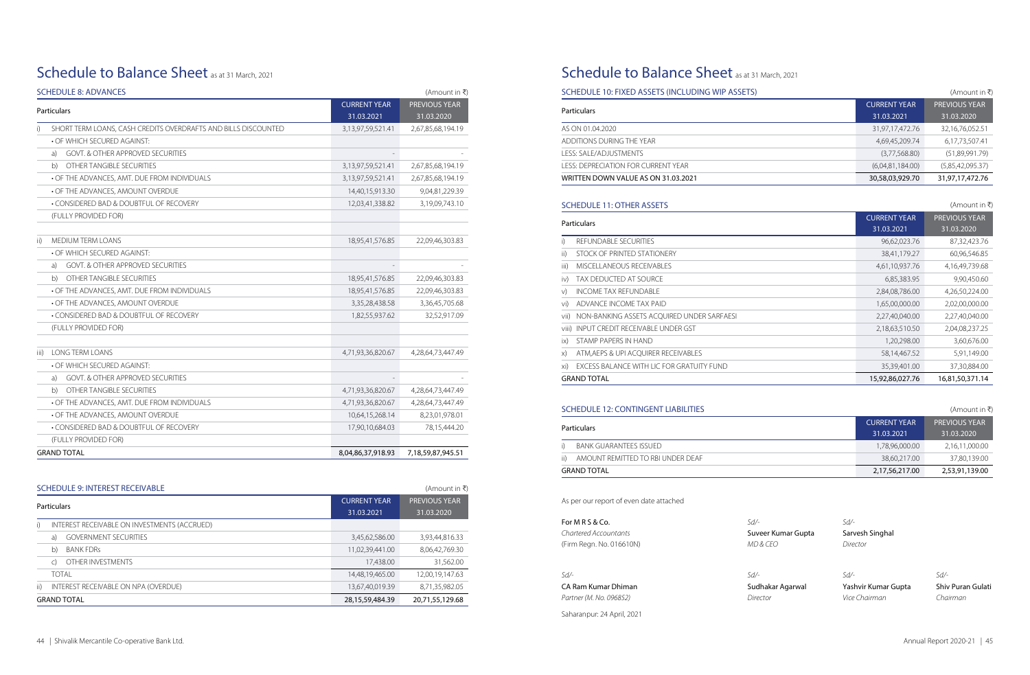# Schedule to Balance Sheet as at 31 March, 2021

### SCHEDULE 8: ADVANCES

(Amount in ₹)

| Particulars | CURRENT YEAR 31.03.2021 | PREVIOUS YEAR 31.03.2020 |
|---|---|---|
| i) SHORT TERM LOANS, CASH CREDITS OVERDRAFTS AND BILLS DISCOUNTED | 3,13,97,59,521.41 | 2,67,85,68,194.19 |
| • OF WHICH SECURED AGAINST: | | |
| a) GOVT. & OTHER APPROVED SECURITIES | - | - |
| b) OTHER TANGIBLE SECURITIES | 3,13,97,59,521.41 | 2,67,85,68,194.19 |
| • OF THE ADVANCES, AMT. DUE FROM INDIVIDUALS | 3,13,97,59,521.41 | 2,67,85,68,194.19 |
| • OF THE ADVANCES, AMOUNT OVERDUE | 14,40,15,913.30 | 9,04,81,229.39 |
| • CONSIDERED BAD & DOUBTFUL OF RECOVERY | 12,03,41,338.82 | 3,19,09,743.10 |
| (FULLY PROVIDED FOR) | | |
| ii) MEDIUM TERM LOANS | 18,95,41,576.85 | 22,09,46,303.83 |
| • OF WHICH SECURED AGAINST: | | |
| a) GOVT. & OTHER APPROVED SECURITIES | - | - |
| b) OTHER TANGIBLE SECURITIES | 18,95,41,576.85 | 22,09,46,303.83 |
| • OF THE ADVANCES, AMT. DUE FROM INDIVIDUALS | 18,95,41,576.85 | 22,09,46,303.83 |
| • OF THE ADVANCES, AMOUNT OVERDUE | 3,35,28,438.58 | 3,36,45,705.68 |
| • CONSIDERED BAD & DOUBTFUL OF RECOVERY | 1,82,55,937.62 | 32,52,917.09 |
| (FULLY PROVIDED FOR) | | |
| iii) LONG TERM LOANS | 4,71,93,36,820.67 | 4,28,64,73,447.49 |
| • OF WHICH SECURED AGAINST: | | |
| a) GOVT. & OTHER APPROVED SECURITIES | - | - |
| b) OTHER TANGIBLE SECURITIES | 4,71,93,36,820.67 | 4,28,64,73,447.49 |
| • OF THE ADVANCES, AMT. DUE FROM INDIVIDUALS | 4,71,93,36,820.67 | 4,28,64,73,447.49 |
| • OF THE ADVANCES, AMOUNT OVERDUE | 10,64,15,268.14 | 8,23,01,978.01 |
| • CONSIDERED BAD & DOUBTFUL OF RECOVERY | 17,90,10,684.03 | 78,15,444.20 |
| (FULLY PROVIDED FOR) | | |
| GRAND TOTAL | 8,04,86,37,918.93 | 7,18,59,87,945.51 |

### SCHEDULE 9: INTEREST RECEIVABLE

(Amount in ₹)

| Particulars | CURRENT YEAR 31.03.2021 | PREVIOUS YEAR 31.03.2020 |
|---|---|---|
| i) INTEREST RECEIVABLE ON INVESTMENTS (ACCRUED) | | |
| a) GOVERNMENT SECURITIES | 3,45,62,586.00 | 3,93,44,816.33 |
| b) BANK FDRs | 11,02,39,441.00 | 8,06,42,769.30 |
| c) OTHER INVESTMENTS | 17,438.00 | 31,562.00 |
| TOTAL | 14,48,19,465.00 | 12,00,19,147.63 |
| ii) INTEREST RECEIVABLE ON NPA (OVERDUE) | 13,67,40,019.39 | 8,71,35,982.05 |
| GRAND TOTAL | 28,15,59,484.39 | 20,71,55,129.68 |

# Schedule to Balance Sheet as at 31 March, 2021

### SCHEDULE 10: FIXED ASSETS (INCLUDING WIP ASSETS)

(Amount in ₹)

| Particulars | CURRENT YEAR 31.03.2021 | PREVIOUS YEAR 31.03.2020 |
|---|---|---|
| AS ON 01.04.2020 | 31,97,17,472.76 | 32,16,76,052.51 |
| ADDITIONS DURING THE YEAR | 4,69,45,209.74 | 6,17,73,507.41 |
| LESS: SALE/ADJUSTMENTS | (3,77,568.80) | (51,89,991.79) |
| LESS: DEPRECIATION FOR CURRENT YEAR | (6,04,81,184.00) | (5,85,42,095.37) |
| WRITTEN DOWN VALUE AS ON 31.03.2021 | 30,58,03,929.70 | 31,97,17,472.76 |

### SCHEDULE 11: OTHER ASSETS

(Amount in ₹)

| Particulars | CURRENT YEAR 31.03.2021 | PREVIOUS YEAR 31.03.2020 |
|---|---|---|
| i) REFUNDABLE SECURITIES | 96,62,023.76 | 87,32,423.76 |
| ii) STOCK OF PRINTED STATIONERY | 38,41,179.27 | 60,96,546.85 |
| iii) MISCELLANEOUS RECEIVABLES | 4,61,10,937.76 | 4,16,49,739.68 |
| iv) TAX DEDUCTED AT SOURCE | 6,85,383.95 | 9,90,450.60 |
| v) INCOME TAX REFUNDABLE | 2,84,08,786.00 | 4,26,50,224.00 |
| vi) ADVANCE INCOME TAX PAID | 1,65,00,000.00 | 2,02,00,000.00 |
| vii) NON-BANKING ASSETS ACQUIRED UNDER SARFAESI | 2,27,40,040.00 | 2,27,40,040.00 |
| viii) INPUT CREDIT RECEIVABLE UNDER GST | 2,18,63,510.50 | 2,04,08,237.25 |
| ix) STAMP PAPERS IN HAND | 1,20,298.00 | 3,60,676.00 |
| x) ATM,AEPS & UPI ACQUIRER RECEIVABLES | 58,14,467.52 | 5,91,149.00 |
| xi) EXCESS BALANCE WITH LIC FOR GRATUITY FUND | 35,39,401.00 | 37,30,884.00 |
| GRAND TOTAL | 15,92,86,027.76 | 16,81,50,371.14 |

### SCHEDULE 12: CONTINGENT LIABILITIES

(Amount in ₹)

| Particulars | CURRENT YEAR 31.03.2021 | PREVIOUS YEAR 31.03.2020 |
|---|---|---|
| i) BANK GUARANTEES ISSUED | 1,78,96,000.00 | 2,16,11,000.00 |
| ii) AMOUNT REMITTED TO RBI UNDER DEAF | 38,60,217.00 | 37,80,139.00 |
| GRAND TOTAL | 2,17,56,217.00 | 2,53,91,139.00 |

As per our report of even date attached

**For M R S & Co.**
*Chartered Accountants*
(Firm Regn. No. 016610N)

Sd/-
**Suveer Kumar Gupta**
*MD & CEO*

Sd/-
**Sarvesh Singhal**
*Director*

Sd/-
**CA Ram Kumar Dhiman**
*Partner (M. No. 096852)*

Sd/-
**Sudhakar Agarwal**
*Director*

Sd/-
**Yashvir Kumar Gupta**
*Vice Chairman*

Sd/-
**Shiv Puran Gulati**
*Chairman*

Saharanpur: 24 April, 2021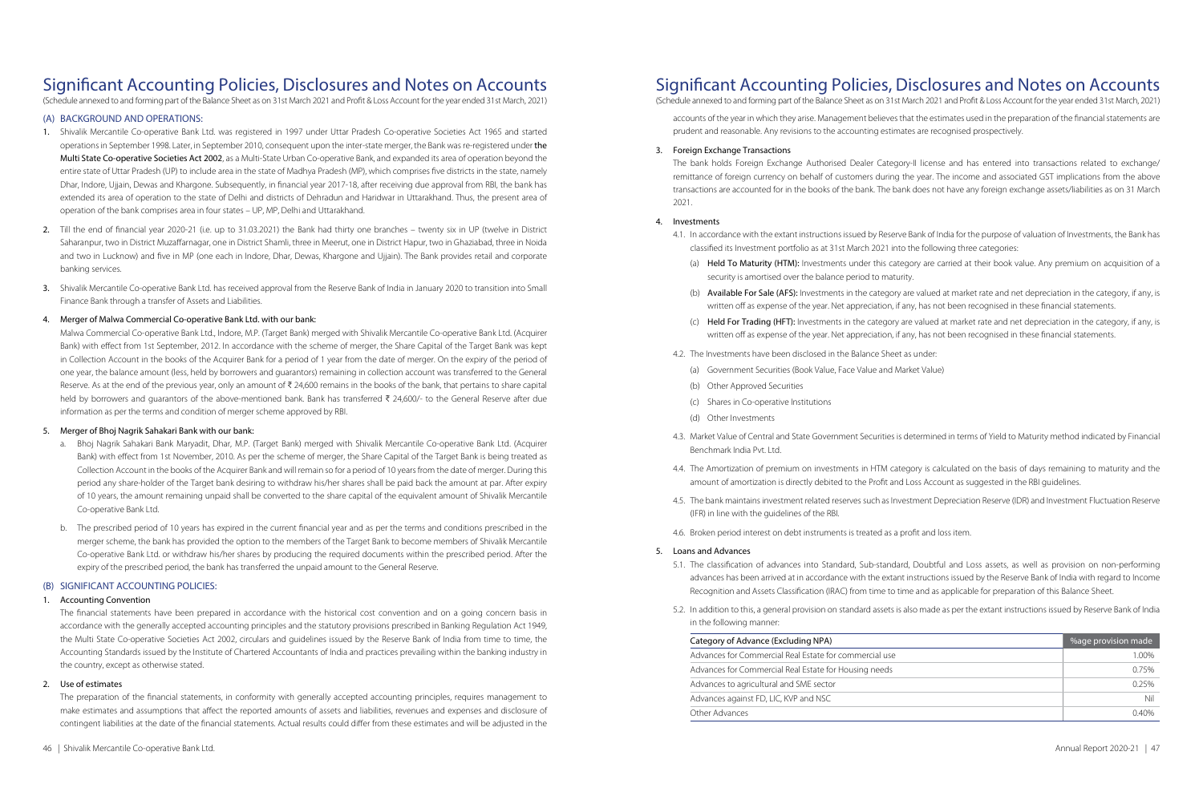# Significant Accounting Policies, Disclosures and Notes on Accounts

(Schedule annexed to and forming part of the Balance Sheet as on 31st March 2021 and Profit & Loss Account for the year ended 31st March, 2021)

## (A) BACKGROUND AND OPERATIONS:

1. Shivalik Mercantile Co-operative Bank Ltd. was registered in 1997 under Uttar Pradesh Co-operative Societies Act 1965 and started operations in September 1998. Later, in September 2010, consequent upon the inter-state merger, the Bank was re-registered under **the Multi State Co-operative Societies Act 2002**, as a Multi-State Urban Co-operative Bank, and expanded its area of operation beyond the entire state of Uttar Pradesh (UP) to include area in the state of Madhya Pradesh (MP), which comprises five districts in the state, namely Dhar, Indore, Ujjain, Dewas and Khargone. Subsequently, in financial year 2017-18, after receiving due approval from RBI, the bank has extended its area of operation to the state of Delhi and districts of Dehradun and Haridwar in Uttarakhand. Thus, the present area of operation of the bank comprises area in four states – UP, MP, Delhi and Uttarakhand.

2. Till the end of financial year 2020-21 (i.e. up to 31.03.2021) the Bank had thirty one branches – twenty six in UP (twelve in District Saharanpur, two in District Muzaffarnagar, one in District Shamli, three in Meerut, one in District Hapur, two in Ghaziabad, three in Noida and two in Lucknow) and five in MP (one each in Indore, Dhar, Dewas, Khargone and Ujjain). The Bank provides retail and corporate banking services.

3. Shivalik Mercantile Co-operative Bank Ltd. has received approval from the Reserve Bank of India in January 2020 to transition into Small Finance Bank through a transfer of Assets and Liabilities.

4. **Merger of Malwa Commercial Co-operative Bank Ltd. with our bank:**

   Malwa Commercial Co-operative Bank Ltd., Indore, M.P. (Target Bank) merged with Shivalik Mercantile Co-operative Bank Ltd. (Acquirer Bank) with effect from 1st September, 2012. In accordance with the scheme of merger, the Share Capital of the Target Bank was kept in Collection Account in the books of the Acquirer Bank for a period of 1 year from the date of merger. On the expiry of the period of one year, the balance amount (less, held by borrowers and guarantors) remaining in collection account was transferred to the General Reserve. As at the end of the previous year, only an amount of ₹ 24,600 remains in the books of the bank, that pertains to share capital held by borrowers and guarantors of the above-mentioned bank. Bank has transferred ₹ 24,600/- to the General Reserve after due information as per the terms and condition of merger scheme approved by RBI.

5. **Merger of Bhoj Nagrik Sahakari Bank with our bank:**

   a. Bhoj Nagrik Sahakari Bank Maryadit, Dhar, M.P. (Target Bank) merged with Shivalik Mercantile Co-operative Bank Ltd. (Acquirer Bank) with effect from 1st November, 2010. As per the scheme of merger, the Share Capital of the Target Bank is being treated as Collection Account in the books of the Acquirer Bank and will remain so for a period of 10 years from the date of merger. During this period any share-holder of the Target bank desiring to withdraw his/her shares shall be paid back the amount at par. After expiry of 10 years, the amount remaining unpaid shall be converted to the share capital of the equivalent amount of Shivalik Mercantile Co-operative Bank Ltd.

   b. The prescribed period of 10 years has expired in the current financial year and as per the terms and conditions prescribed in the merger scheme, the bank has provided the option to the members of the Target Bank to become members of Shivalik Mercantile Co-operative Bank Ltd. or withdraw his/her shares by producing the required documents within the prescribed period. After the expiry of the prescribed period, the bank has transferred the unpaid amount to the General Reserve.

## (B) SIGNIFICANT ACCOUNTING POLICIES:

### 1. Accounting Convention

The financial statements have been prepared in accordance with the historical cost convention and on a going concern basis in accordance with the generally accepted accounting principles and the statutory provisions prescribed in Banking Regulation Act 1949, the Multi State Co-operative Societies Act 2002, circulars and guidelines issued by the Reserve Bank of India from time to time, the Accounting Standards issued by the Institute of Chartered Accountants of India and practices prevailing within the banking industry in the country, except as otherwise stated.

### 2. Use of estimates

The preparation of the financial statements, in conformity with generally accepted accounting principles, requires management to make estimates and assumptions that affect the reported amounts of assets and liabilities, revenues and expenses and disclosure of contingent liabilities at the date of the financial statements. Actual results could differ from these estimates and will be adjusted in the accounts of the year in which they arise. Management believes that the estimates used in the preparation of the financial statements are prudent and reasonable. Any revisions to the accounting estimates are recognised prospectively.

### 3. Foreign Exchange Transactions

The bank holds Foreign Exchange Authorised Dealer Category-II license and has entered into transactions related to exchange/ remittance of foreign currency on behalf of customers during the year. The income and associated GST implications from the above transactions are accounted for in the books of the bank. The bank does not have any foreign exchange assets/liabilities as on 31 March 2021.

### 4. Investments

4.1. In accordance with the extant instructions issued by Reserve Bank of India for the purpose of valuation of Investments, the Bank has classified its Investment portfolio as at 31st March 2021 into the following three categories:

   (a) **Held To Maturity (HTM):** Investments under this category are carried at their book value. Any premium on acquisition of a security is amortised over the balance period to maturity.

   (b) **Available For Sale (AFS):** Investments in the category are valued at market rate and net depreciation in the category, if any, is written off as expense of the year. Net appreciation, if any, has not been recognised in these financial statements.

   (c) **Held For Trading (HFT):** Investments in the category are valued at market rate and net depreciation in the category, if any, is written off as expense of the year. Net appreciation, if any, has not been recognised in these financial statements.

4.2. The Investments have been disclosed in the Balance Sheet as under:

   (a) Government Securities (Book Value, Face Value and Market Value)

   (b) Other Approved Securities

   (c) Shares in Co-operative Institutions

   (d) Other Investments

4.3. Market Value of Central and State Government Securities is determined in terms of Yield to Maturity method indicated by Financial Benchmark India Pvt. Ltd.

4.4. The Amortization of premium on investments in HTM category is calculated on the basis of days remaining to maturity and the amount of amortization is directly debited to the Profit and Loss Account as suggested in the RBI guidelines.

4.5. The bank maintains investment related reserves such as Investment Depreciation Reserve (IDR) and Investment Fluctuation Reserve (IFR) in line with the guidelines of the RBI.

4.6. Broken period interest on debt instruments is treated as a profit and loss item.

### 5. Loans and Advances

5.1. The classification of advances into Standard, Sub-standard, Doubtful and Loss assets, as well as provision on non-performing advances has been arrived at in accordance with the extant instructions issued by the Reserve Bank of India with regard to Income Recognition and Assets Classification (IRAC) from time to time and as applicable for preparation of this Balance Sheet.

5.2. In addition to this, a general provision on standard assets is also made as per the extant instructions issued by Reserve Bank of India in the following manner:

| Category of Advance (Excluding NPA) | %age provision made |
|---|---|
| Advances for Commercial Real Estate for commercial use | 1.00% |
| Advances for Commercial Real Estate for Housing needs | 0.75% |
| Advances to agricultural and SME sector | 0.25% |
| Advances against FD, LIC, KVP and NSC | Nil |
| Other Advances | 0.40% |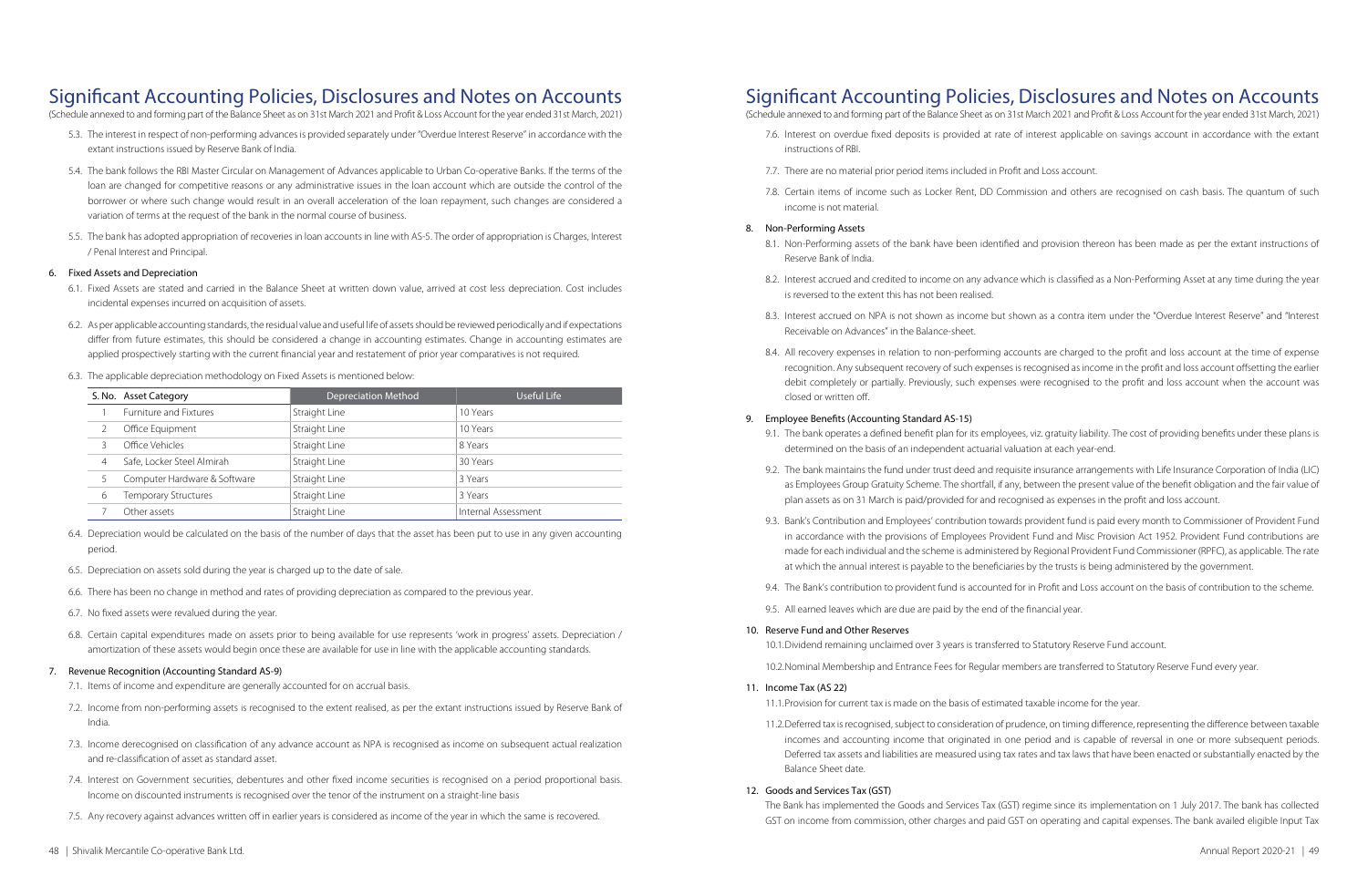# Significant Accounting Policies, Disclosures and Notes on Accounts

(Schedule annexed to and forming part of the Balance Sheet as on 31st March 2021 and Profit & Loss Account for the year ended 31st March, 2021)

5.3. The interest in respect of non-performing advances is provided separately under "Overdue Interest Reserve" in accordance with the extant instructions issued by Reserve Bank of India.

5.4. The bank follows the RBI Master Circular on Management of Advances applicable to Urban Co-operative Banks. If the terms of the loan are changed for competitive reasons or any administrative issues in the loan account which are outside the control of the borrower or where such change would result in an overall acceleration of the loan repayment, such changes are considered a variation of terms at the request of the bank in the normal course of business.

5.5. The bank has adopted appropriation of recoveries in loan accounts in line with AS-5. The order of appropriation is Charges, Interest / Penal Interest and Principal.

## 6. Fixed Assets and Depreciation

6.1. Fixed Assets are stated and carried in the Balance Sheet at written down value, arrived at cost less depreciation. Cost includes incidental expenses incurred on acquisition of assets.

6.2. As per applicable accounting standards, the residual value and useful life of assets should be reviewed periodically and if expectations differ from future estimates, this should be considered a change in accounting estimates. Change in accounting estimates are applied prospectively starting with the current financial year and restatement of prior year comparatives is not required.

6.3. The applicable depreciation methodology on Fixed Assets is mentioned below:

| S. No. | Asset Category | Depreciation Method | Useful Life |
|---|---|---|---|
| 1 | Furniture and Fixtures | Straight Line | 10 Years |
| 2 | Office Equipment | Straight Line | 10 Years |
| 3 | Office Vehicles | Straight Line | 8 Years |
| 4 | Safe, Locker Steel Almirah | Straight Line | 30 Years |
| 5 | Computer Hardware & Software | Straight Line | 3 Years |
| 6 | Temporary Structures | Straight Line | 3 Years |
| 7 | Other assets | Straight Line | Internal Assessment |

6.4. Depreciation would be calculated on the basis of the number of days that the asset has been put to use in any given accounting period.

6.5. Depreciation on assets sold during the year is charged up to the date of sale.

6.6. There has been no change in method and rates of providing depreciation as compared to the previous year.

6.7. No fixed assets were revalued during the year.

6.8. Certain capital expenditures made on assets prior to being available for use represents 'work in progress' assets. Depreciation / amortization of these assets would begin once these are available for use in line with the applicable accounting standards.

## 7. Revenue Recognition (Accounting Standard AS-9)

7.1. Items of income and expenditure are generally accounted for on accrual basis.

7.2. Income from non-performing assets is recognised to the extent realised, as per the extant instructions issued by Reserve Bank of India.

7.3. Income derecognised on classification of any advance account as NPA is recognised as income on subsequent actual realization and re-classification of asset as standard asset.

7.4. Interest on Government securities, debentures and other fixed income securities is recognised on a period proportional basis. Income on discounted instruments is recognised over the tenor of the instrument on a straight-line basis

7.5. Any recovery against advances written off in earlier years is considered as income of the year in which the same is recovered.

7.6. Interest on overdue fixed deposits is provided at rate of interest applicable on savings account in accordance with the extant instructions of RBI.

7.7. There are no material prior period items included in Profit and Loss account.

7.8. Certain items of income such as Locker Rent, DD Commission and others are recognised on cash basis. The quantum of such income is not material.

## 8. Non-Performing Assets

8.1. Non-Performing assets of the bank have been identified and provision thereon has been made as per the extant instructions of Reserve Bank of India.

8.2. Interest accrued and credited to income on any advance which is classified as a Non-Performing Asset at any time during the year is reversed to the extent this has not been realised.

8.3. Interest accrued on NPA is not shown as income but shown as a contra item under the "Overdue Interest Reserve" and "Interest Receivable on Advances" in the Balance-sheet.

8.4. All recovery expenses in relation to non-performing accounts are charged to the profit and loss account at the time of expense recognition. Any subsequent recovery of such expenses is recognised as income in the profit and loss account offsetting the earlier debit completely or partially. Previously, such expenses were recognised to the profit and loss account when the account was closed or written off.

## 9. Employee Benefits (Accounting Standard AS-15)

9.1. The bank operates a defined benefit plan for its employees, viz. gratuity liability. The cost of providing benefits under these plans is determined on the basis of an independent actuarial valuation at each year-end.

9.2. The bank maintains the fund under trust deed and requisite insurance arrangements with Life Insurance Corporation of India (LIC) as Employees Group Gratuity Scheme. The shortfall, if any, between the present value of the benefit obligation and the fair value of plan assets as on 31 March is paid/provided for and recognised as expenses in the profit and loss account.

9.3. Bank's Contribution and Employees' contribution towards provident fund is paid every month to Commissioner of Provident Fund in accordance with the provisions of Employees Provident Fund and Misc Provision Act 1952. Provident Fund contributions are made for each individual and the scheme is administered by Regional Provident Fund Commissioner (RPFC), as applicable. The rate at which the annual interest is payable to the beneficiaries by the trusts is being administered by the government.

9.4. The Bank's contribution to provident fund is accounted for in Profit and Loss account on the basis of contribution to the scheme.

9.5. All earned leaves which are due are paid by the end of the financial year.

## 10. Reserve Fund and Other Reserves

10.1. Dividend remaining unclaimed over 3 years is transferred to Statutory Reserve Fund account.

10.2. Nominal Membership and Entrance Fees for Regular members are transferred to Statutory Reserve Fund every year.

## 11. Income Tax (AS 22)

11.1. Provision for current tax is made on the basis of estimated taxable income for the year.

11.2. Deferred tax is recognised, subject to consideration of prudence, on timing difference, representing the difference between taxable incomes and accounting income that originated in one period and is capable of reversal in one or more subsequent periods. Deferred tax assets and liabilities are measured using tax rates and tax laws that have been enacted or substantially enacted by the Balance Sheet date.

## 12. Goods and Services Tax (GST)

The Bank has implemented the Goods and Services Tax (GST) regime since its implementation on 1 July 2017. The bank has collected GST on income from commission, other charges and paid GST on operating and capital expenses. The bank availed eligible Input Tax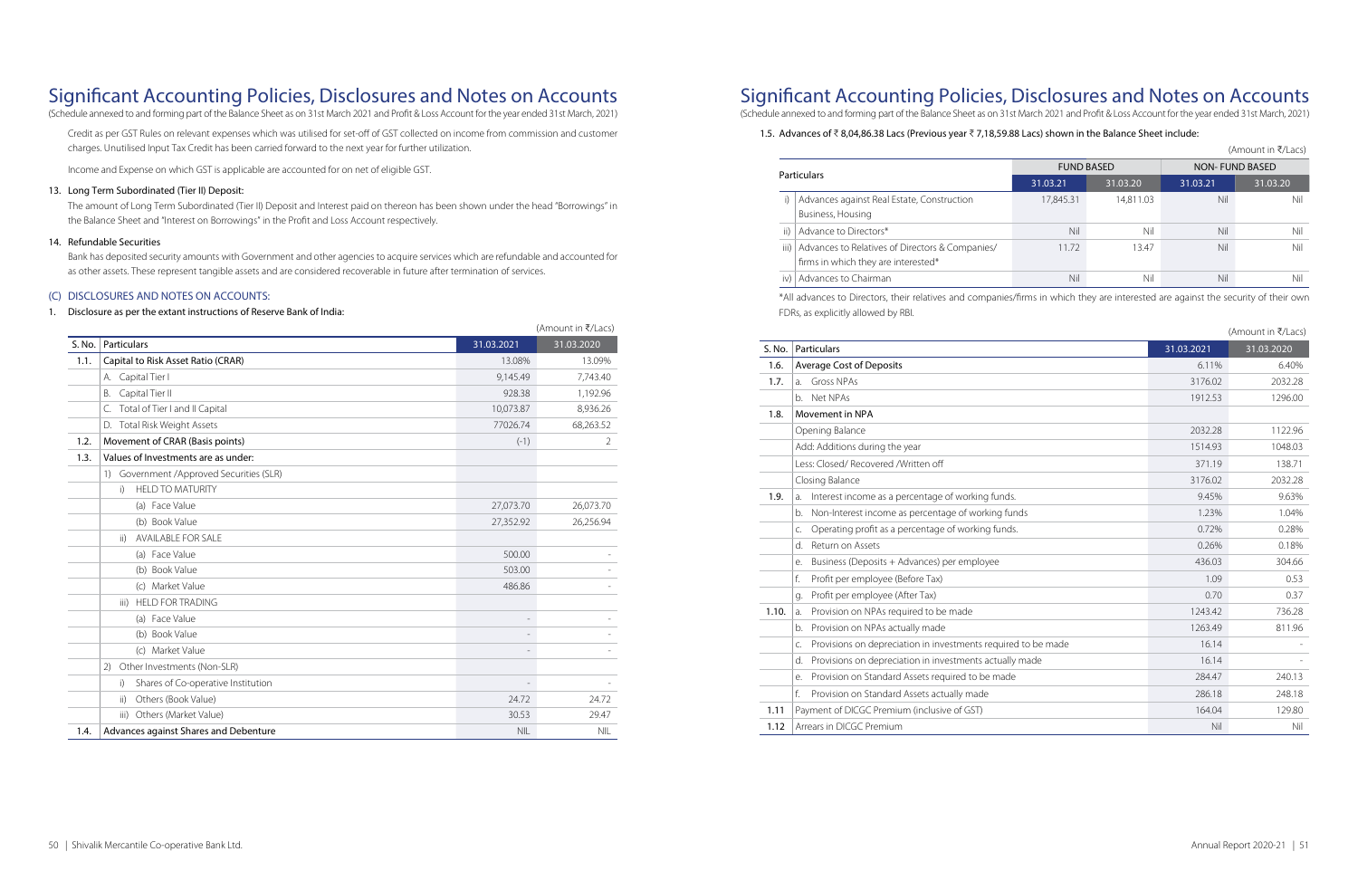# Significant Accounting Policies, Disclosures and Notes on Accounts

(Schedule annexed to and forming part of the Balance Sheet as on 31st March 2021 and Profit & Loss Account for the year ended 31st March, 2021)

Credit as per GST Rules on relevant expenses which was utilised for set-off of GST collected on income from commission and customer charges. Unutilised Input Tax Credit has been carried forward to the next year for further utilization.

Income and Expense on which GST is applicable are accounted for on net of eligible GST.

### 13. Long Term Subordinated (Tier II) Deposit:

The amount of Long Term Subordinated (Tier II) Deposit and Interest paid on thereon has been shown under the head "Borrowings" in the Balance Sheet and "Interest on Borrowings" in the Profit and Loss Account respectively.

### 14. Refundable Securities

Bank has deposited security amounts with Government and other agencies to acquire services which are refundable and accounted for as other assets. These represent tangible assets and are considered recoverable in future after termination of services.

## (C) DISCLOSURES AND NOTES ON ACCOUNTS:

### 1. Disclosure as per the extant instructions of Reserve Bank of India:

(Amount in ₹/Lacs)

| S. No. | Particulars | 31.03.2021 | 31.03.2020 |
|---|---|---|---|
| 1.1. | Capital to Risk Asset Ratio (CRAR) | 13.08% | 13.09% |
| | A. Capital Tier I | 9,145.49 | 7,743.40 |
| | B. Capital Tier II | 928.38 | 1,192.96 |
| | C. Total of Tier I and II Capital | 10,073.87 | 8,936.26 |
| | D. Total Risk Weight Assets | 77026.74 | 68,263.52 |
| 1.2. | Movement of CRAR (Basis points) | (-1) | 2 |
| 1.3. | Values of Investments are as under: | | |
| | 1) Government /Approved Securities (SLR) | | |
| | i) HELD TO MATURITY | | |
| | (a) Face Value | 27,073.70 | 26,073.70 |
| | (b) Book Value | 27,352.92 | 26,256.94 |
| | ii) AVAILABLE FOR SALE | | |
| | (a) Face Value | 500.00 | - |
| | (b) Book Value | 503.00 | - |
| | (c) Market Value | 486.86 | - |
| | iii) HELD FOR TRADING | | |
| | (a) Face Value | - | - |
| | (b) Book Value | - | - |
| | (c) Market Value | - | - |
| | 2) Other Investments (Non-SLR) | | |
| | i) Shares of Co-operative Institution | - | - |
| | ii) Others (Book Value) | 24.72 | 24.72 |
| | iii) Others (Market Value) | 30.53 | 29.47 |
| 1.4. | Advances against Shares and Debenture | NIL | NIL |

### 1.5. Advances of ₹ 8,04,86.38 Lacs (Previous year ₹ 7,18,59.88 Lacs) shown in the Balance Sheet include:

(Amount in ₹/Lacs)

| | Particulars | FUND BASED | | NON- FUND BASED | |
|---|---|---|---|---|---|
| | | 31.03.21 | 31.03.20 | 31.03.21 | 31.03.20 |
| i) | Advances against Real Estate, Construction Business, Housing | 17,845.31 | 14,811.03 | Nil | Nil |
| ii) | Advance to Directors* | Nil | Nil | Nil | Nil |
| iii) | Advances to Relatives of Directors & Companies/ firms in which they are interested* | 11.72 | 13.47 | Nil | Nil |
| iv) | Advances to Chairman | Nil | Nil | Nil | Nil |

*All advances to Directors, their relatives and companies/firms in which they are interested are against the security of their own FDRs, as explicitly allowed by RBI.

(Amount in ₹/Lacs)

| S. No. | Particulars | 31.03.2021 | 31.03.2020 |
|---|---|---|---|
| 1.6. | Average Cost of Deposits | 6.11% | 6.40% |
| 1.7. | a. Gross NPAs | 3176.02 | 2032.28 |
| | b. Net NPAs | 1912.53 | 1296.00 |
| 1.8. | Movement in NPA | | |
| | Opening Balance | 2032.28 | 1122.96 |
| | Add: Additions during the year | 1514.93 | 1048.03 |
| | Less: Closed/ Recovered /Written off | 371.19 | 138.71 |
| | Closing Balance | 3176.02 | 2032.28 |
| 1.9. | a. Interest income as a percentage of working funds. | 9.45% | 9.63% |
| | b. Non-Interest income as percentage of working funds | 1.23% | 1.04% |
| | c. Operating profit as a percentage of working funds. | 0.72% | 0.28% |
| | d. Return on Assets | 0.26% | 0.18% |
| | e. Business (Deposits + Advances) per employee | 436.03 | 304.66 |
| | f. Profit per employee (Before Tax) | 1.09 | 0.53 |
| | g. Profit per employee (After Tax) | 0.70 | 0.37 |
| 1.10. | a. Provision on NPAs required to be made | 1243.42 | 736.28 |
| | b. Provision on NPAs actually made | 1263.49 | 811.96 |
| | c. Provisions on depreciation in investments required to be made | 16.14 | - |
| | d. Provisions on depreciation in investments actually made | 16.14 | - |
| | e. Provision on Standard Assets required to be made | 284.47 | 240.13 |
| | f. Provision on Standard Assets actually made | 286.18 | 248.18 |
| 1.11 | Payment of DICGC Premium (inclusive of GST) | 164.04 | 129.80 |
| 1.12 | Arrears in DICGC Premium | Nil | Nil |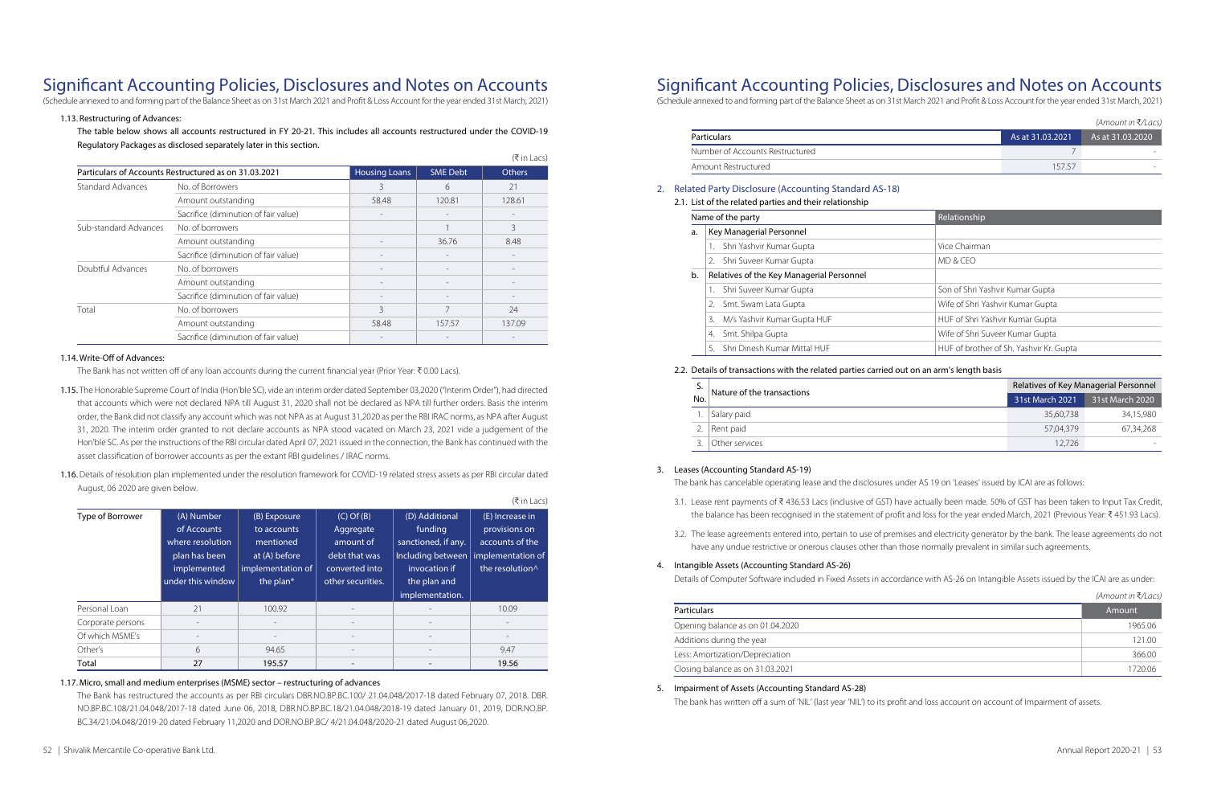# Significant Accounting Policies, Disclosures and Notes on Accounts

(Schedule annexed to and forming part of the Balance Sheet as on 31st March 2021 and Profit & Loss Account for the year ended 31st March, 2021)

### 1.13. Restructuring of Advances:

The table below shows all accounts restructured in FY 20-21. This includes all accounts restructured under the COVID-19 Regulatory Packages as disclosed separately later in this section.

(₹ in Lacs)

| Particulars of Accounts Restructured as on 31.03.2021 | | Housing Loans | SME Debt | Others |
|---|---|---|---|---|
| Standard Advances | No. of Borrowers | 3 | 6 | 21 |
| | Amount outstanding | 58.48 | 120.81 | 128.61 |
| | Sacrifice (diminution of fair value) | - | - | - |
| Sub-standard Advances | No. of borrowers | | 1 | 3 |
| | Amount outstanding | - | 36.76 | 8.48 |
| | Sacrifice (diminution of fair value) | - | - | - |
| Doubtful Advances | No. of borrowers | - | - | - |
| | Amount outstanding | - | - | - |
| | Sacrifice (diminution of fair value) | - | - | - |
| Total | No. of borrowers | 3 | 7 | 24 |
| | Amount outstanding | 58.48 | 157.57 | 137.09 |
| | Sacrifice (diminution of fair value) | - | - | - |

### 1.14. Write-Off of Advances:

The Bank has not written off of any loan accounts during the current financial year (Prior Year: ₹ 0.00 Lacs).

**1.15.** The Honorable Supreme Court of India (Hon'ble SC), vide an interim order dated September 03,2020 ("Interim Order"), had directed that accounts which were not declared NPA till August 31, 2020 shall not be declared as NPA till further orders. Basis the interim order, the Bank did not classify any account which was not NPA as at August 31,2020 as per the RBI IRAC norms, as NPA after August 31, 2020. The interim order granted to not declare accounts as NPA stood vacated on March 23, 2021 vide a judgement of the Hon'ble SC. As per the instructions of the RBI circular dated April 07, 2021 issued in the connection, the Bank has continued with the asset classification of borrower accounts as per the extant RBI guidelines / IRAC norms.

**1.16.** Details of resolution plan implemented under the resolution framework for COVID-19 related stress assets as per RBI circular dated August, 06 2020 are given below.

(₹ in Lacs)

| Type of Borrower | (A) Number of Accounts where resolution plan has been implemented under this window | (B) Exposure to accounts mentioned at (A) before implementation of the plan* | (C) Of (B) Aggregate amount of debt that was converted into other securities. | (D) Additional funding sanctioned, if any. Including between invocation if the plan and implementation. | (E) Increase in provisions on accounts of the implementation of the resolution^ |
|---|---|---|---|---|---|
| Personal Loan | 21 | 100.92 | - | - | 10.09 |
| Corporate persons | - | - | - | - | - |
| Of which MSME's | - | - | - | - | - |
| Other's | 6 | 94.65 | - | - | 9.47 |
| **Total** | **27** | **195.57** | **-** | **-** | **19.56** |

### 1.17. Micro, small and medium enterprises (MSME) sector – restructuring of advances

The Bank has restructured the accounts as per RBI circulars DBR.NO.BP.BC.100/ 21.04.048/2017-18 dated February 07, 2018. DBR. NO.BP.BC.108/21.04.048/2017-18 dated June 06, 2018, DBR.NO.BP.BC.18/21.04.048/2018-19 dated January 01, 2019, DOR.NO.BP. BC.34/21.04.048/2019-20 dated February 11,2020 and DOR.NO.BP.BC/ 4/21.04.048/2020-21 dated August 06,2020.

*(Amount in ₹/Lacs)*

| Particulars | As at 31.03.2021 | As at 31.03.2020 |
|---|---|---|
| Number of Accounts Restructured | 7 | - |
| Amount Restructured | 157.57 | - |

## 2. Related Party Disclosure (Accounting Standard AS-18)

### 2.1. List of the related parties and their relationship

| | Name of the party | Relationship |
|---|---|---|
| a. | Key Managerial Personnel | |
| | 1. Shri Yashvir Kumar Gupta | Vice Chairman |
| | 2. Shri Suveer Kumar Gupta | MD & CEO |
| b. | Relatives of the Key Managerial Personnel | |
| | 1. Shri Suveer Kumar Gupta | Son of Shri Yashvir Kumar Gupta |
| | 2. Smt. Swarn Lata Gupta | Wife of Shri Yashvir Kumar Gupta |
| | 3. M/s Yashvir Kumar Gupta HUF | HUF of Shri Yashvir Kumar Gupta |
| | 4. Smt. Shilpa Gupta | Wife of Shri Suveer Kumar Gupta |
| | 5. Shri Dinesh Kumar Mittal HUF | HUF of brother of Sh. Yashvir Kr. Gupta |

### 2.2. Details of transactions with the related parties carried out on an arm's length basis

| S. No. | Nature of the transactions | Relatives of Key Managerial Personnel | |
|---|---|---|---|
| | | 31st March 2021 | 31st March 2020 |
| 1. | Salary paid | 35,60,738 | 34,15,980 |
| 2. | Rent paid | 57,04,379 | 67,34,268 |
| 3. | Other services | 12,726 | - |

## 3. Leases (Accounting Standard AS-19)

The bank has cancelable operating lease and the disclosures under AS 19 on 'Leases' issued by ICAI are as follows:

3.1. Lease rent payments of ₹ 436.53 Lacs (inclusive of GST) have actually been made. 50% of GST has been taken to Input Tax Credit, the balance has been recognised in the statement of profit and loss for the year ended March, 2021 (Previous Year: ₹ 451.93 Lacs).

3.2. The lease agreements entered into, pertain to use of premises and electricity generator by the bank. The lease agreements do not have any undue restrictive or onerous clauses other than those normally prevalent in similar such agreements.

## 4. Intangible Assets (Accounting Standard AS-26)

Details of Computer Software included in Fixed Assets in accordance with AS-26 on Intangible Assets issued by the ICAI are as under:

*(Amount in ₹/Lacs)*

| Particulars | Amount |
|---|---|
| Opening balance as on 01.04.2020 | 1965.06 |
| Additions during the year | 121.00 |
| Less: Amortization/Depreciation | 366.00 |
| Closing balance as on 31.03.2021 | 1720.06 |

## 5. Impairment of Assets (Accounting Standard AS-28)

The bank has written off a sum of 'NIL' (last year 'NIL') to its profit and loss account on account of Impairment of assets.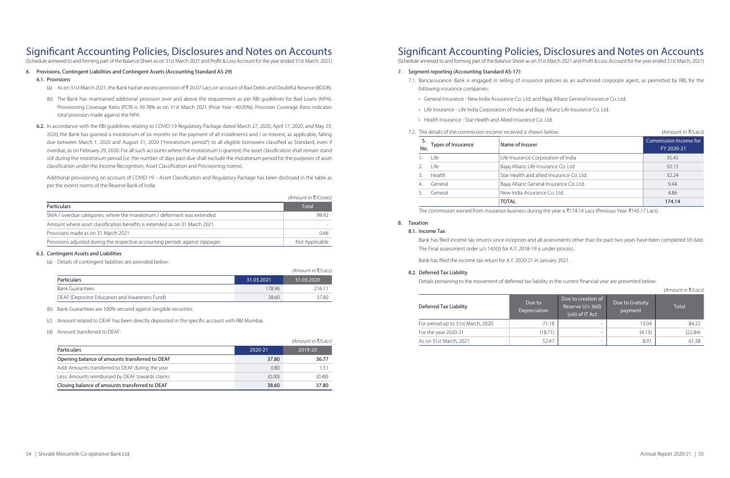# Significant Accounting Policies, Disclosures and Notes on Accounts

(Schedule annexed to and forming part of the Balance Sheet as on 31st March 2021 and Profit & Loss Account for the year ended 31st March, 2021)

## 6. Provisions, Contingent Liabilities and Contingent Assets (Accounting Standard AS-29)

### 6.1. Provisions

(a) As on 31st March 2021, the Bank had an excess provision of ₹ 20.07 Lacs on account of Bad Debts and Doubtful Reserve (BDDR).

(b) The Bank has maintained additional provision over and above the requirement as per RBI guidelines for Bad Loans (NPA). Provisioning Coverage Ratio (PCR) is 39.78% as on 31st March 2021 (Prior Year : 40.00%). Provision Coverage Ratio indicates total provision made against the NPA.

**6.2.** In accordance with the RBI guidelines relating to COVID-19 Regulatory Package dated March 27, 2020, April 17, 2020, and May 23, 2020, the Bank has granted a moratorium of six months on the payment of all installments and / or interest, as applicable, falling due between March 1, 2020 and August 31, 2020 ("moratorium period") to all eligible borrowers classified as Standard, even if overdue, as on February 29, 2020. For all such accounts where the moratorium is granted, the asset classification shall remain stand still during the moratorium period (i.e. the number of days past-due shall exclude the moratorium period for the purposes of asset classification under the Income Recognition, Asset Classification and Provisioning norms).

Additional provisioning on account of COVID-19 – Asset Classification and Regulatory Package has been disclosed in the table as per the extent norms of the Reserve Bank of India

*(Amount in ₹/Crores)*

| Particulars | Total |
|---|---|
| SMA / overdue categories, where the moratorium / deferment was extended | 99.92 |
| Amount where asset classification benefits is extended as on 31 March 2021 | - |
| Provisions made as on 31 March 2021 | 0.66 |
| Provisions adjusted during the respective accounting periods against slippages | Not Applicable |

### 6.3. Contingent Assets and Liabilities

(a) Details of contingent liabilities are provided below:

*(Amount in ₹/Lacs)*

| Particulars | 31.03.2021 | 31.03.2020 |
|---|---|---|
| Bank Guarantees | 178.96 | 216.11 |
| DEAF (Depositor Education and Awareness Fund) | 38.60 | 37.80 |

(b) Bank Guarantees are 100% secured against tangible securities.

(c) Amount related to DEAF has been directly deposited in the specific account with RBI Mumbai.

(d) Amount transferred to DEAF:

*(Amount in ₹/Lacs)*

| Particulars | 2020-21 | 2019-20 |
|---|---|---|
| Opening balance of amounts transferred to DEAF | 37.80 | 36.77 |
| Add: Amounts transferred to DEAF during the year | 0.80 | 1.51 |
| Less: Amounts reimbursed by DEAF towards claims | (0.00) | (0.48) |
| Closing balance of amounts transferred to DEAF | 38.60 | 37.80 |

## 7. Segment reporting (Accounting Standard AS-17):

7.1. Bancassurance: Bank is engaged in selling of insurance policies as an authorised corporate agent, as permitted by RBI, for the following insurance companies:

- General Insurance - New India Assurance Co. Ltd. and Bajaj Allianz General Insurance Co. Ltd.
- Life Insurance - Life India Corporation of India and Bajaj Allianz Life Insurance Co. Ltd.
- Health Insurance - Star Health and Allied Insurance Co. Ltd.

7.2. The details of the commission income received is shown below:

(Amount in ₹/Lacs)

| S. No. | Types of Insurance | Name of Insurer | Commission Income for FY 2020-21 |
|---|---|---|---|
| 1. | Life | Life Insurance Corporation of India | 35.45 |
| 2. | Life | Bajaj Allianz Life Insurance Co. Ltd | 92.15 |
| 3. | Health | Star Health and allied Insurance Co. Ltd. | 32.24 |
| 4. | General | Bajaj Allianz General Insurance Co. Ltd. | 9.44 |
| 5. | General | New India Assurance Co. Ltd. | 4.86 |
| | | **TOTAL** | **174.14** |

The commission earned from insurance business during the year is ₹174.14 Lacs (Previous Year: ₹145.17 Lacs).

## 8. Taxation

### 8.1. Income Tax

Bank has filed income tax returns since inception and all assessments other than for past two years have been completed till date. The Final assessment order u/s 143(3) for A.Y. 2018-19 is under process.

Bank has filed the income tax return for A.Y. 2020-21 in January 2021.

### 8.2. Deferred Tax Liability

Details pertaining to the movement of deferred tax liability in the current financial year are presented below

*(Amount in ₹/Lacs)*

| Deferred Tax Liability | Due to Depreciation | Due to creation of Reserve U/s 36(I) (viii) of IT Act | Due to Gratuity payment | Total |
|---|---|---|---|---|
| For period up to 31st March, 2020 | 71.18 | - | 13.04 | 84.22 |
| For the year 2020-21 | (18.71) | - | (4.13) | (22.84) |
| As on 31st March, 2021 | 52.47 | - | 8.91 | 61.38 |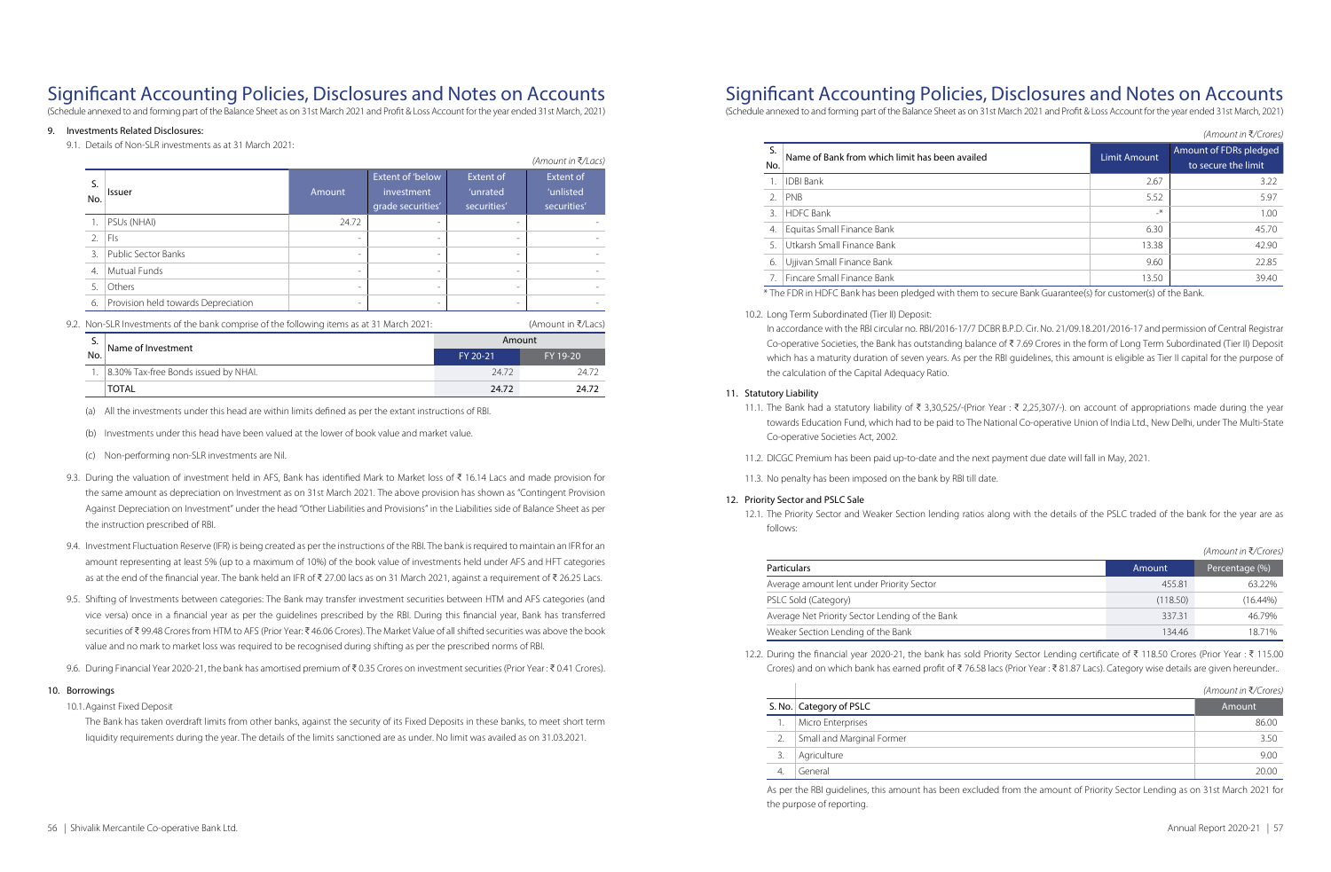# Significant Accounting Policies, Disclosures and Notes on Accounts

(Schedule annexed to and forming part of the Balance Sheet as on 31st March 2021 and Profit & Loss Account for the year ended 31st March, 2021)

## 9. Investments Related Disclosures:

9.1. Details of Non-SLR investments as at 31 March 2021:

*(Amount in ₹/Lacs)*

| S. No. | Issuer | Amount | Extent of 'below investment grade securities' | Extent of 'unrated securities' | Extent of 'unlisted securities' |
|---|---|---|---|---|---|
| 1. | PSUs (NHAI) | 24.72 | - | - | - |
| 2. | FIs | - | - | - | - |
| 3. | Public Sector Banks | - | - | - | - |
| 4. | Mutual Funds | - | - | - | - |
| 5. | Others | - | - | - | - |
| 6. | Provision held towards Depreciation | - | - | - | - |

9.2. Non-SLR Investments of the bank comprise of the following items as at 31 March 2021: (Amount in ₹/Lacs)

| S. No. | Name of Investment | Amount | |
|---|---|---|---|
| | | FY 20-21 | FY 19-20 |
| 1. | 8.30% Tax-free Bonds issued by NHAI. | 24.72 | 24.72 |
| | TOTAL | 24.72 | 24.72 |

(a) All the investments under this head are within limits defined as per the extant instructions of RBI.

(b) Investments under this head have been valued at the lower of book value and market value.

(c) Non-performing non-SLR investments are Nil.

9.3. During the valuation of investment held in AFS, Bank has identified Mark to Market loss of ₹ 16.14 Lacs and made provision for the same amount as depreciation on Investment as on 31st March 2021. The above provision has shown as "Contingent Provision Against Depreciation on Investment" under the head "Other Liabilities and Provisions" in the Liabilities side of Balance Sheet as per the instruction prescribed of RBI.

9.4. Investment Fluctuation Reserve (IFR) is being created as per the instructions of the RBI. The bank is required to maintain an IFR for an amount representing at least 5% (up to a maximum of 10%) of the book value of investments held under AFS and HFT categories as at the end of the financial year. The bank held an IFR of ₹ 27.00 lacs as on 31 March 2021, against a requirement of ₹ 26.25 Lacs.

9.5. Shifting of Investments between categories: The Bank may transfer investment securities between HTM and AFS categories (and vice versa) once in a financial year as per the guidelines prescribed by the RBI. During this financial year, Bank has transferred securities of ₹ 99.48 Crores from HTM to AFS (Prior Year: ₹ 46.06 Crores). The Market Value of all shifted securities was above the book value and no mark to market loss was required to be recognised during shifting as per the prescribed norms of RBI.

9.6. During Financial Year 2020-21, the bank has amortised premium of ₹ 0.35 Crores on investment securities (Prior Year : ₹ 0.41 Crores).

## 10. Borrowings

10.1. Against Fixed Deposit

The Bank has taken overdraft limits from other banks, against the security of its Fixed Deposits in these banks, to meet short term liquidity requirements during the year. The details of the limits sanctioned are as under. No limit was availed as on 31.03.2021.

*(Amount in ₹/Crores)*

| S. No. | Name of Bank from which limit has been availed | Limit Amount | Amount of FDRs pledged to secure the limit |
|---|---|---|---|
| 1. | IDBI Bank | 2.67 | 3.22 |
| 2. | PNB | 5.52 | 5.97 |
| 3. | HDFC Bank | -* | 1.00 |
| 4. | Equitas Small Finance Bank | 6.30 | 45.70 |
| 5. | Utkarsh Small Finance Bank | 13.38 | 42.90 |
| 6. | Ujjivan Small Finance Bank | 9.60 | 22.85 |
| 7. | Fincare Small Finance Bank | 13.50 | 39.40 |

\* The FDR in HDFC Bank has been pledged with them to secure Bank Guarantee(s) for customer(s) of the Bank.

10.2. Long Term Subordinated (Tier II) Deposit:

In accordance with the RBI circular no. RBI/2016-17/7 DCBR B.P.D. Cir. No. 21/09.18.201/2016-17 and permission of Central Registrar Co-operative Societies, the Bank has outstanding balance of ₹ 7.69 Crores in the form of Long Term Subordinated (Tier II) Deposit which has a maturity duration of seven years. As per the RBI guidelines, this amount is eligible as Tier II capital for the purpose of the calculation of the Capital Adequacy Ratio.

## 11. Statutory Liability

11.1. The Bank had a statutory liability of ₹ 3,30,525/-(Prior Year : ₹ 2,25,307/-). on account of appropriations made during the year towards Education Fund, which had to be paid to The National Co-operative Union of India Ltd., New Delhi, under The Multi-State Co-operative Societies Act, 2002.

11.2. DICGC Premium has been paid up-to-date and the next payment due date will fall in May, 2021.

11.3. No penalty has been imposed on the bank by RBI till date.

## 12. Priority Sector and PSLC Sale

12.1. The Priority Sector and Weaker Section lending ratios along with the details of the PSLC traded of the bank for the year are as follows:

*(Amount in ₹/Crores)*

| Particulars | Amount | Percentage (%) |
|---|---|---|
| Average amount lent under Priority Sector | 455.81 | 63.22% |
| PSLC Sold (Category) | (118.50) | (16.44%) |
| Average Net Priority Sector Lending of the Bank | 337.31 | 46.79% |
| Weaker Section Lending of the Bank | 134.46 | 18.71% |

12.2. During the financial year 2020-21, the bank has sold Priority Sector Lending certificate of ₹ 118.50 Crores (Prior Year : ₹ 115.00 Crores) and on which bank has earned profit of ₹ 76.58 lacs (Prior Year : ₹ 81.87 Lacs). Category wise details are given hereunder..

*(Amount in ₹/Crores)*

| S. No. | Category of PSLC | Amount |
|---|---|---|
| 1. | Micro Enterprises | 86.00 |
| 2. | Small and Marginal Former | 3.50 |
| 3. | Agriculture | 9.00 |
| 4. | General | 20.00 |

As per the RBI guidelines, this amount has been excluded from the amount of Priority Sector Lending as on 31st March 2021 for the purpose of reporting.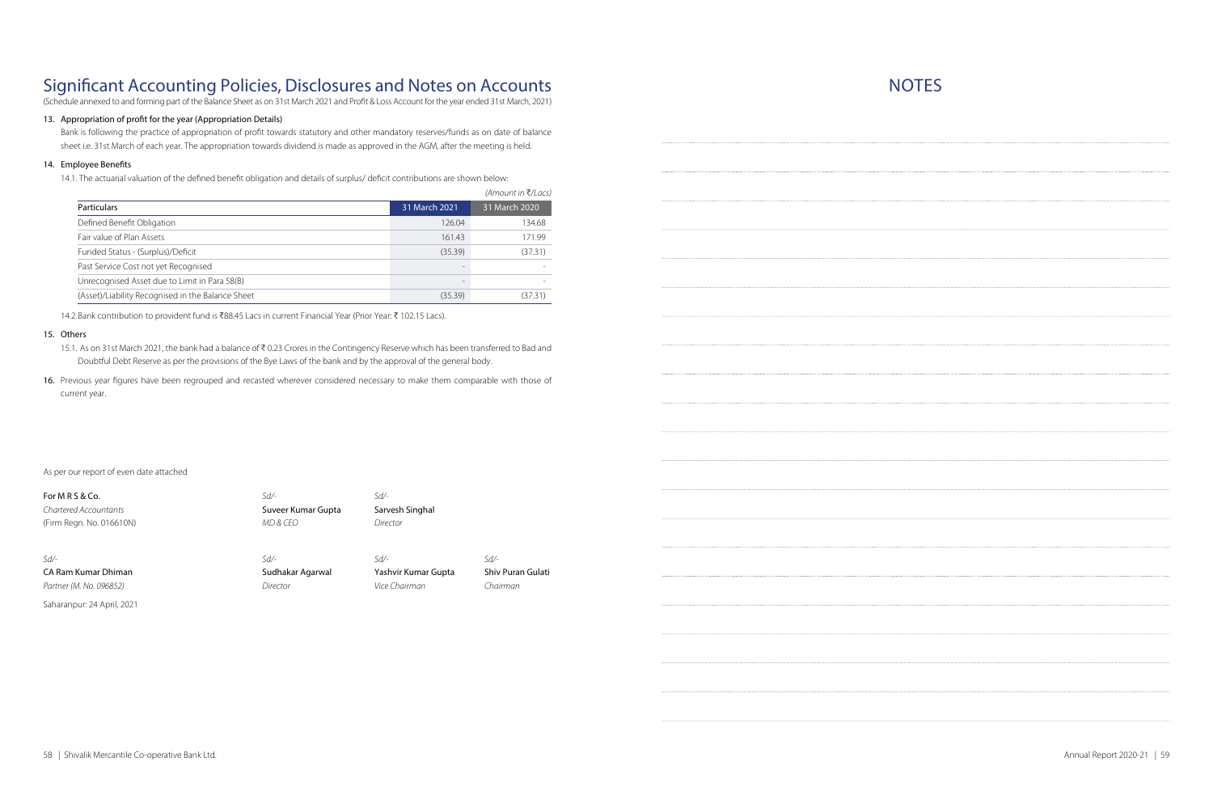# Significant Accounting Policies, Disclosures and Notes on Accounts

(Schedule annexed to and forming part of the Balance Sheet as on 31st March 2021 and Profit & Loss Account for the year ended 31st March, 2021)

13. Appropriation of profit for the year (Appropriation Details)

    Bank is following the practice of appropriation of profit towards statutory and other mandatory reserves/funds as on date of balance sheet i.e. 31st March of each year. The appropriation towards dividend is made as approved in the AGM, after the meeting is held.

14. Employee Benefits

    14.1. The actuarial valuation of the defined benefit obligation and details of surplus/ deficit contributions are shown below:

*(Amount in ₹/Lacs)*

| Particulars | 31 March 2021 | 31 March 2020 |
|---|---|---|
| Defined Benefit Obligation | 126.04 | 134.68 |
| Fair value of Plan Assets | 161.43 | 171.99 |
| Funded Status - (Surplus)/Deficit | (35.39) | (37.31) |
| Past Service Cost not yet Recognised | - | - |
| Unrecognised Asset due to Limit in Para 58(B) | - | - |
| (Asset)/Liability Recognised in the Balance Sheet | (35.39) | (37.31) |

    14.2. Bank contribution to provident fund is ₹88.45 Lacs in current Financial Year (Prior Year: ₹ 102.15 Lacs).

15. Others

    15.1. As on 31st March 2021, the bank had a balance of ₹ 0.23 Crores in the Contingency Reserve which has been transferred to Bad and Doubtful Debt Reserve as per the provisions of the Bye Laws of the bank and by the approval of the general body.

16. Previous year figures have been regrouped and recasted wherever considered necessary to make them comparable with those of current year.

As per our report of even date attached

| | | | |
|---|---|---|---|
| **For M R S & Co.** | *Sd/-* | *Sd/-* | |
| *Chartered Accountants* | **Suveer Kumar Gupta** | **Sarvesh Singhal** | |
| (Firm Regn. No. 016610N) | *MD & CEO* | *Director* | |
| *Sd/-* | *Sd/-* | *Sd/-* | *Sd/-* |
| **CA Ram Kumar Dhiman** | **Sudhakar Agarwal** | **Yashvir Kumar Gupta** | **Shiv Puran Gulati** |
| *Partner (M. No. 096852)* | *Director* | *Vice Chairman* | *Chairman* |

Saharanpur: 24 April, 2021

# NOTES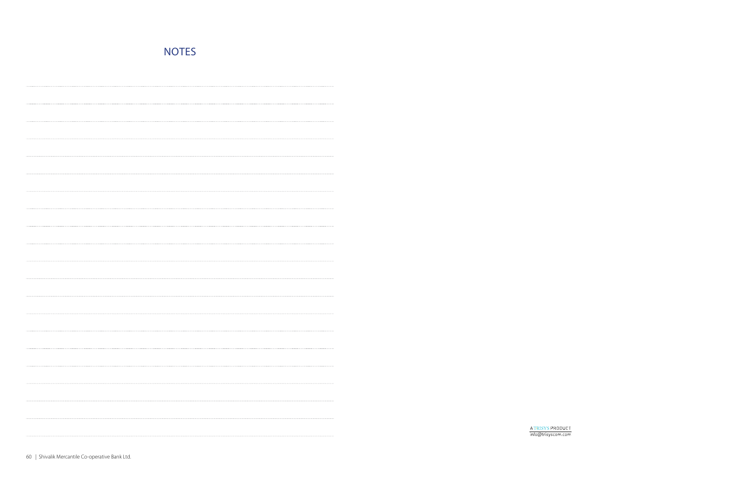## NOTES

A TRISYS PRODUCT
info@trisyscom.com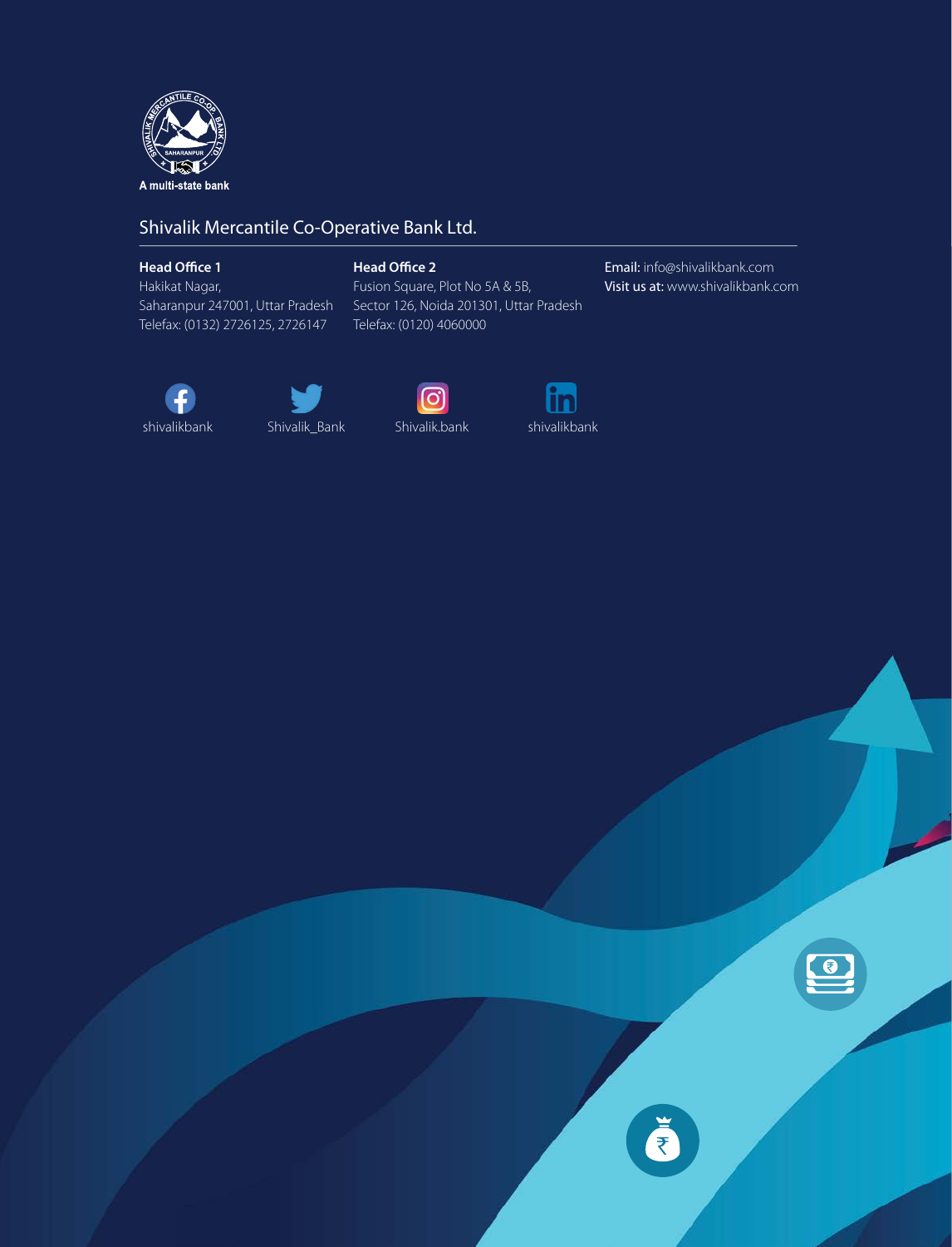A multi-state bank

## Shivalik Mercantile Co-Operative Bank Ltd.

**Head Office 1**
Hakikat Nagar,
Saharanpur 247001, Uttar Pradesh
Telefax: (0132) 2726125, 2726147

**Head Office 2**
Fusion Square, Plot No 5A & 5B,
Sector 126, Noida 201301, Uttar Pradesh
Telefax: (0120) 4060000

**Email:** info@shivalikbank.com
**Visit us at:** www.shivalikbank.com

shivalikbank

Shivalik_Bank

Shivalik.bank

shivalikbank